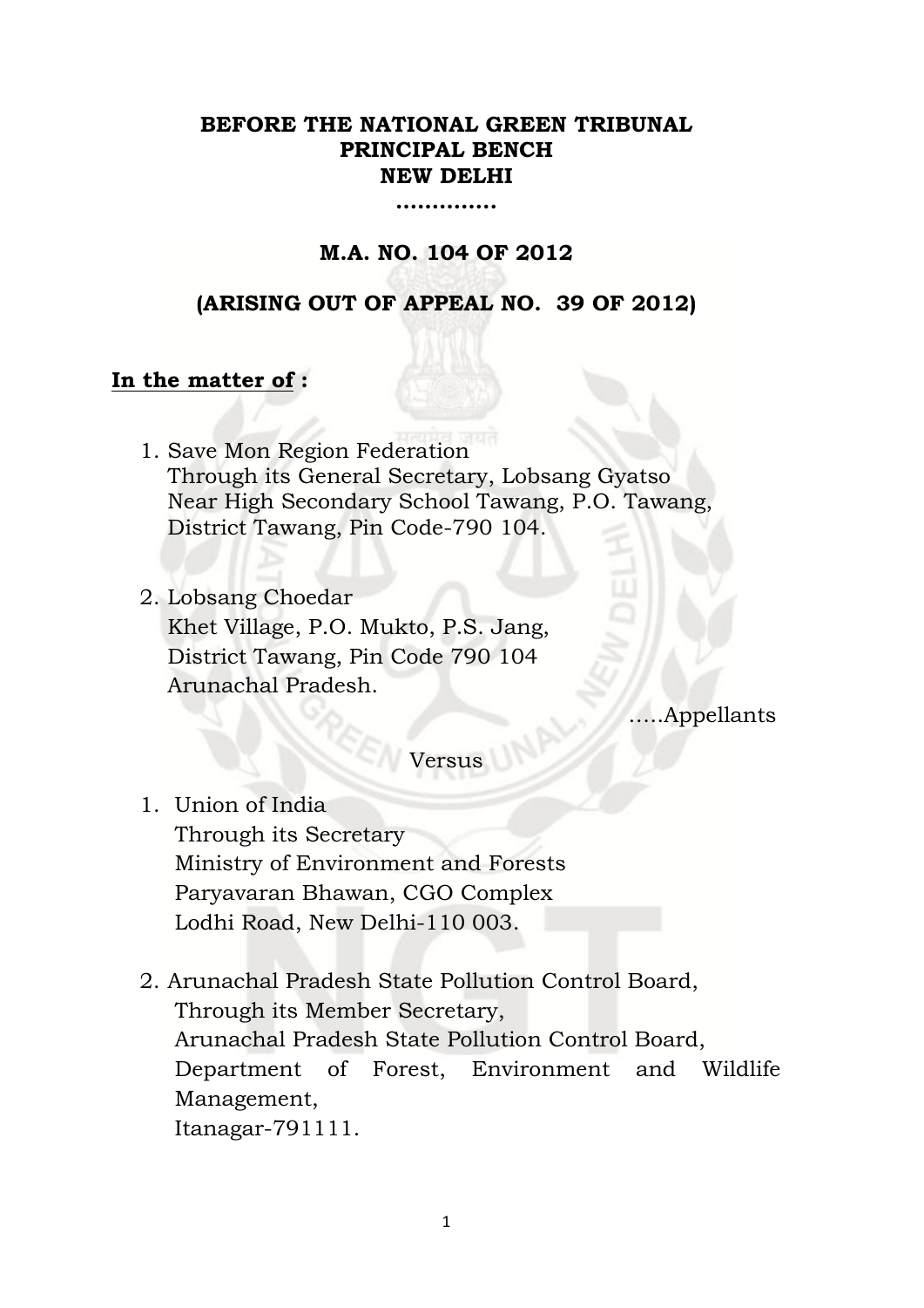**BEFORE THE NATIONAL GREEN TRIBUNAL**
**PRINCIPAL BENCH**
**NEW DELHI**
**..............**

**M.A. NO. 104 OF 2012**

**(ARISING OUT OF APPEAL NO. 39 OF 2012)**

**In the matter of :**

1. Save Mon Region Federation
   Through its General Secretary, Lobsang Gyatso
   Near High Secondary School Tawang, P.O. Tawang,
   District Tawang, Pin Code-790 104.

2. Lobsang Choedar
   Khet Village, P.O. Mukto, P.S. Jang,
   District Tawang, Pin Code 790 104
   Arunachal Pradesh.

.....Appellants

Versus

1. Union of India
   Through its Secretary
   Ministry of Environment and Forests
   Paryavaran Bhawan, CGO Complex
   Lodhi Road, New Delhi-110 003.

2. Arunachal Pradesh State Pollution Control Board,
   Through its Member Secretary,
   Arunachal Pradesh State Pollution Control Board,
   Department of Forest, Environment and Wildlife Management,
   Itanagar-791111.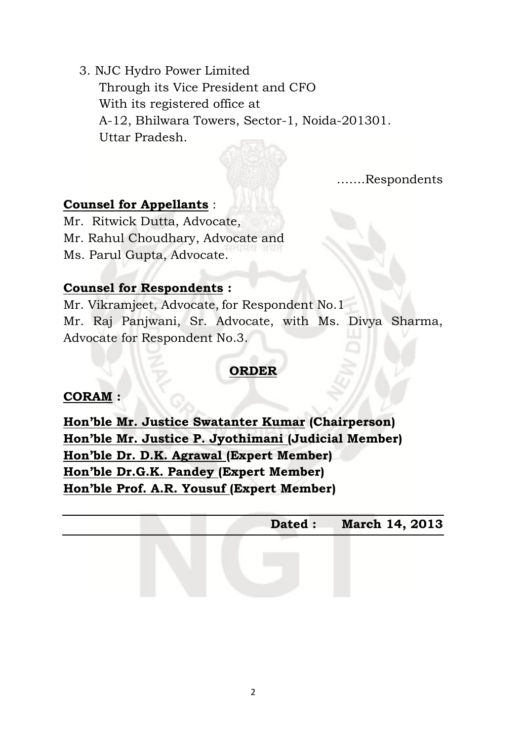3. NJC Hydro Power Limited
   Through its Vice President and CFO
   With its registered office at
   A-12, Bhilwara Towers, Sector-1, Noida-201301.
   Uttar Pradesh.

…….Respondents

**Counsel for Appellants** :

Mr. Ritwick Dutta, Advocate,
Mr. Rahul Choudhary, Advocate and
Ms. Parul Gupta, Advocate.

**Counsel for Respondents :**

Mr. Vikramjeet, Advocate, for Respondent No.1
Mr. Raj Panjwani, Sr. Advocate, with Ms. Divya Sharma, Advocate for Respondent No.3.

## ORDER

**CORAM :**

**Hon'ble Mr. Justice Swatanter Kumar (Chairperson)**
**Hon'ble Mr. Justice P. Jyothimani (Judicial Member)**
**Hon'ble Dr. D.K. Agrawal (Expert Member)**
**Hon'ble Dr.G.K. Pandey (Expert Member)**
**Hon'ble Prof. A.R. Yousuf (Expert Member)**

**Dated : March 14, 2013**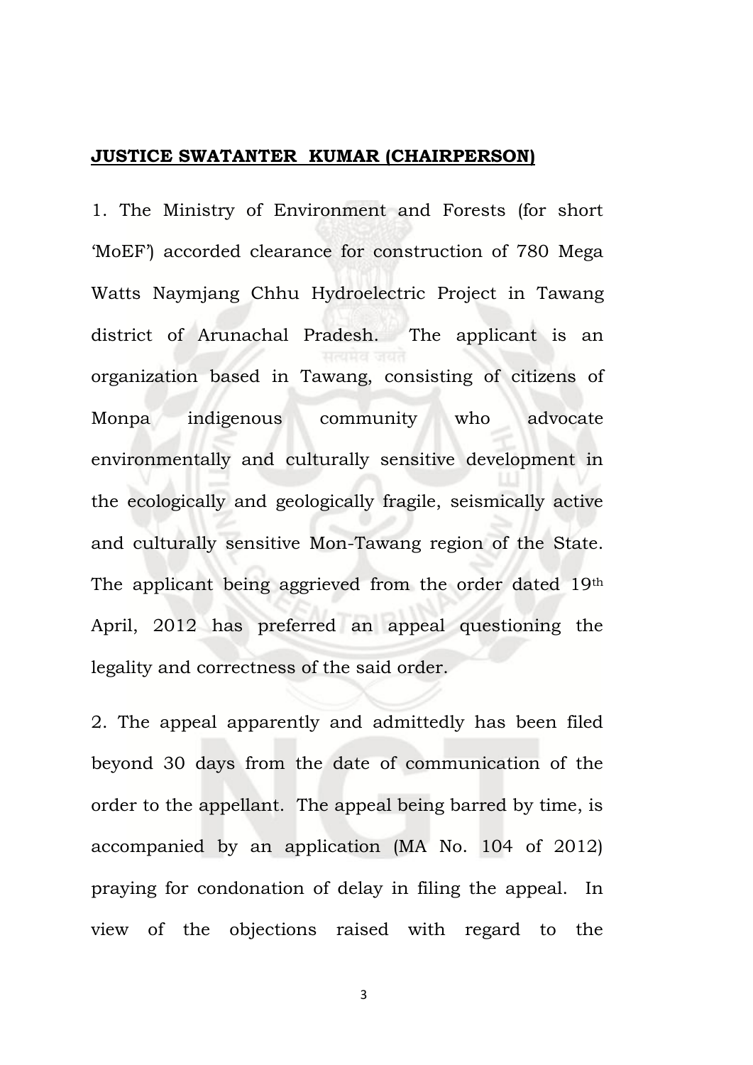**JUSTICE SWATANTER KUMAR (CHAIRPERSON)**

1. The Ministry of Environment and Forests (for short 'MoEF') accorded clearance for construction of 780 Mega Watts Naymjang Chhu Hydroelectric Project in Tawang district of Arunachal Pradesh. The applicant is an organization based in Tawang, consisting of citizens of Monpa indigenous community who advocate environmentally and culturally sensitive development in the ecologically and geologically fragile, seismically active and culturally sensitive Mon-Tawang region of the State. The applicant being aggrieved from the order dated 19th April, 2012 has preferred an appeal questioning the legality and correctness of the said order.

2. The appeal apparently and admittedly has been filed beyond 30 days from the date of communication of the order to the appellant. The appeal being barred by time, is accompanied by an application (MA No. 104 of 2012) praying for condonation of delay in filing the appeal. In view of the objections raised with regard to the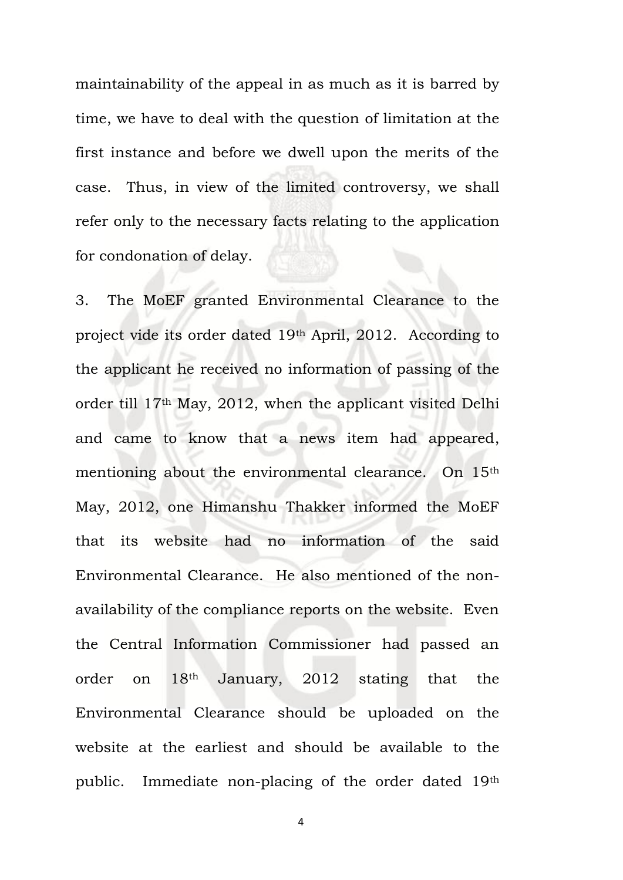maintainability of the appeal in as much as it is barred by time, we have to deal with the question of limitation at the first instance and before we dwell upon the merits of the case. Thus, in view of the limited controversy, we shall refer only to the necessary facts relating to the application for condonation of delay.

3. The MoEF granted Environmental Clearance to the project vide its order dated 19th April, 2012. According to the applicant he received no information of passing of the order till 17th May, 2012, when the applicant visited Delhi and came to know that a news item had appeared, mentioning about the environmental clearance. On 15th May, 2012, one Himanshu Thakker informed the MoEF that its website had no information of the said Environmental Clearance. He also mentioned of the non-availability of the compliance reports on the website. Even the Central Information Commissioner had passed an order on 18th January, 2012 stating that the Environmental Clearance should be uploaded on the website at the earliest and should be available to the public. Immediate non-placing of the order dated 19th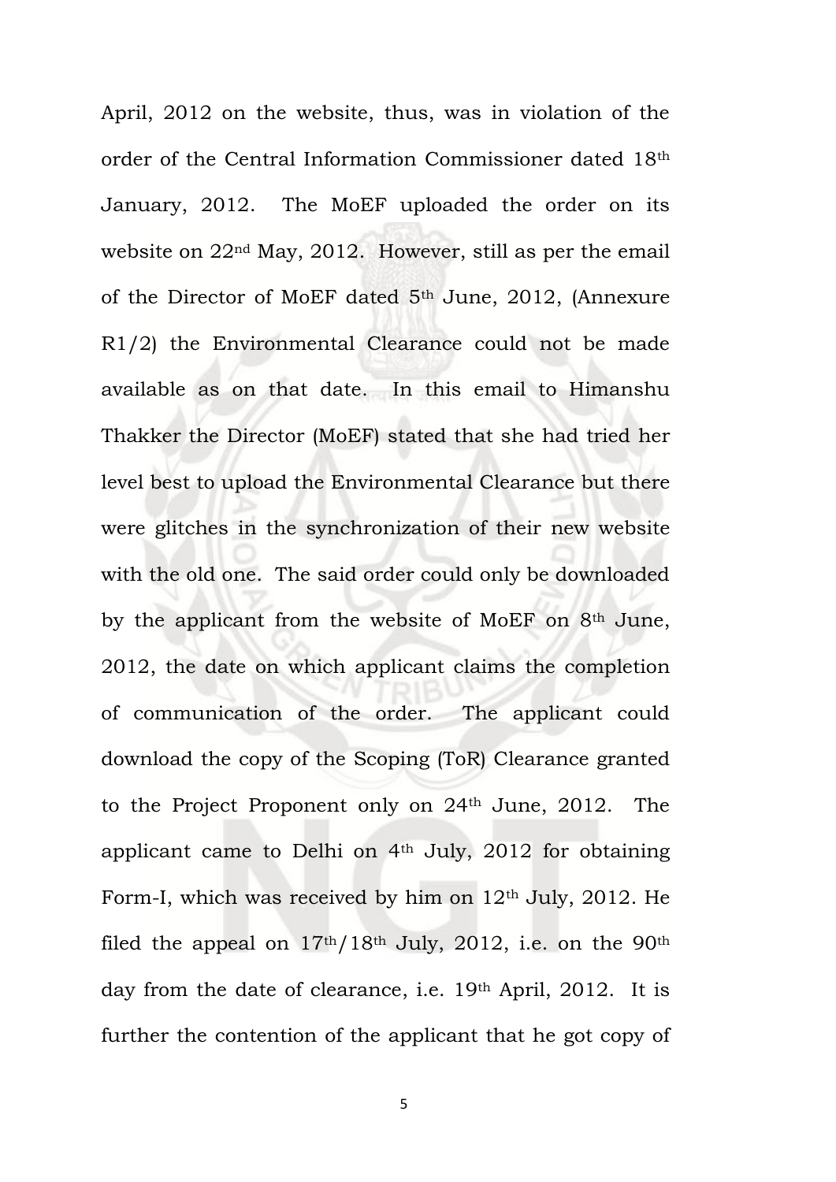April, 2012 on the website, thus, was in violation of the order of the Central Information Commissioner dated 18th January, 2012. The MoEF uploaded the order on its website on 22nd May, 2012. However, still as per the email of the Director of MoEF dated 5th June, 2012, (Annexure R1/2) the Environmental Clearance could not be made available as on that date. In this email to Himanshu Thakker the Director (MoEF) stated that she had tried her level best to upload the Environmental Clearance but there were glitches in the synchronization of their new website with the old one. The said order could only be downloaded by the applicant from the website of MoEF on 8th June, 2012, the date on which applicant claims the completion of communication of the order. The applicant could download the copy of the Scoping (ToR) Clearance granted to the Project Proponent only on 24th June, 2012. The applicant came to Delhi on 4th July, 2012 for obtaining Form-I, which was received by him on 12th July, 2012. He filed the appeal on 17th/18th July, 2012, i.e. on the 90th day from the date of clearance, i.e. 19th April, 2012. It is further the contention of the applicant that he got copy of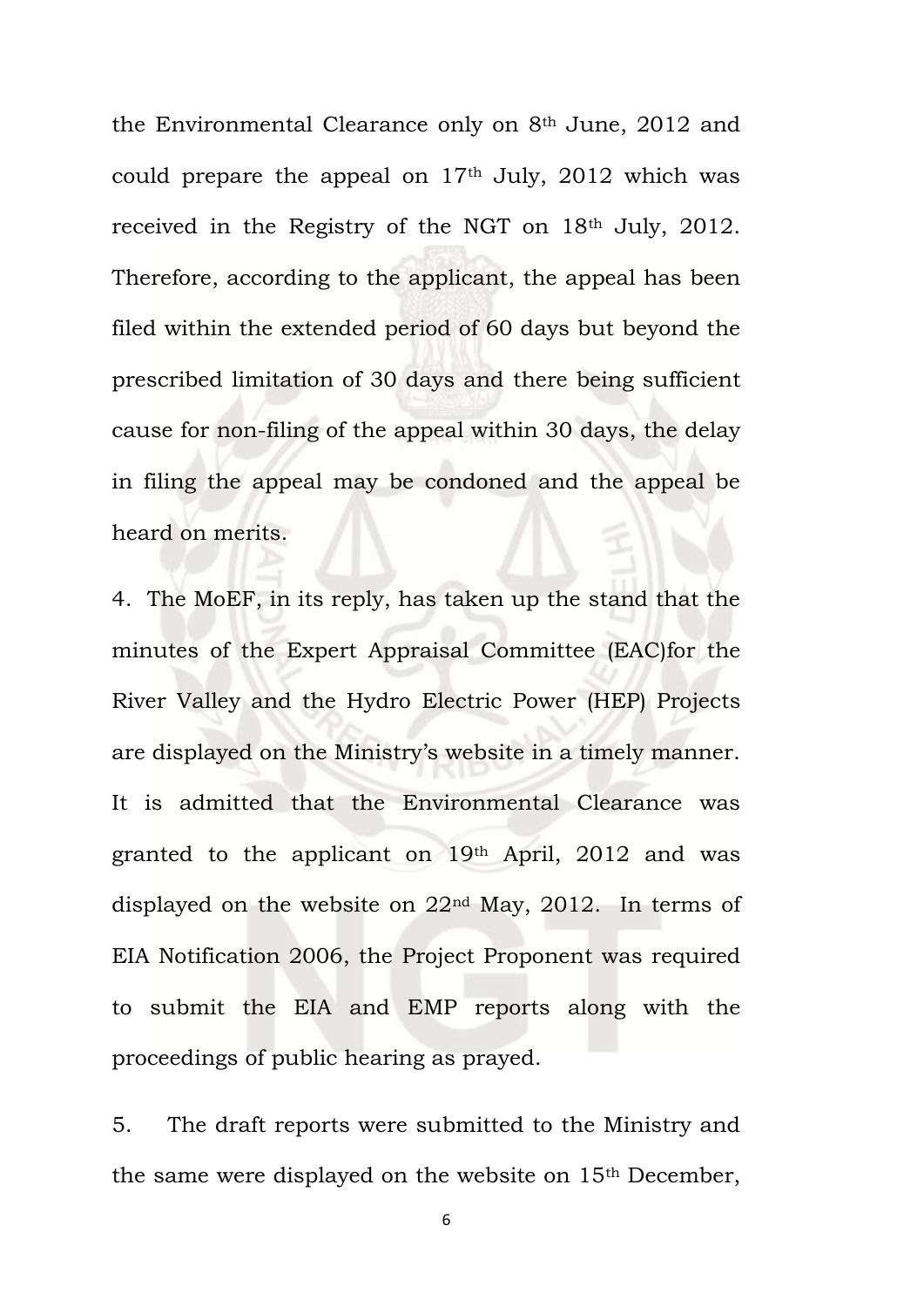the Environmental Clearance only on 8th June, 2012 and could prepare the appeal on 17th July, 2012 which was received in the Registry of the NGT on 18th July, 2012. Therefore, according to the applicant, the appeal has been filed within the extended period of 60 days but beyond the prescribed limitation of 30 days and there being sufficient cause for non-filing of the appeal within 30 days, the delay in filing the appeal may be condoned and the appeal be heard on merits.

4. The MoEF, in its reply, has taken up the stand that the minutes of the Expert Appraisal Committee (EAC)for the River Valley and the Hydro Electric Power (HEP) Projects are displayed on the Ministry's website in a timely manner. It is admitted that the Environmental Clearance was granted to the applicant on 19th April, 2012 and was displayed on the website on 22nd May, 2012. In terms of EIA Notification 2006, the Project Proponent was required to submit the EIA and EMP reports along with the proceedings of public hearing as prayed.

5. The draft reports were submitted to the Ministry and the same were displayed on the website on 15th December,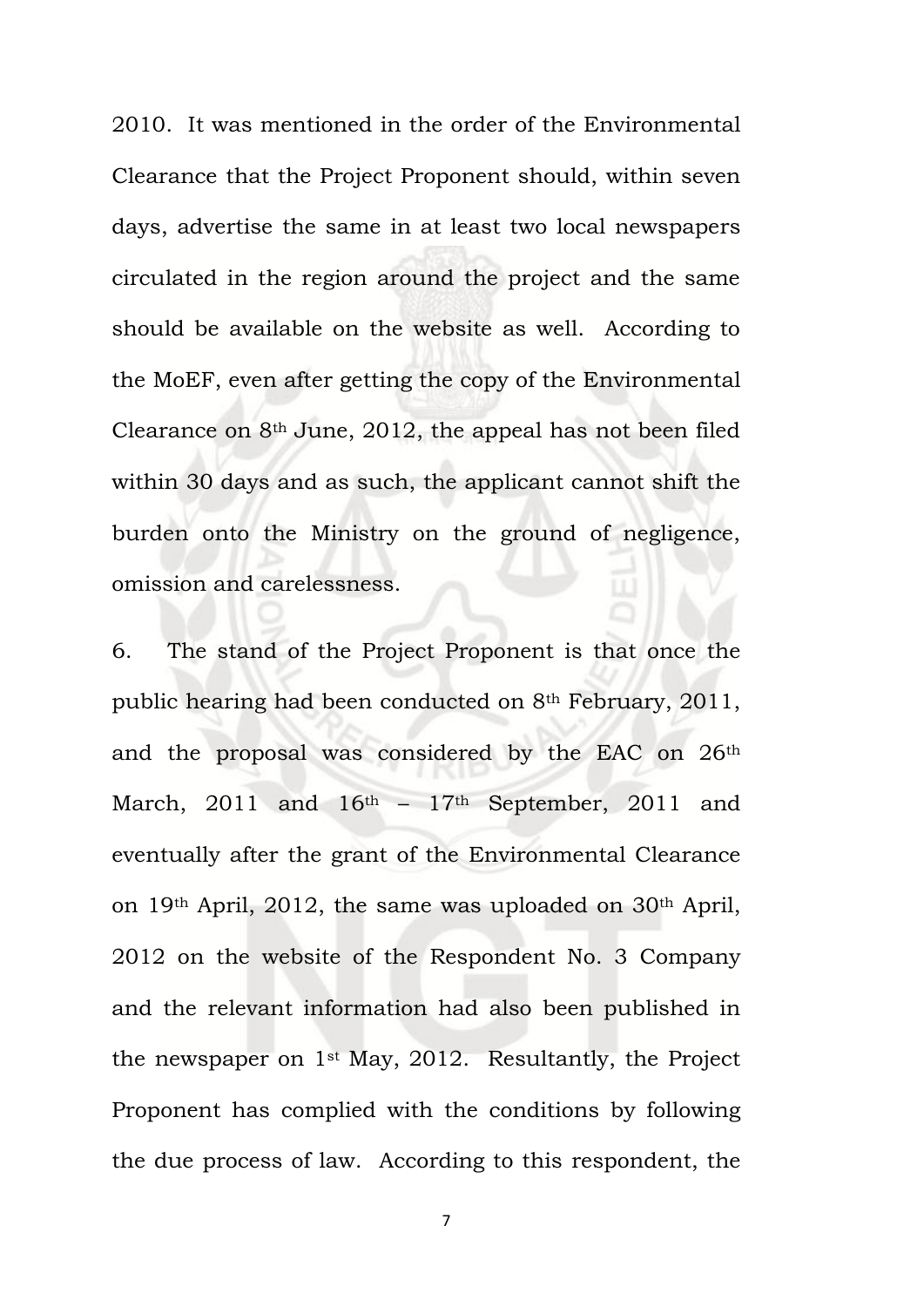2010. It was mentioned in the order of the Environmental Clearance that the Project Proponent should, within seven days, advertise the same in at least two local newspapers circulated in the region around the project and the same should be available on the website as well. According to the MoEF, even after getting the copy of the Environmental Clearance on 8th June, 2012, the appeal has not been filed within 30 days and as such, the applicant cannot shift the burden onto the Ministry on the ground of negligence, omission and carelessness.

6. The stand of the Project Proponent is that once the public hearing had been conducted on 8th February, 2011, and the proposal was considered by the EAC on 26th March, 2011 and 16th – 17th September, 2011 and eventually after the grant of the Environmental Clearance on 19th April, 2012, the same was uploaded on 30th April, 2012 on the website of the Respondent No. 3 Company and the relevant information had also been published in the newspaper on 1st May, 2012. Resultantly, the Project Proponent has complied with the conditions by following the due process of law. According to this respondent, the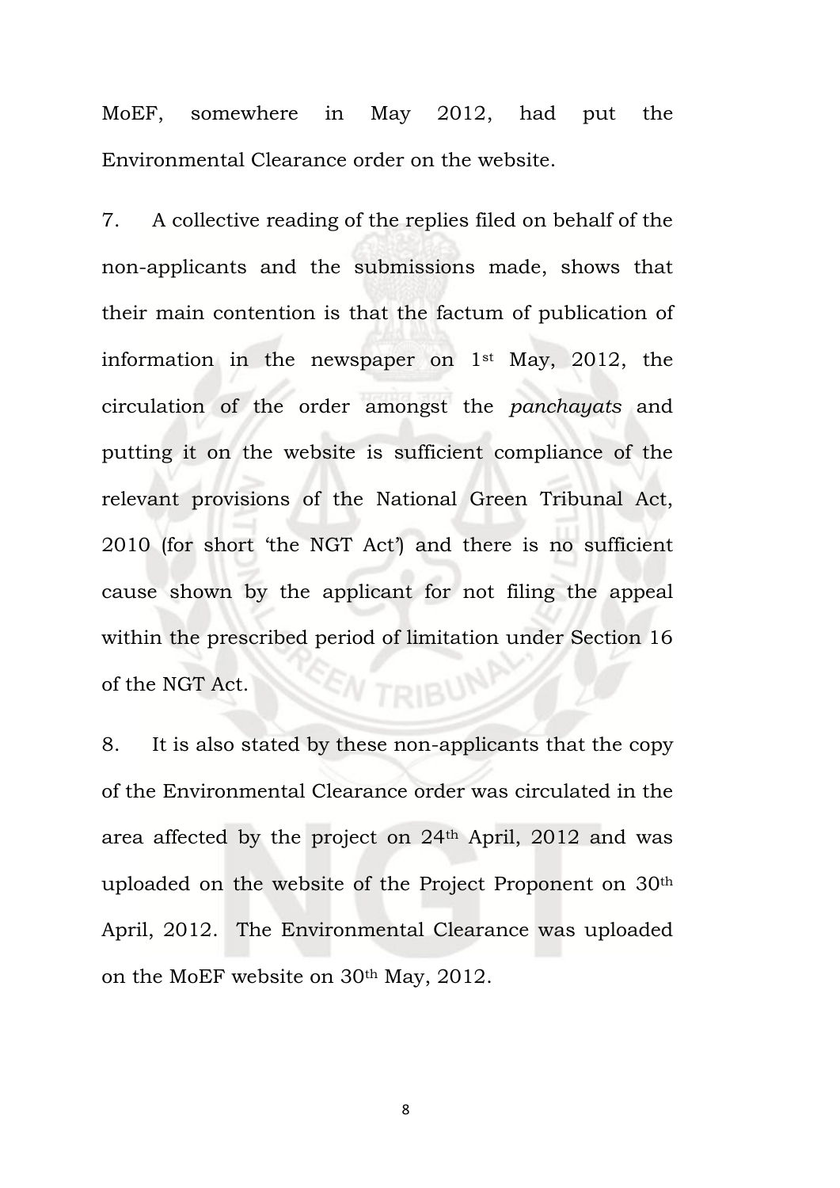MoEF, somewhere in May 2012, had put the Environmental Clearance order on the website.

7. A collective reading of the replies filed on behalf of the non-applicants and the submissions made, shows that their main contention is that the factum of publication of information in the newspaper on 1st May, 2012, the circulation of the order amongst the *panchayats* and putting it on the website is sufficient compliance of the relevant provisions of the National Green Tribunal Act, 2010 (for short 'the NGT Act') and there is no sufficient cause shown by the applicant for not filing the appeal within the prescribed period of limitation under Section 16 of the NGT Act.

8. It is also stated by these non-applicants that the copy of the Environmental Clearance order was circulated in the area affected by the project on 24th April, 2012 and was uploaded on the website of the Project Proponent on 30th April, 2012. The Environmental Clearance was uploaded on the MoEF website on 30th May, 2012.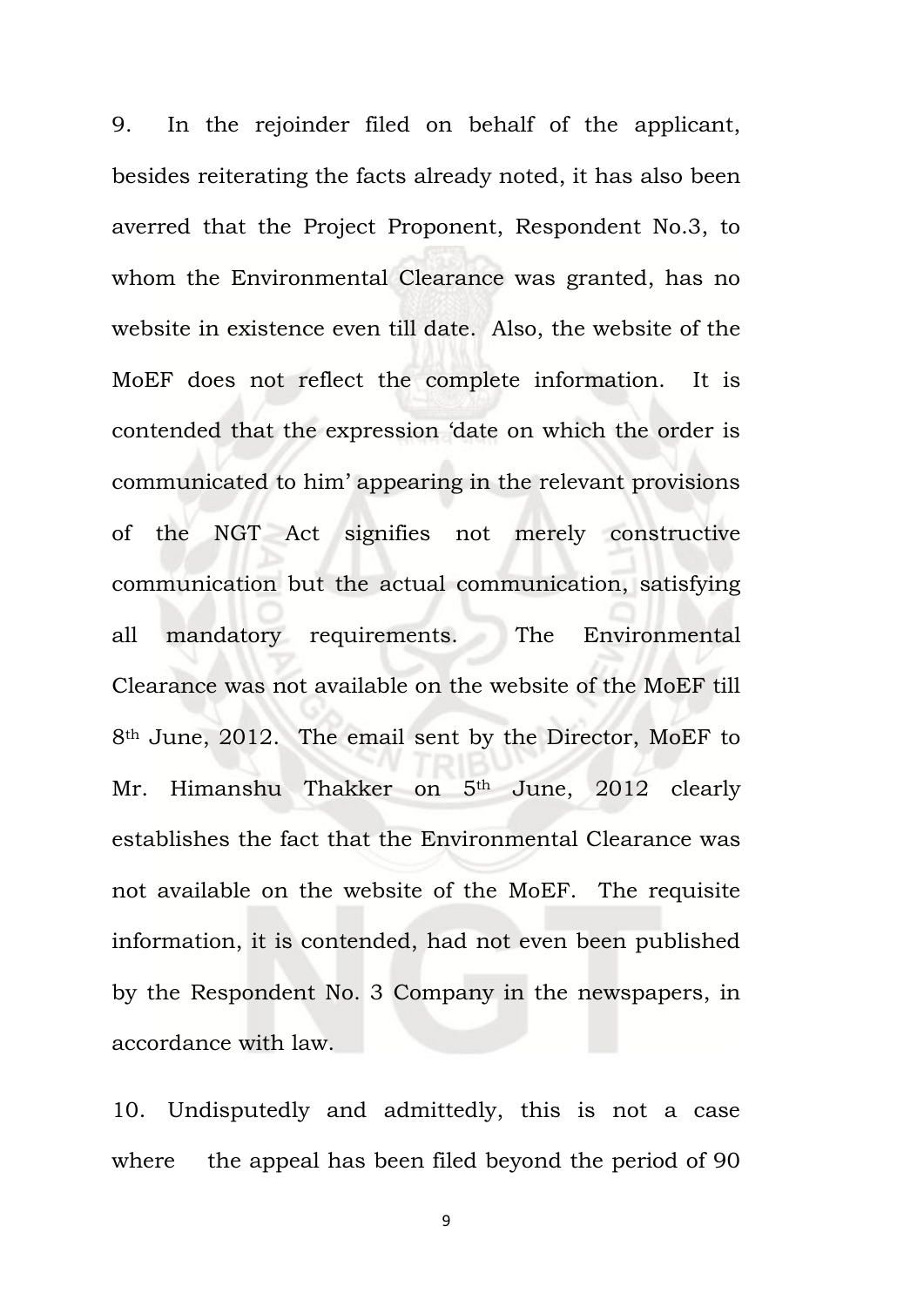9. In the rejoinder filed on behalf of the applicant, besides reiterating the facts already noted, it has also been averred that the Project Proponent, Respondent No.3, to whom the Environmental Clearance was granted, has no website in existence even till date. Also, the website of the MoEF does not reflect the complete information. It is contended that the expression 'date on which the order is communicated to him' appearing in the relevant provisions of the NGT Act signifies not merely constructive communication but the actual communication, satisfying all mandatory requirements. The Environmental Clearance was not available on the website of the MoEF till 8th June, 2012. The email sent by the Director, MoEF to Mr. Himanshu Thakker on 5th June, 2012 clearly establishes the fact that the Environmental Clearance was not available on the website of the MoEF. The requisite information, it is contended, had not even been published by the Respondent No. 3 Company in the newspapers, in accordance with law.

10. Undisputedly and admittedly, this is not a case where the appeal has been filed beyond the period of 90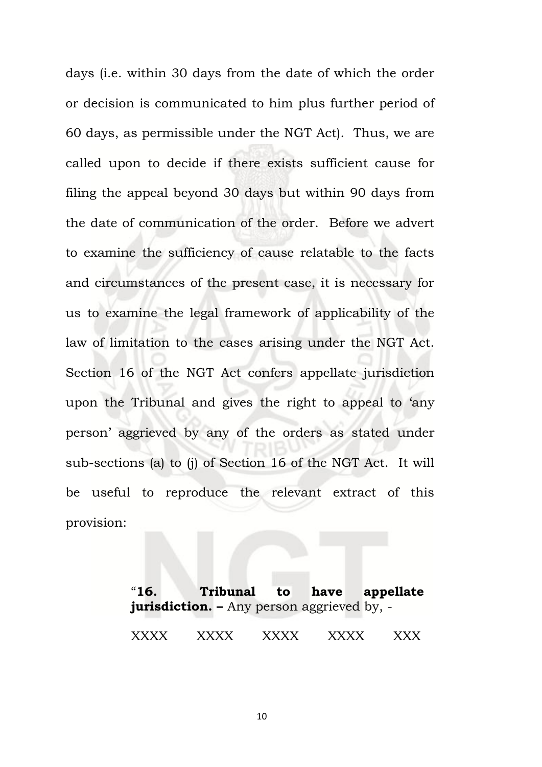days (i.e. within 30 days from the date of which the order or decision is communicated to him plus further period of 60 days, as permissible under the NGT Act). Thus, we are called upon to decide if there exists sufficient cause for filing the appeal beyond 30 days but within 90 days from the date of communication of the order. Before we advert to examine the sufficiency of cause relatable to the facts and circumstances of the present case, it is necessary for us to examine the legal framework of applicability of the law of limitation to the cases arising under the NGT Act. Section 16 of the NGT Act confers appellate jurisdiction upon the Tribunal and gives the right to appeal to 'any person' aggrieved by any of the orders as stated under sub-sections (a) to (j) of Section 16 of the NGT Act. It will be useful to reproduce the relevant extract of this provision:

> "**16. Tribunal to have appellate jurisdiction. –** Any person aggrieved by, -
>
> XXXX XXXX XXXX XXXX XXX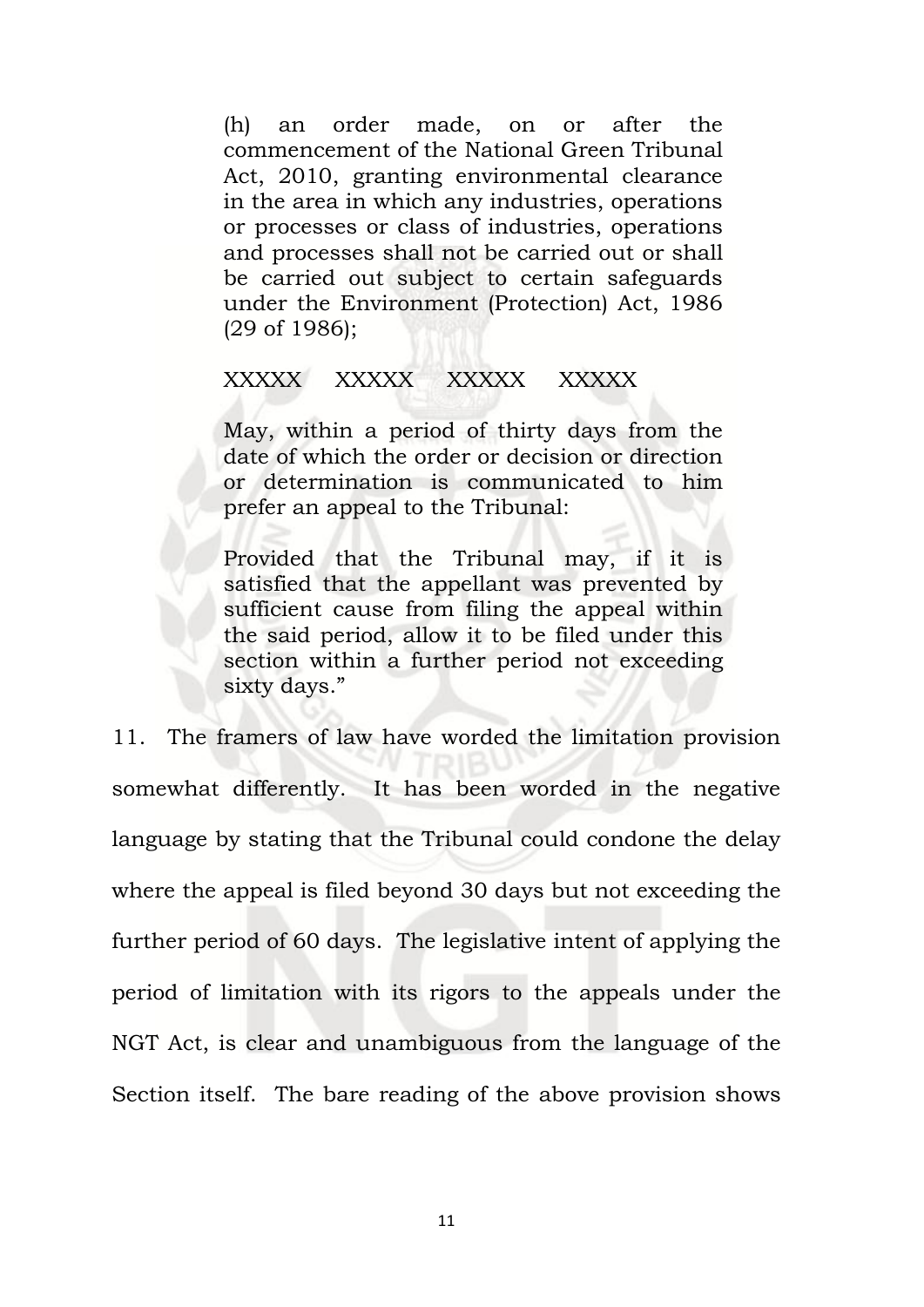> (h) an order made, on or after the commencement of the National Green Tribunal Act, 2010, granting environmental clearance in the area in which any industries, operations or processes or class of industries, operations and processes shall not be carried out or shall be carried out subject to certain safeguards under the Environment (Protection) Act, 1986 (29 of 1986);
>
> XXXXX XXXXX XXXXX XXXXX
>
> May, within a period of thirty days from the date of which the order or decision or direction or determination is communicated to him prefer an appeal to the Tribunal:
>
> Provided that the Tribunal may, if it is satisfied that the appellant was prevented by sufficient cause from filing the appeal within the said period, allow it to be filed under this section within a further period not exceeding sixty days."

11. The framers of law have worded the limitation provision somewhat differently. It has been worded in the negative language by stating that the Tribunal could condone the delay where the appeal is filed beyond 30 days but not exceeding the further period of 60 days. The legislative intent of applying the period of limitation with its rigors to the appeals under the NGT Act, is clear and unambiguous from the language of the Section itself. The bare reading of the above provision shows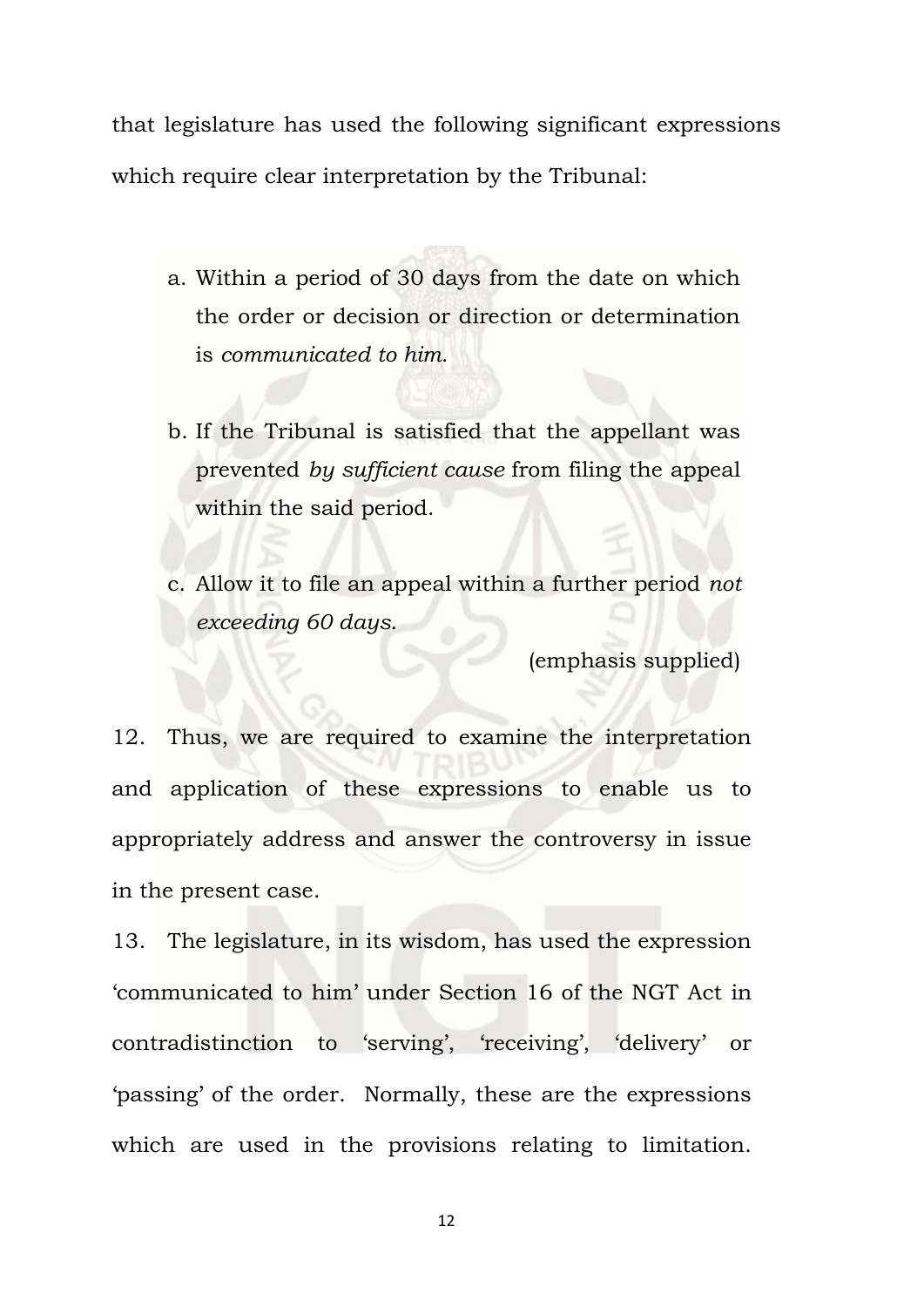that legislature has used the following significant expressions which require clear interpretation by the Tribunal:

a. Within a period of 30 days from the date on which the order or decision or direction or determination is *communicated to him*.

b. If the Tribunal is satisfied that the appellant was prevented *by sufficient cause* from filing the appeal within the said period.

c. Allow it to file an appeal within a further period *not exceeding 60 days*.

(emphasis supplied)

12. Thus, we are required to examine the interpretation and application of these expressions to enable us to appropriately address and answer the controversy in issue in the present case.

13. The legislature, in its wisdom, has used the expression 'communicated to him' under Section 16 of the NGT Act in contradistinction to 'serving', 'receiving', 'delivery' or 'passing' of the order. Normally, these are the expressions which are used in the provisions relating to limitation.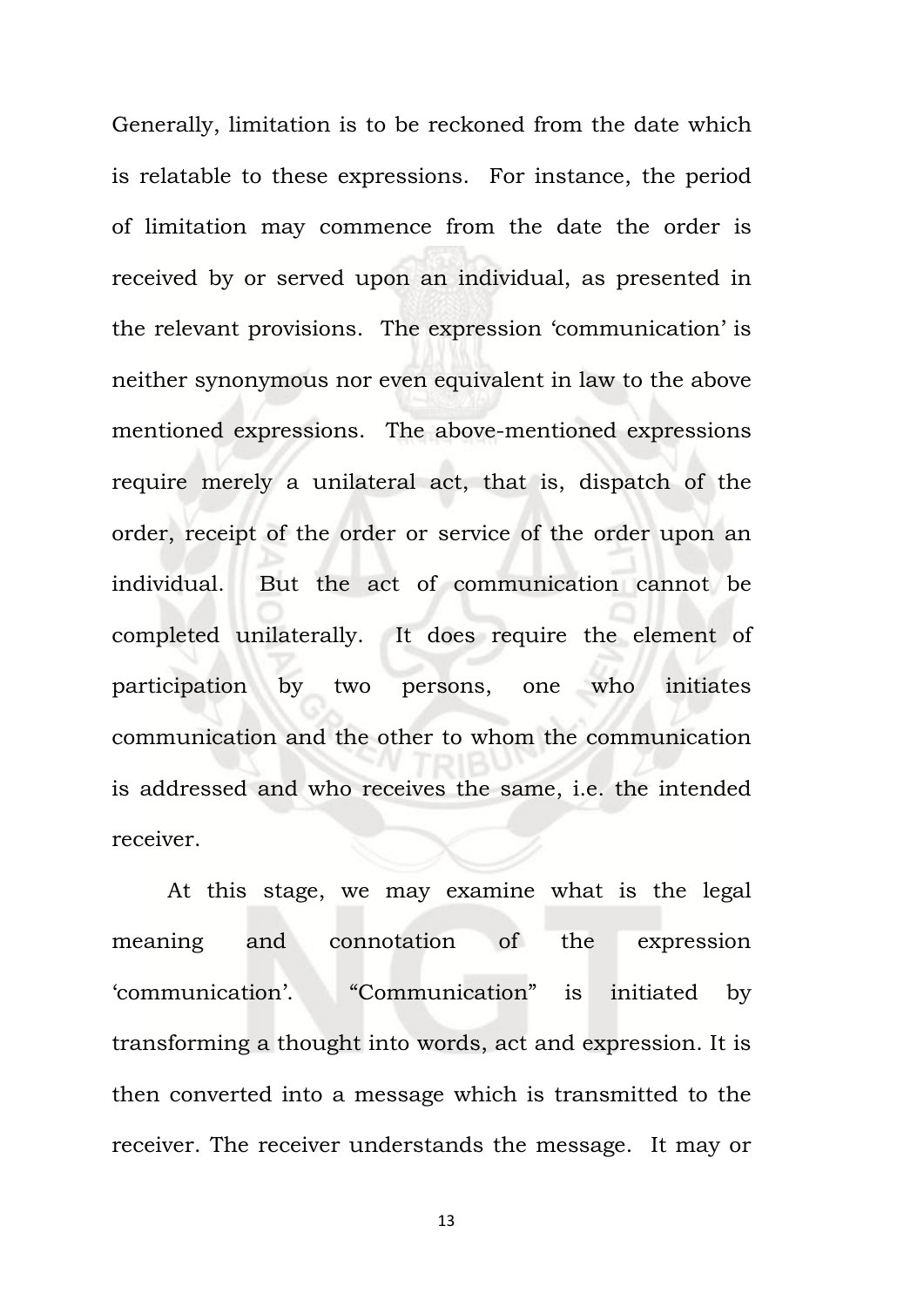Generally, limitation is to be reckoned from the date which is relatable to these expressions. For instance, the period of limitation may commence from the date the order is received by or served upon an individual, as presented in the relevant provisions. The expression 'communication' is neither synonymous nor even equivalent in law to the above mentioned expressions. The above-mentioned expressions require merely a unilateral act, that is, dispatch of the order, receipt of the order or service of the order upon an individual. But the act of communication cannot be completed unilaterally. It does require the element of participation by two persons, one who initiates communication and the other to whom the communication is addressed and who receives the same, i.e. the intended receiver.

At this stage, we may examine what is the legal meaning and connotation of the expression 'communication'. "Communication" is initiated by transforming a thought into words, act and expression. It is then converted into a message which is transmitted to the receiver. The receiver understands the message. It may or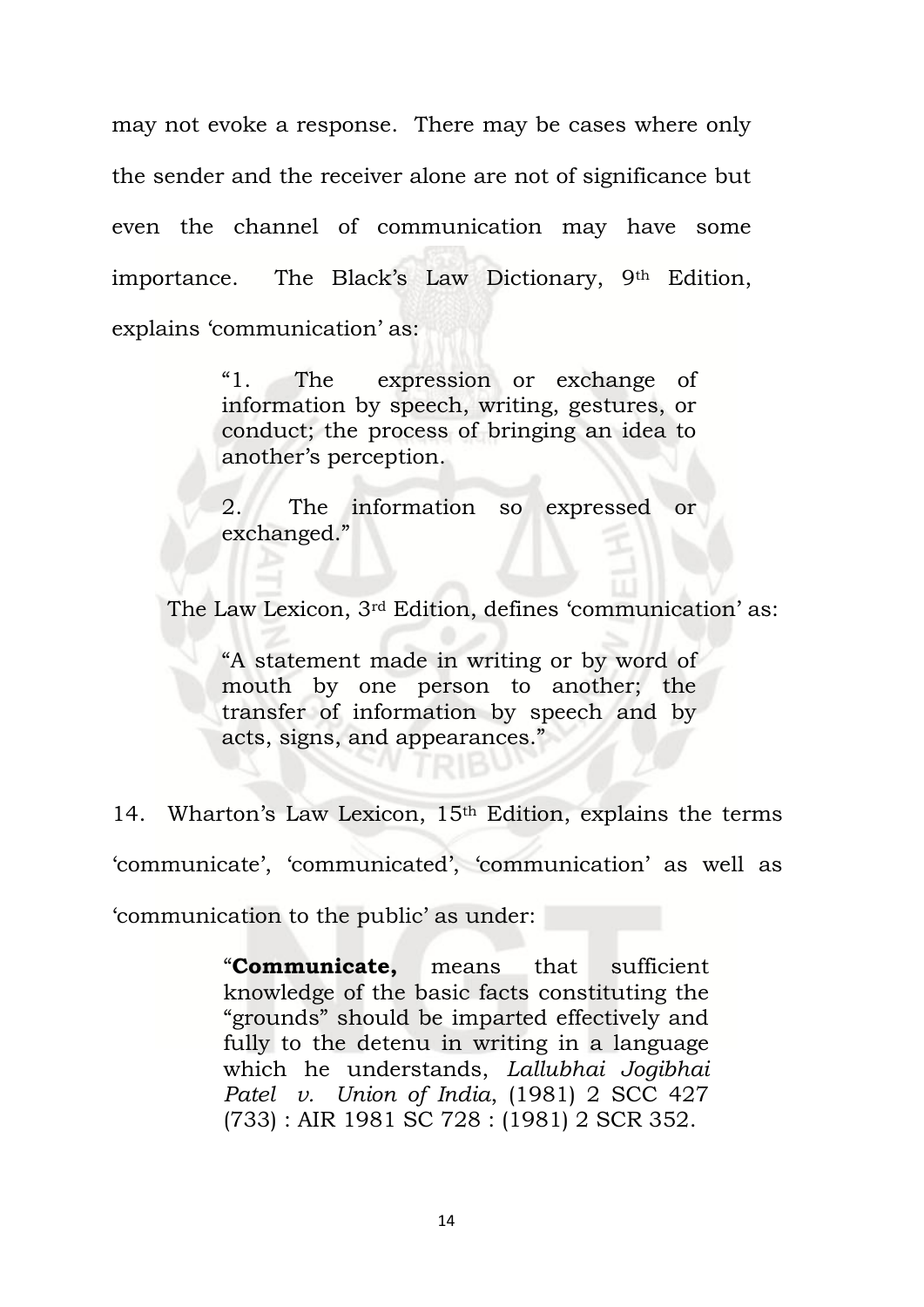may not evoke a response. There may be cases where only the sender and the receiver alone are not of significance but even the channel of communication may have some importance. The Black's Law Dictionary, 9th Edition, explains 'communication' as:

> "1. The expression or exchange of information by speech, writing, gestures, or conduct; the process of bringing an idea to another's perception.
>
> 2. The information so expressed or exchanged."

The Law Lexicon, 3rd Edition, defines 'communication' as:

> "A statement made in writing or by word of mouth by one person to another; the transfer of information by speech and by acts, signs, and appearances."

14. Wharton's Law Lexicon, 15th Edition, explains the terms 'communicate', 'communicated', 'communication' as well as 'communication to the public' as under:

> "**Communicate,** means that sufficient knowledge of the basic facts constituting the "grounds" should be imparted effectively and fully to the detenu in writing in a language which he understands, *Lallubhai Jogibhai Patel v. Union of India*, (1981) 2 SCC 427 (733) : AIR 1981 SC 728 : (1981) 2 SCR 352.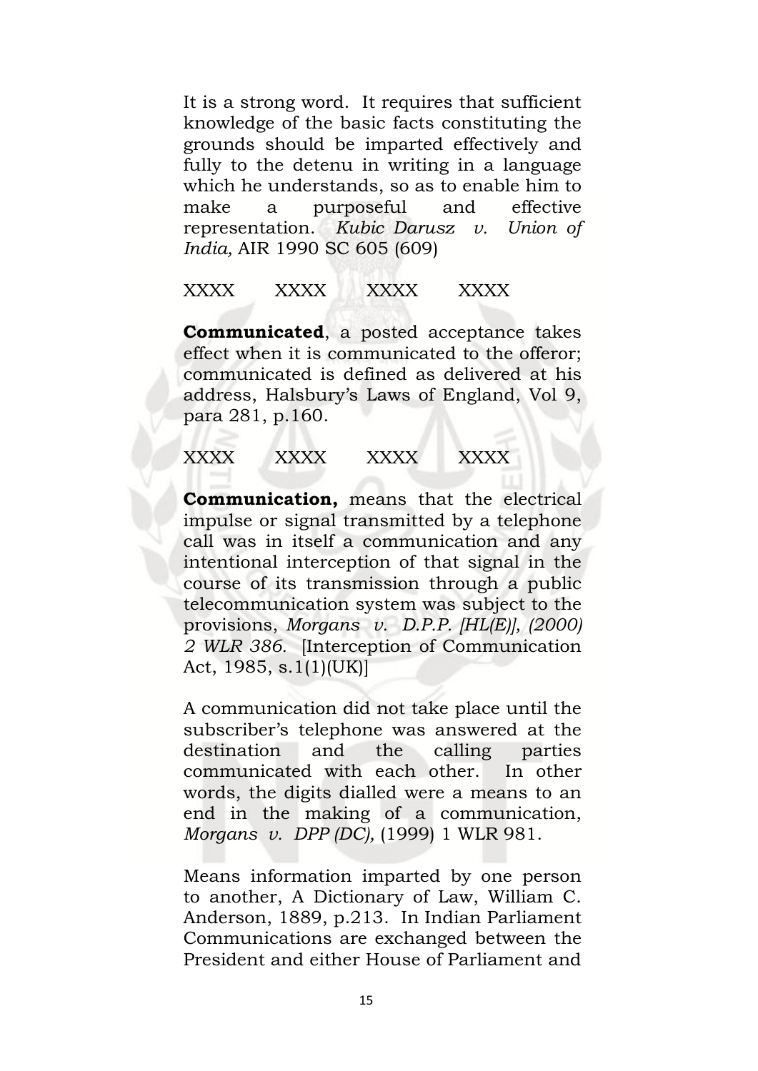It is a strong word. It requires that sufficient knowledge of the basic facts constituting the grounds should be imparted effectively and fully to the detenu in writing in a language which he understands, so as to enable him to make a purposeful and effective representation. *Kubic Darusz v. Union of India,* AIR 1990 SC 605 (609)

XXXX XXXX XXXX XXXX

**Communicated**, a posted acceptance takes effect when it is communicated to the offeror; communicated is defined as delivered at his address, Halsbury's Laws of England, Vol 9, para 281, p.160.

XXXX XXXX XXXX XXXX

**Communication,** means that the electrical impulse or signal transmitted by a telephone call was in itself a communication and any intentional interception of that signal in the course of its transmission through a public telecommunication system was subject to the provisions, *Morgans v. D.P.P. [HL(E)], (2000) 2 WLR 386.* [Interception of Communication Act, 1985, s.1(1)(UK)]

A communication did not take place until the subscriber's telephone was answered at the destination and the calling parties communicated with each other. In other words, the digits dialled were a means to an end in the making of a communication, *Morgans v. DPP (DC),* (1999) 1 WLR 981.

Means information imparted by one person to another, A Dictionary of Law, William C. Anderson, 1889, p.213. In Indian Parliament Communications are exchanged between the President and either House of Parliament and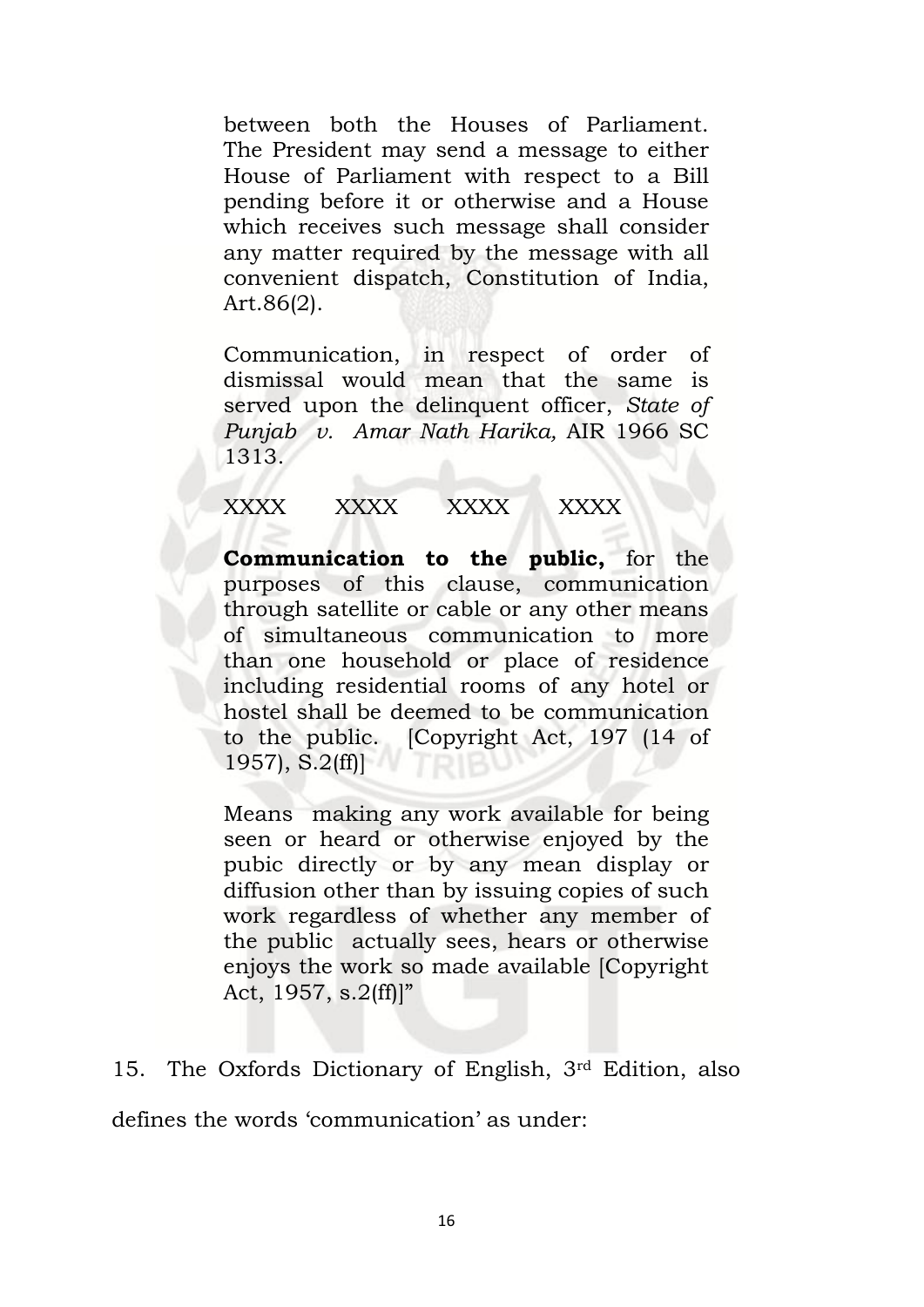between both the Houses of Parliament. The President may send a message to either House of Parliament with respect to a Bill pending before it or otherwise and a House which receives such message shall consider any matter required by the message with all convenient dispatch, Constitution of India, Art.86(2).

Communication, in respect of order of dismissal would mean that the same is served upon the delinquent officer, *State of Punjab v. Amar Nath Harika,* AIR 1966 SC 1313.

XXXX XXXX XXXX XXXX

**Communication to the public,** for the purposes of this clause, communication through satellite or cable or any other means of simultaneous communication to more than one household or place of residence including residential rooms of any hotel or hostel shall be deemed to be communication to the public. [Copyright Act, 197 (14 of 1957), S.2(ff)]

Means making any work available for being seen or heard or otherwise enjoyed by the pubic directly or by any mean display or diffusion other than by issuing copies of such work regardless of whether any member of the public actually sees, hears or otherwise enjoys the work so made available [Copyright Act, 1957, s.2(ff)]"

15. The Oxfords Dictionary of English, 3rd Edition, also defines the words 'communication' as under: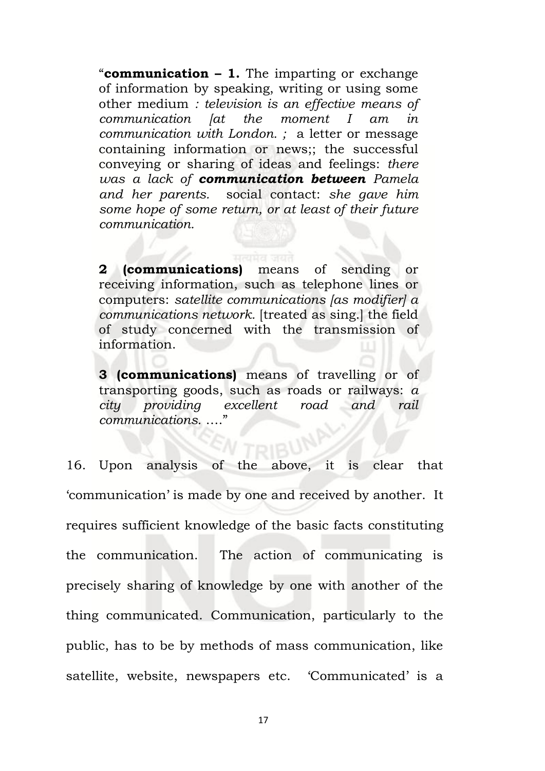"**communication – 1.** The imparting or exchange of information by speaking, writing or using some other medium *: television is an effective means of communication [at the moment I am in communication with London. ;* a letter or message containing information or news;; the successful conveying or sharing of ideas and feelings: *there was a lack of* ***communication between*** *Pamela and her parents.* social contact: *she gave him some hope of some return, or at least of their future communication.*

**2 (communications)** means of sending or receiving information, such as telephone lines or computers: *satellite communications [as modifier] a communications network.* [treated as sing.] the field of study concerned with the transmission of information.

**3 (communications)** means of travelling or of transporting goods, such as roads or railways: *a city providing excellent road and rail communications.* …."

16. Upon analysis of the above, it is clear that 'communication' is made by one and received by another. It requires sufficient knowledge of the basic facts constituting the communication. The action of communicating is precisely sharing of knowledge by one with another of the thing communicated. Communication, particularly to the public, has to be by methods of mass communication, like satellite, website, newspapers etc. 'Communicated' is a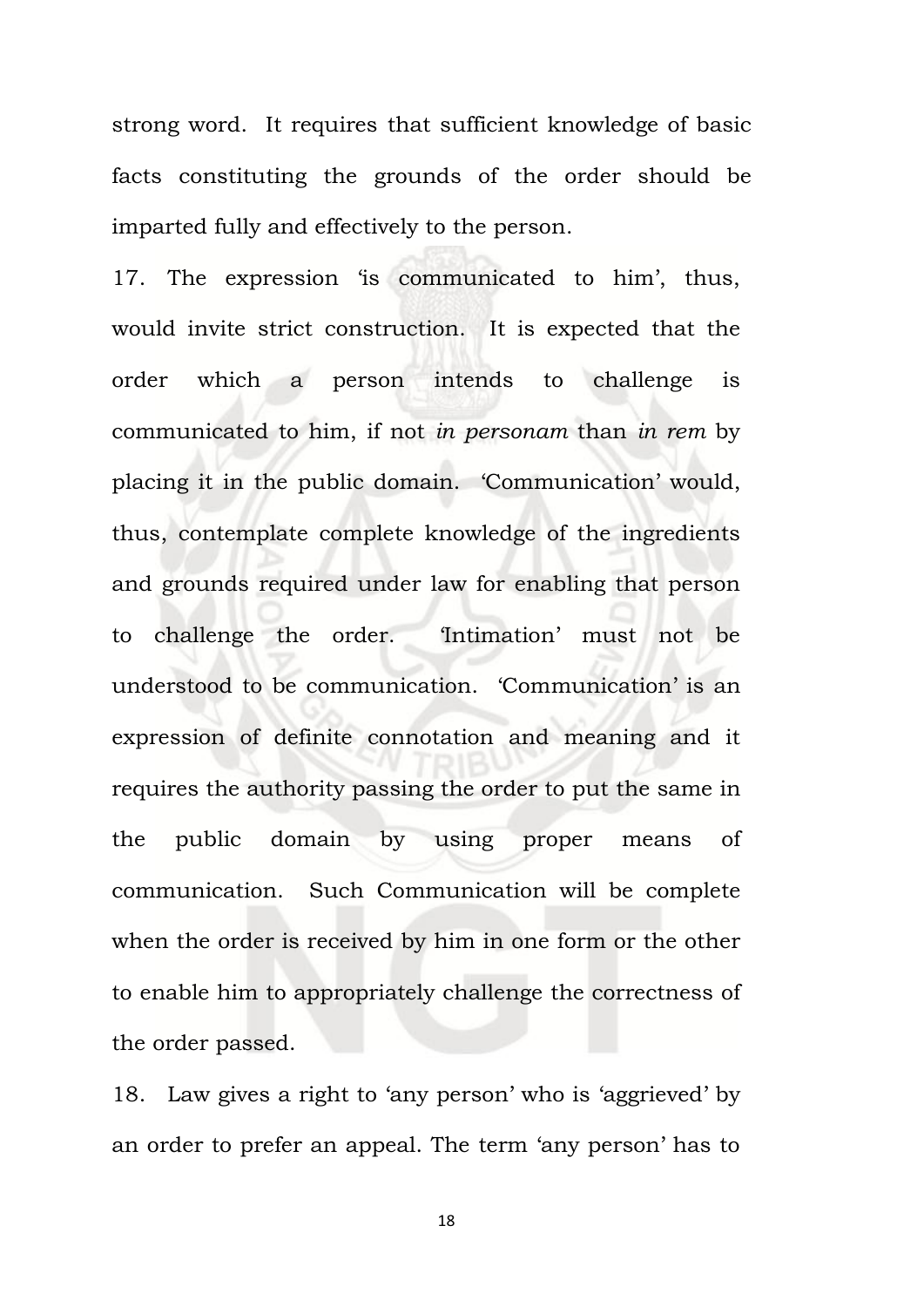strong word. It requires that sufficient knowledge of basic facts constituting the grounds of the order should be imparted fully and effectively to the person.

17. The expression 'is communicated to him', thus, would invite strict construction. It is expected that the order which a person intends to challenge is communicated to him, if not *in personam* than *in rem* by placing it in the public domain. 'Communication' would, thus, contemplate complete knowledge of the ingredients and grounds required under law for enabling that person to challenge the order. 'Intimation' must not be understood to be communication. 'Communication' is an expression of definite connotation and meaning and it requires the authority passing the order to put the same in the public domain by using proper means of communication. Such Communication will be complete when the order is received by him in one form or the other to enable him to appropriately challenge the correctness of the order passed.

18. Law gives a right to 'any person' who is 'aggrieved' by an order to prefer an appeal. The term 'any person' has to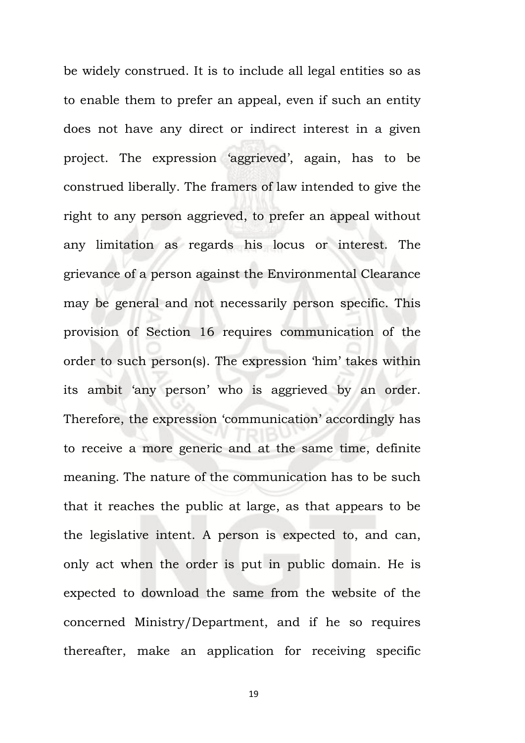be widely construed. It is to include all legal entities so as to enable them to prefer an appeal, even if such an entity does not have any direct or indirect interest in a given project. The expression 'aggrieved', again, has to be construed liberally. The framers of law intended to give the right to any person aggrieved, to prefer an appeal without any limitation as regards his locus or interest. The grievance of a person against the Environmental Clearance may be general and not necessarily person specific. This provision of Section 16 requires communication of the order to such person(s). The expression 'him' takes within its ambit 'any person' who is aggrieved by an order. Therefore, the expression 'communication' accordingly has to receive a more generic and at the same time, definite meaning. The nature of the communication has to be such that it reaches the public at large, as that appears to be the legislative intent. A person is expected to, and can, only act when the order is put in public domain. He is expected to download the same from the website of the concerned Ministry/Department, and if he so requires thereafter, make an application for receiving specific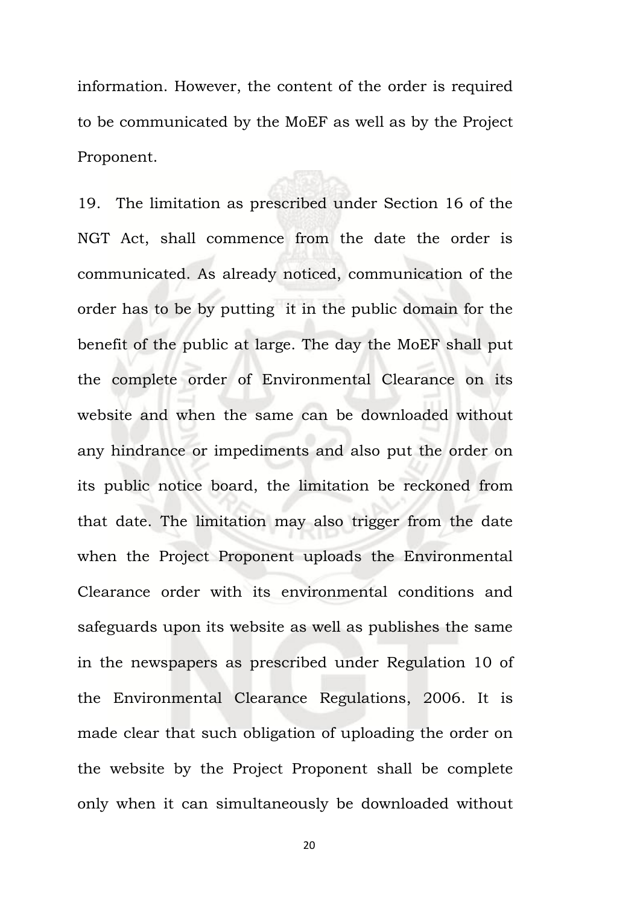information. However, the content of the order is required to be communicated by the MoEF as well as by the Project Proponent.

19. The limitation as prescribed under Section 16 of the NGT Act, shall commence from the date the order is communicated. As already noticed, communication of the order has to be by putting it in the public domain for the benefit of the public at large. The day the MoEF shall put the complete order of Environmental Clearance on its website and when the same can be downloaded without any hindrance or impediments and also put the order on its public notice board, the limitation be reckoned from that date. The limitation may also trigger from the date when the Project Proponent uploads the Environmental Clearance order with its environmental conditions and safeguards upon its website as well as publishes the same in the newspapers as prescribed under Regulation 10 of the Environmental Clearance Regulations, 2006. It is made clear that such obligation of uploading the order on the website by the Project Proponent shall be complete only when it can simultaneously be downloaded without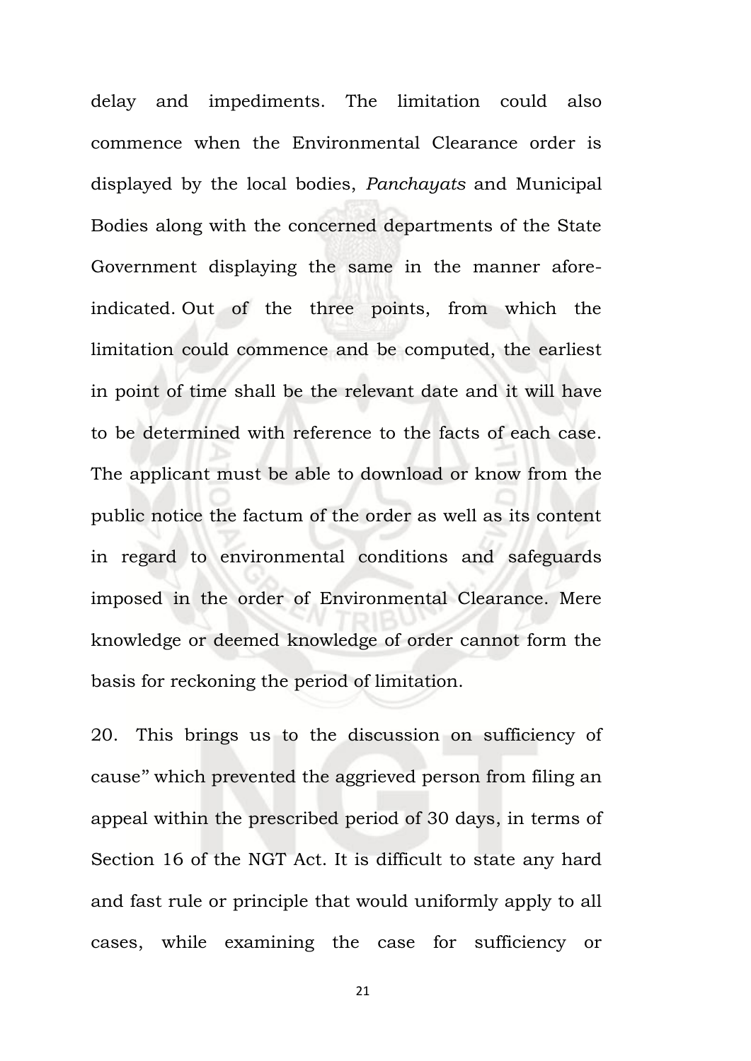delay and impediments. The limitation could also commence when the Environmental Clearance order is displayed by the local bodies, *Panchayats* and Municipal Bodies along with the concerned departments of the State Government displaying the same in the manner afore-indicated. Out of the three points, from which the limitation could commence and be computed, the earliest in point of time shall be the relevant date and it will have to be determined with reference to the facts of each case. The applicant must be able to download or know from the public notice the factum of the order as well as its content in regard to environmental conditions and safeguards imposed in the order of Environmental Clearance. Mere knowledge or deemed knowledge of order cannot form the basis for reckoning the period of limitation.

20. This brings us to the discussion on sufficiency of cause" which prevented the aggrieved person from filing an appeal within the prescribed period of 30 days, in terms of Section 16 of the NGT Act. It is difficult to state any hard and fast rule or principle that would uniformly apply to all cases, while examining the case for sufficiency or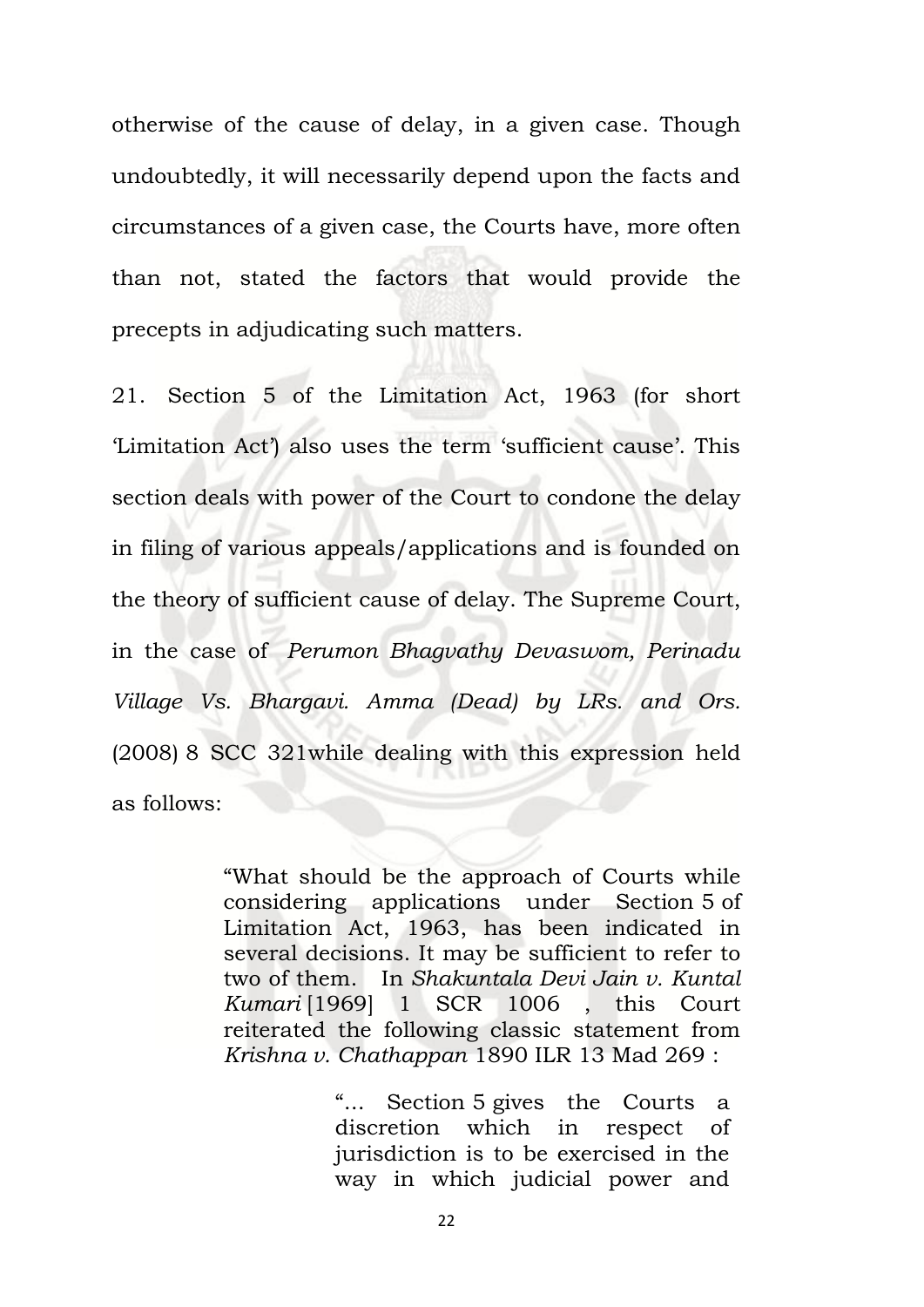otherwise of the cause of delay, in a given case. Though undoubtedly, it will necessarily depend upon the facts and circumstances of a given case, the Courts have, more often than not, stated the factors that would provide the precepts in adjudicating such matters.

21. Section 5 of the Limitation Act, 1963 (for short 'Limitation Act') also uses the term 'sufficient cause'. This section deals with power of the Court to condone the delay in filing of various appeals/applications and is founded on the theory of sufficient cause of delay. The Supreme Court, in the case of *Perumon Bhagvathy Devaswom, Perinadu Village Vs. Bhargavi. Amma (Dead) by LRs. and Ors.* (2008) 8 SCC 321while dealing with this expression held as follows:

> "What should be the approach of Courts while considering applications under Section 5 of Limitation Act, 1963, has been indicated in several decisions. It may be sufficient to refer to two of them. In *Shakuntala Devi Jain v. Kuntal Kumari* [1969] 1 SCR 1006 , this Court reiterated the following classic statement from *Krishna v. Chathappan* 1890 ILR 13 Mad 269 :
>
> > "... Section 5 gives the Courts a discretion which in respect of jurisdiction is to be exercised in the way in which judicial power and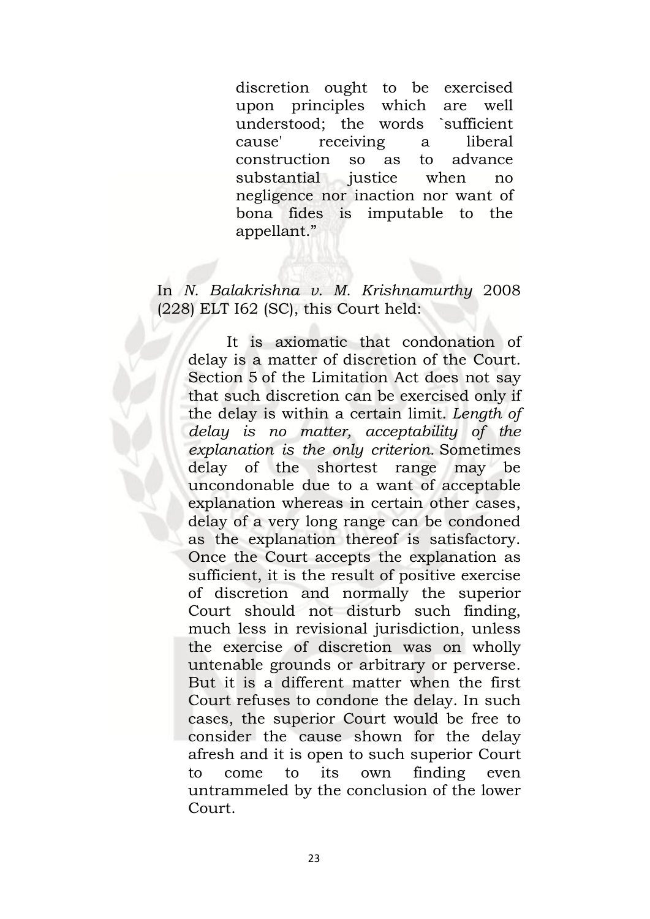> discretion ought to be exercised upon principles which are well understood; the words `sufficient cause' receiving a liberal construction so as to advance substantial justice when no negligence nor inaction nor want of bona fides is imputable to the appellant."

In *N. Balakrishna v. M. Krishnamurthy* 2008 (228) ELT I62 (SC), this Court held:

> It is axiomatic that condonation of delay is a matter of discretion of the Court. Section 5 of the Limitation Act does not say that such discretion can be exercised only if the delay is within a certain limit. *Length of delay is no matter, acceptability of the explanation is the only criterion.* Sometimes delay of the shortest range may be uncondonable due to a want of acceptable explanation whereas in certain other cases, delay of a very long range can be condoned as the explanation thereof is satisfactory. Once the Court accepts the explanation as sufficient, it is the result of positive exercise of discretion and normally the superior Court should not disturb such finding, much less in revisional jurisdiction, unless the exercise of discretion was on wholly untenable grounds or arbitrary or perverse. But it is a different matter when the first Court refuses to condone the delay. In such cases, the superior Court would be free to consider the cause shown for the delay afresh and it is open to such superior Court to come to its own finding even untrammeled by the conclusion of the lower Court.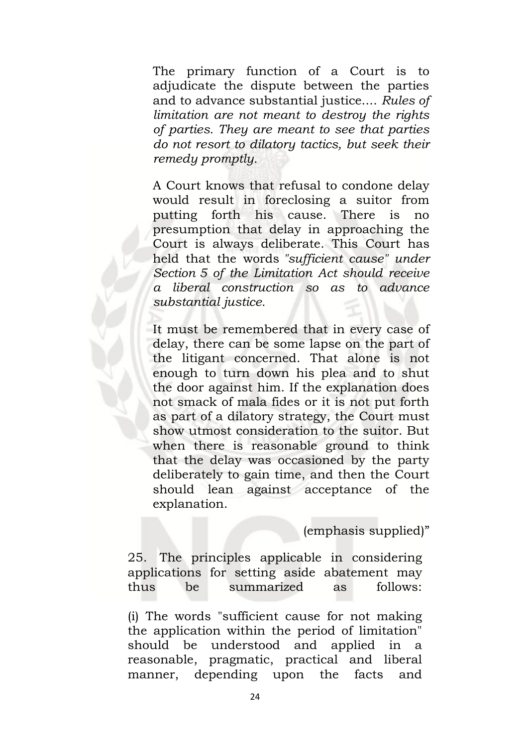The primary function of a Court is to adjudicate the dispute between the parties and to advance substantial justice.... *Rules of limitation are not meant to destroy the rights of parties. They are meant to see that parties do not resort to dilatory tactics, but seek their remedy promptly.*

A Court knows that refusal to condone delay would result in foreclosing a suitor from putting forth his cause. There is no presumption that delay in approaching the Court is always deliberate. This Court has held that the words *"sufficient cause" under Section 5 of the Limitation Act should receive a liberal construction so as to advance substantial justice.*

It must be remembered that in every case of delay, there can be some lapse on the part of the litigant concerned. That alone is not enough to turn down his plea and to shut the door against him. If the explanation does not smack of mala fides or it is not put forth as part of a dilatory strategy, the Court must show utmost consideration to the suitor. But when there is reasonable ground to think that the delay was occasioned by the party deliberately to gain time, and then the Court should lean against acceptance of the explanation.

(emphasis supplied)"

25. The principles applicable in considering applications for setting aside abatement may thus be summarized as follows:

(i) The words "sufficient cause for not making the application within the period of limitation" should be understood and applied in a reasonable, pragmatic, practical and liberal manner, depending upon the facts and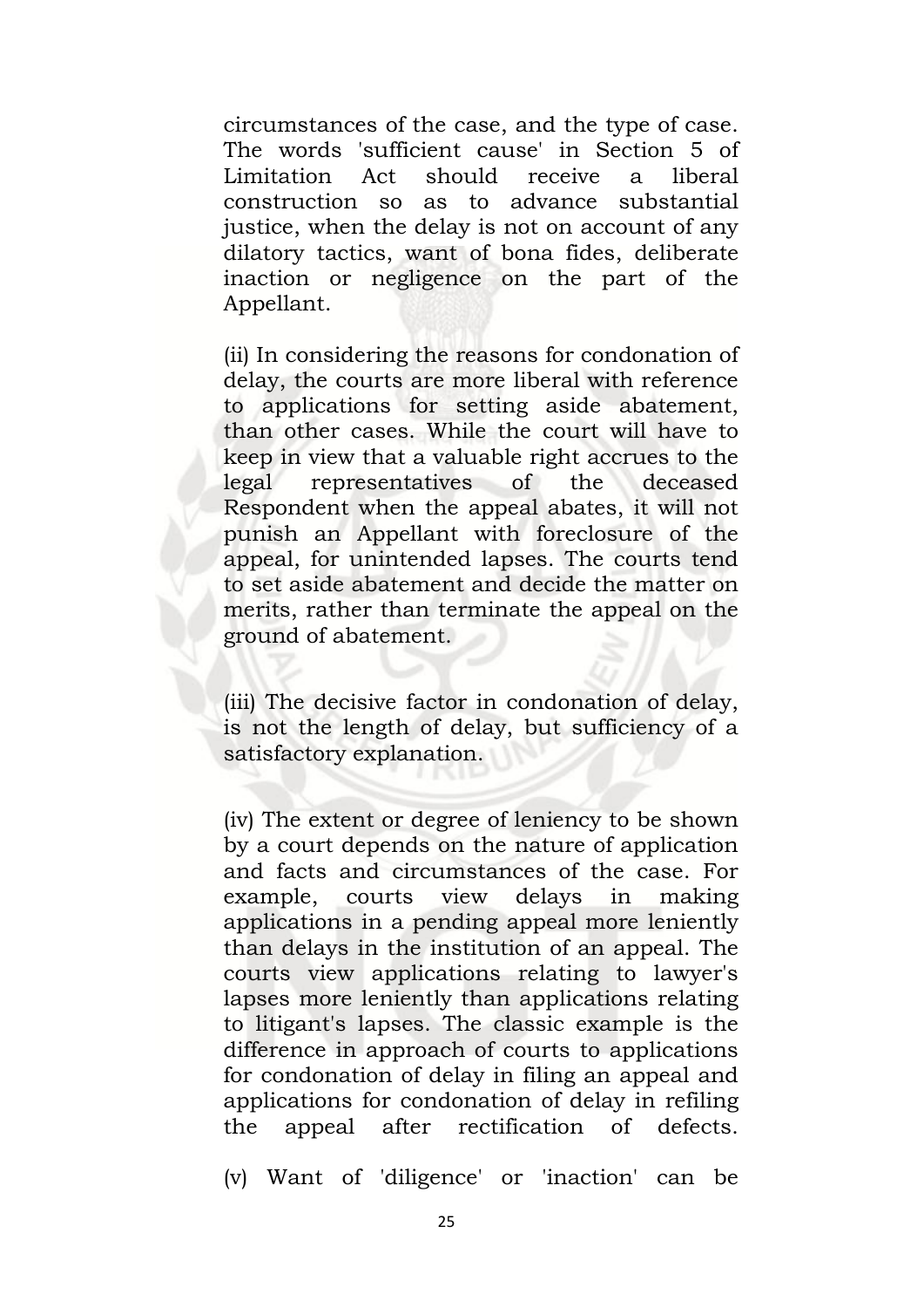circumstances of the case, and the type of case. The words 'sufficient cause' in Section 5 of Limitation Act should receive a liberal construction so as to advance substantial justice, when the delay is not on account of any dilatory tactics, want of bona fides, deliberate inaction or negligence on the part of the Appellant.

(ii) In considering the reasons for condonation of delay, the courts are more liberal with reference to applications for setting aside abatement, than other cases. While the court will have to keep in view that a valuable right accrues to the legal representatives of the deceased Respondent when the appeal abates, it will not punish an Appellant with foreclosure of the appeal, for unintended lapses. The courts tend to set aside abatement and decide the matter on merits, rather than terminate the appeal on the ground of abatement.

(iii) The decisive factor in condonation of delay, is not the length of delay, but sufficiency of a satisfactory explanation.

(iv) The extent or degree of leniency to be shown by a court depends on the nature of application and facts and circumstances of the case. For example, courts view delays in making applications in a pending appeal more leniently than delays in the institution of an appeal. The courts view applications relating to lawyer's lapses more leniently than applications relating to litigant's lapses. The classic example is the difference in approach of courts to applications for condonation of delay in filing an appeal and applications for condonation of delay in refiling the appeal after rectification of defects.

(v) Want of 'diligence' or 'inaction' can be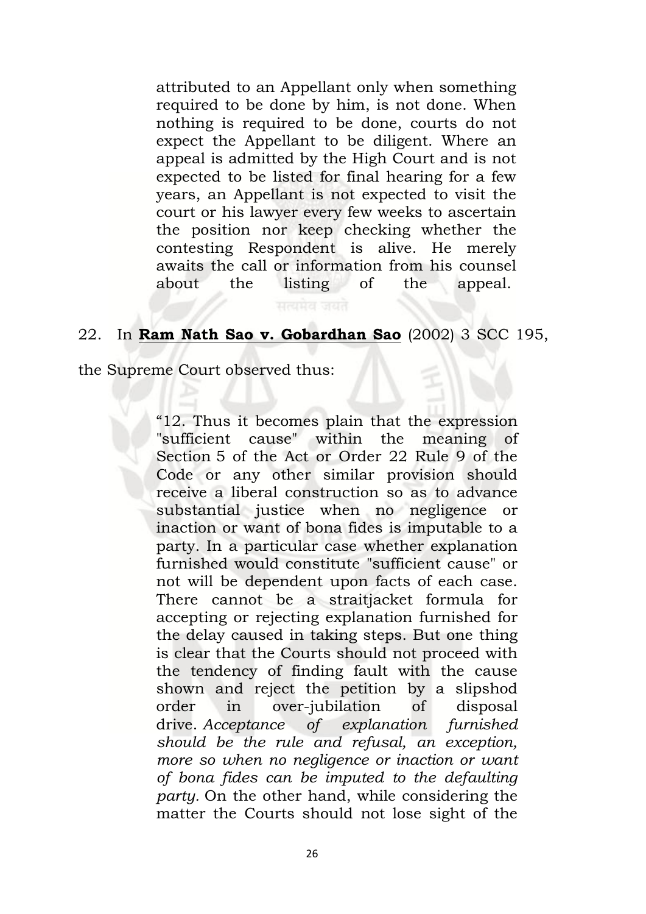> attributed to an Appellant only when something required to be done by him, is not done. When nothing is required to be done, courts do not expect the Appellant to be diligent. Where an appeal is admitted by the High Court and is not expected to be listed for final hearing for a few years, an Appellant is not expected to visit the court or his lawyer every few weeks to ascertain the position nor keep checking whether the contesting Respondent is alive. He merely awaits the call or information from his counsel about the listing of the appeal.

22. In **Ram Nath Sao v. Gobardhan Sao** (2002) 3 SCC 195, the Supreme Court observed thus:

> "12. Thus it becomes plain that the expression "sufficient cause" within the meaning of Section 5 of the Act or Order 22 Rule 9 of the Code or any other similar provision should receive a liberal construction so as to advance substantial justice when no negligence or inaction or want of bona fides is imputable to a party. In a particular case whether explanation furnished would constitute "sufficient cause" or not will be dependent upon facts of each case. There cannot be a straitjacket formula for accepting or rejecting explanation furnished for the delay caused in taking steps. But one thing is clear that the Courts should not proceed with the tendency of finding fault with the cause shown and reject the petition by a slipshod order in over-jubilation of disposal drive. *Acceptance of explanation furnished should be the rule and refusal, an exception, more so when no negligence or inaction or want of bona fides can be imputed to the defaulting party.* On the other hand, while considering the matter the Courts should not lose sight of the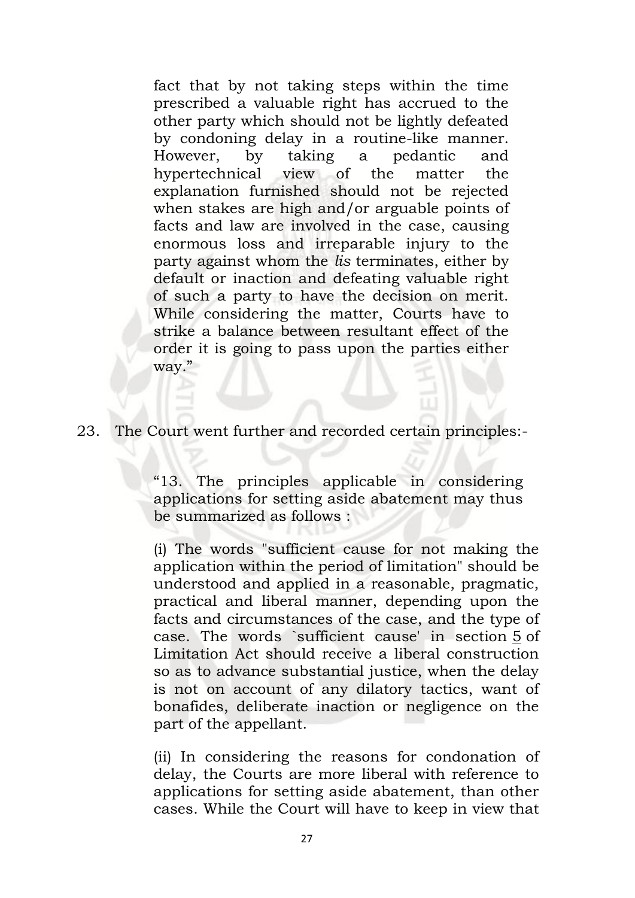> fact that by not taking steps within the time prescribed a valuable right has accrued to the other party which should not be lightly defeated by condoning delay in a routine-like manner. However, by taking a pedantic and hypertechnical view of the matter the explanation furnished should not be rejected when stakes are high and/or arguable points of facts and law are involved in the case, causing enormous loss and irreparable injury to the party against whom the *lis* terminates, either by default or inaction and defeating valuable right of such a party to have the decision on merit. While considering the matter, Courts have to strike a balance between resultant effect of the order it is going to pass upon the parties either way."

23. The Court went further and recorded certain principles:-

> "13. The principles applicable in considering applications for setting aside abatement may thus be summarized as follows :
>
> (i) The words "sufficient cause for not making the application within the period of limitation" should be understood and applied in a reasonable, pragmatic, practical and liberal manner, depending upon the facts and circumstances of the case, and the type of case. The words `sufficient cause' in section 5 of Limitation Act should receive a liberal construction so as to advance substantial justice, when the delay is not on account of any dilatory tactics, want of bonafides, deliberate inaction or negligence on the part of the appellant.
>
> (ii) In considering the reasons for condonation of delay, the Courts are more liberal with reference to applications for setting aside abatement, than other cases. While the Court will have to keep in view that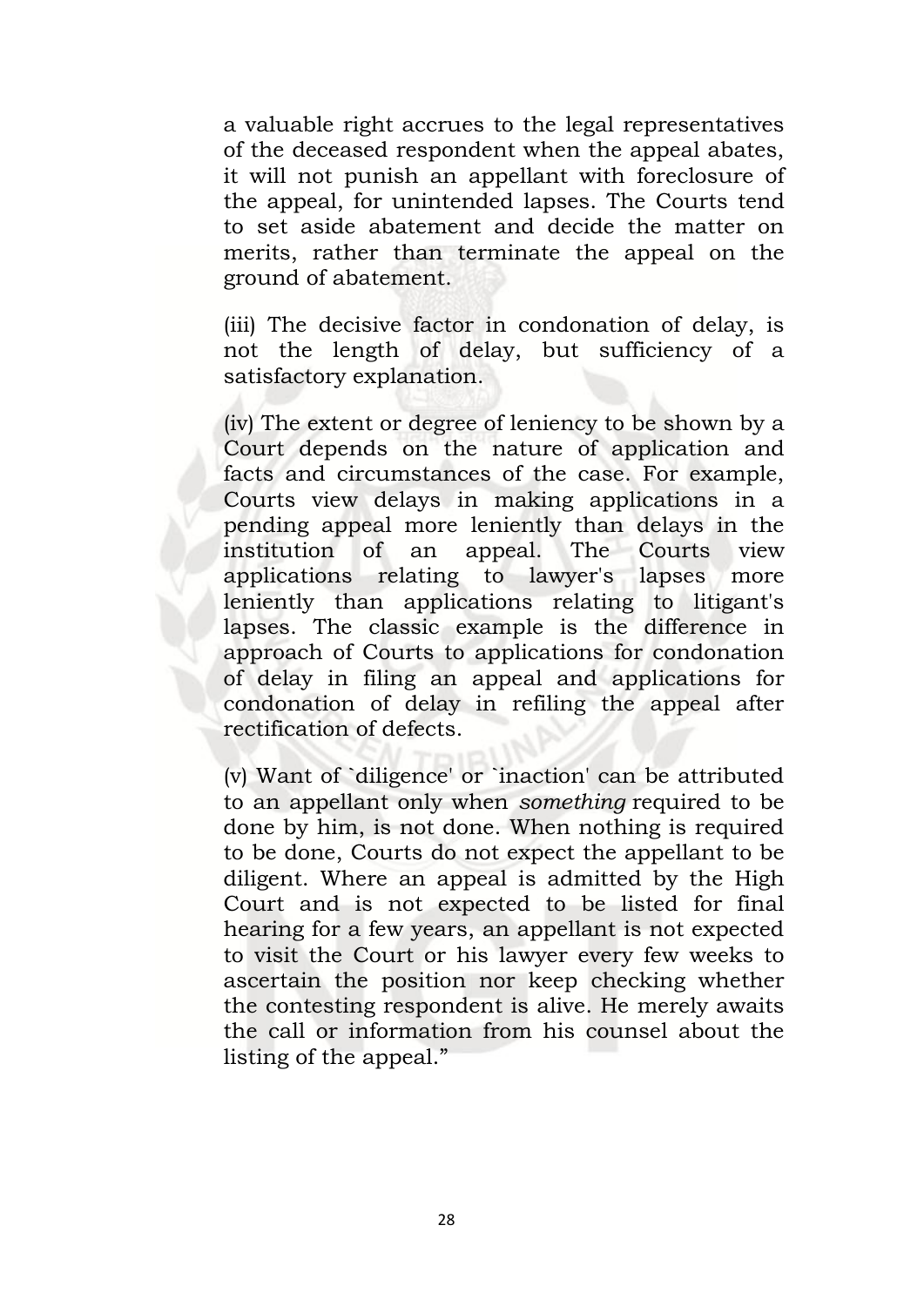a valuable right accrues to the legal representatives of the deceased respondent when the appeal abates, it will not punish an appellant with foreclosure of the appeal, for unintended lapses. The Courts tend to set aside abatement and decide the matter on merits, rather than terminate the appeal on the ground of abatement.

(iii) The decisive factor in condonation of delay, is not the length of delay, but sufficiency of a satisfactory explanation.

(iv) The extent or degree of leniency to be shown by a Court depends on the nature of application and facts and circumstances of the case. For example, Courts view delays in making applications in a pending appeal more leniently than delays in the institution of an appeal. The Courts view applications relating to lawyer's lapses more leniently than applications relating to litigant's lapses. The classic example is the difference in approach of Courts to applications for condonation of delay in filing an appeal and applications for condonation of delay in refiling the appeal after rectification of defects.

(v) Want of `diligence' or `inaction' can be attributed to an appellant only when *something* required to be done by him, is not done. When nothing is required to be done, Courts do not expect the appellant to be diligent. Where an appeal is admitted by the High Court and is not expected to be listed for final hearing for a few years, an appellant is not expected to visit the Court or his lawyer every few weeks to ascertain the position nor keep checking whether the contesting respondent is alive. He merely awaits the call or information from his counsel about the listing of the appeal."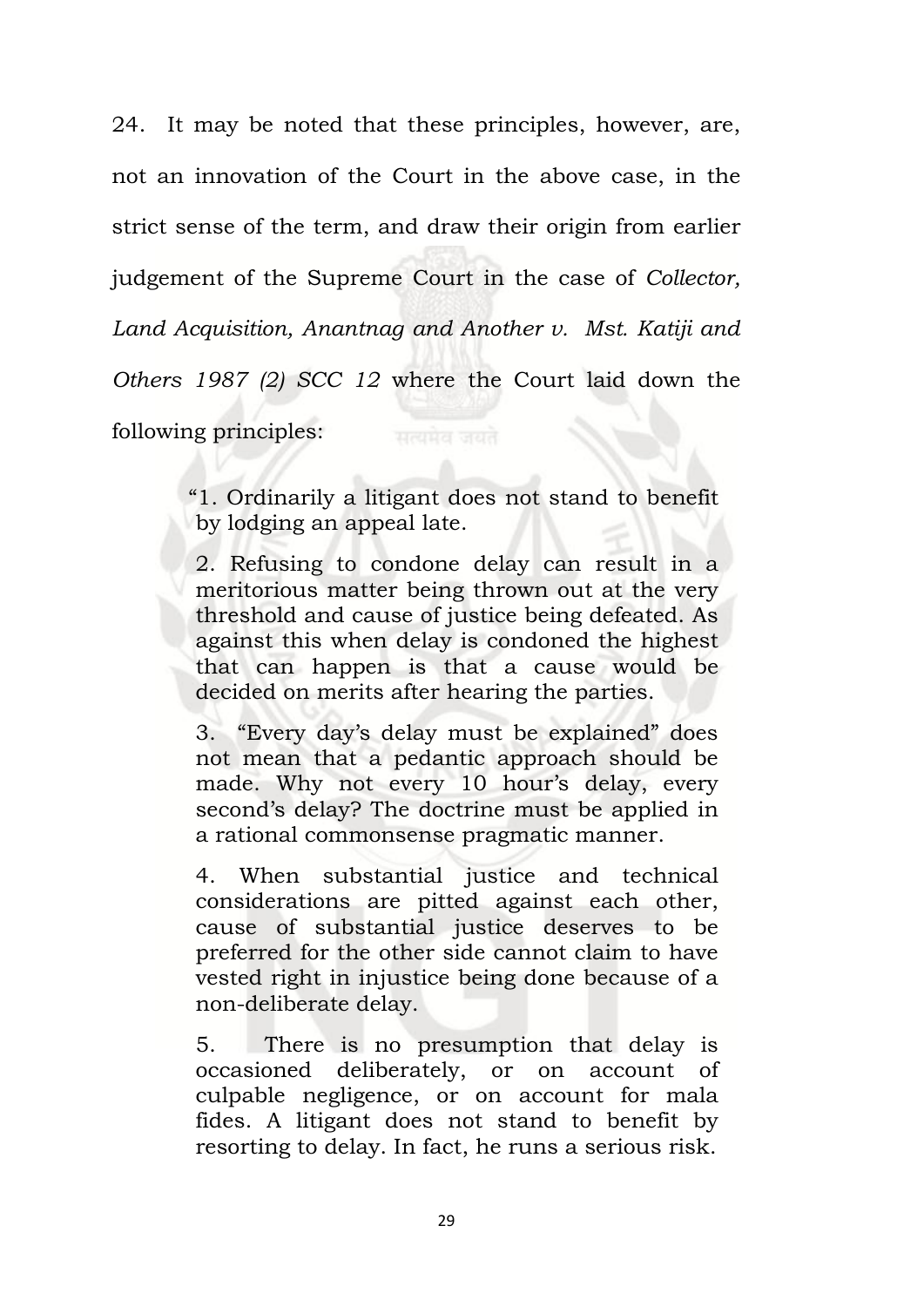24. It may be noted that these principles, however, are, not an innovation of the Court in the above case, in the strict sense of the term, and draw their origin from earlier judgement of the Supreme Court in the case of *Collector, Land Acquisition, Anantnag and Another v. Mst. Katiji and Others 1987 (2) SCC 12* where the Court laid down the following principles:

> "1. Ordinarily a litigant does not stand to benefit by lodging an appeal late.
>
> 2. Refusing to condone delay can result in a meritorious matter being thrown out at the very threshold and cause of justice being defeated. As against this when delay is condoned the highest that can happen is that a cause would be decided on merits after hearing the parties.
>
> 3. "Every day's delay must be explained" does not mean that a pedantic approach should be made. Why not every 10 hour's delay, every second's delay? The doctrine must be applied in a rational commonsense pragmatic manner.
>
> 4. When substantial justice and technical considerations are pitted against each other, cause of substantial justice deserves to be preferred for the other side cannot claim to have vested right in injustice being done because of a non-deliberate delay.
>
> 5. There is no presumption that delay is occasioned deliberately, or on account of culpable negligence, or on account for mala fides. A litigant does not stand to benefit by resorting to delay. In fact, he runs a serious risk.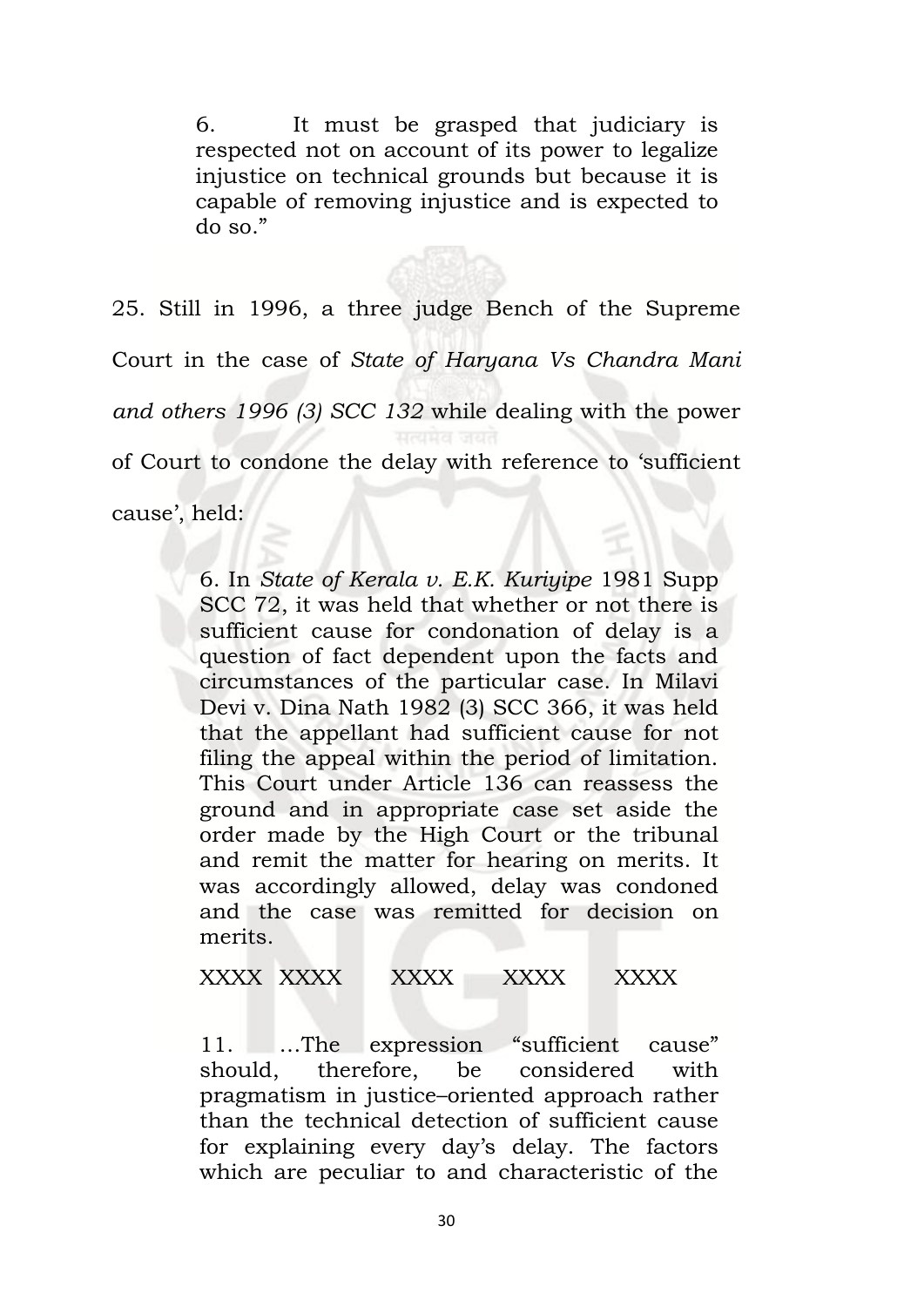> 6. It must be grasped that judiciary is respected not on account of its power to legalize injustice on technical grounds but because it is capable of removing injustice and is expected to do so."

25. Still in 1996, a three judge Bench of the Supreme Court in the case of *State of Haryana Vs Chandra Mani and others 1996 (3) SCC 132* while dealing with the power of Court to condone the delay with reference to 'sufficient cause', held:

> 6. In *State of Kerala v. E.K. Kuriyipe* 1981 Supp SCC 72, it was held that whether or not there is sufficient cause for condonation of delay is a question of fact dependent upon the facts and circumstances of the particular case. In Milavi Devi v. Dina Nath 1982 (3) SCC 366, it was held that the appellant had sufficient cause for not filing the appeal within the period of limitation. This Court under Article 136 can reassess the ground and in appropriate case set aside the order made by the High Court or the tribunal and remit the matter for hearing on merits. It was accordingly allowed, delay was condoned and the case was remitted for decision on merits.
>
> XXXX XXXX XXXX XXXX XXXX
>
> 11. …The expression "sufficient cause" should, therefore, be considered with pragmatism in justice–oriented approach rather than the technical detection of sufficient cause for explaining every day's delay. The factors which are peculiar to and characteristic of the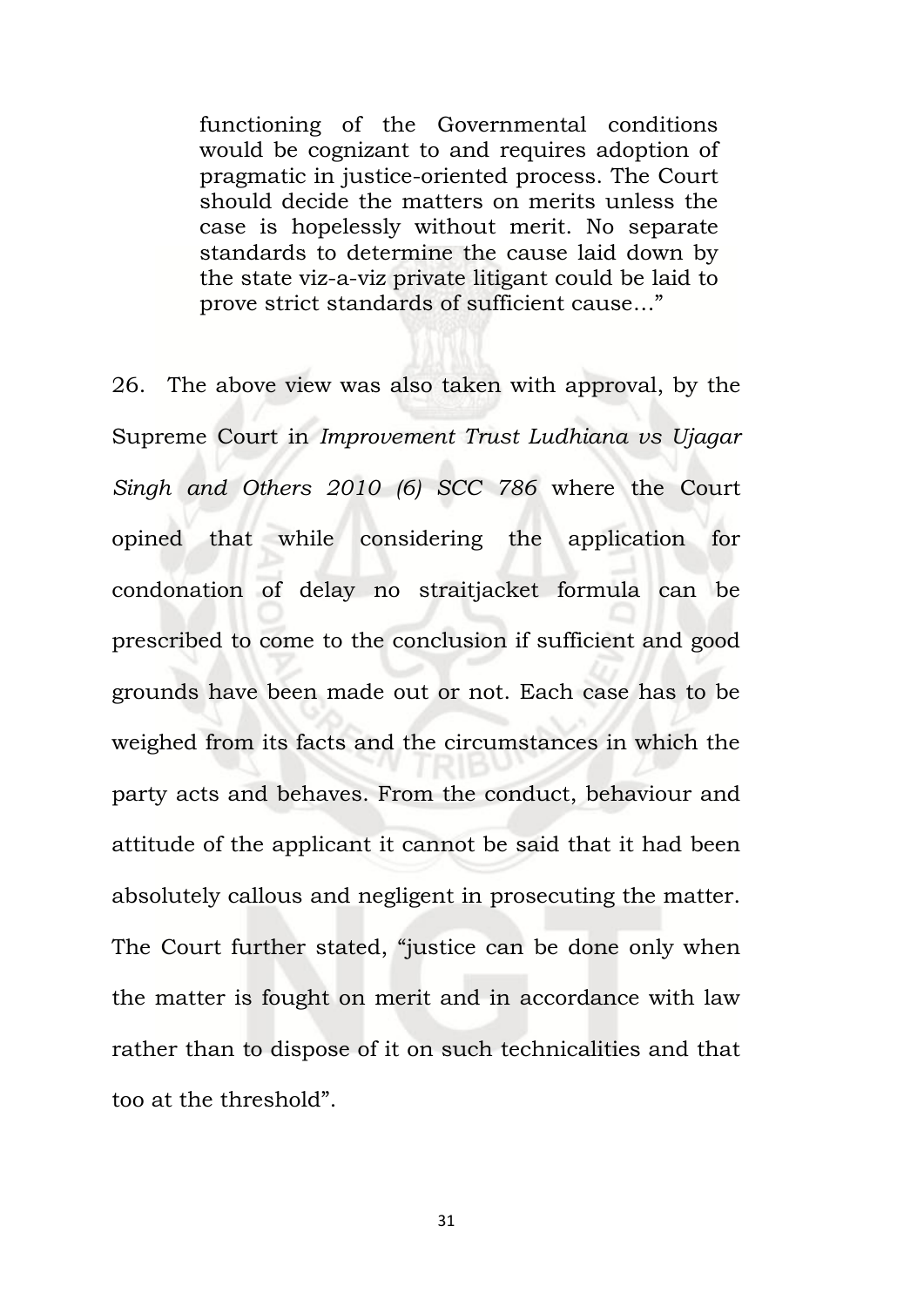> functioning of the Governmental conditions would be cognizant to and requires adoption of pragmatic in justice-oriented process. The Court should decide the matters on merits unless the case is hopelessly without merit. No separate standards to determine the cause laid down by the state viz-a-viz private litigant could be laid to prove strict standards of sufficient cause…"

26. The above view was also taken with approval, by the Supreme Court in *Improvement Trust Ludhiana vs Ujagar Singh and Others 2010 (6) SCC 786* where the Court opined that while considering the application for condonation of delay no straitjacket formula can be prescribed to come to the conclusion if sufficient and good grounds have been made out or not. Each case has to be weighed from its facts and the circumstances in which the party acts and behaves. From the conduct, behaviour and attitude of the applicant it cannot be said that it had been absolutely callous and negligent in prosecuting the matter. The Court further stated, "justice can be done only when the matter is fought on merit and in accordance with law rather than to dispose of it on such technicalities and that too at the threshold".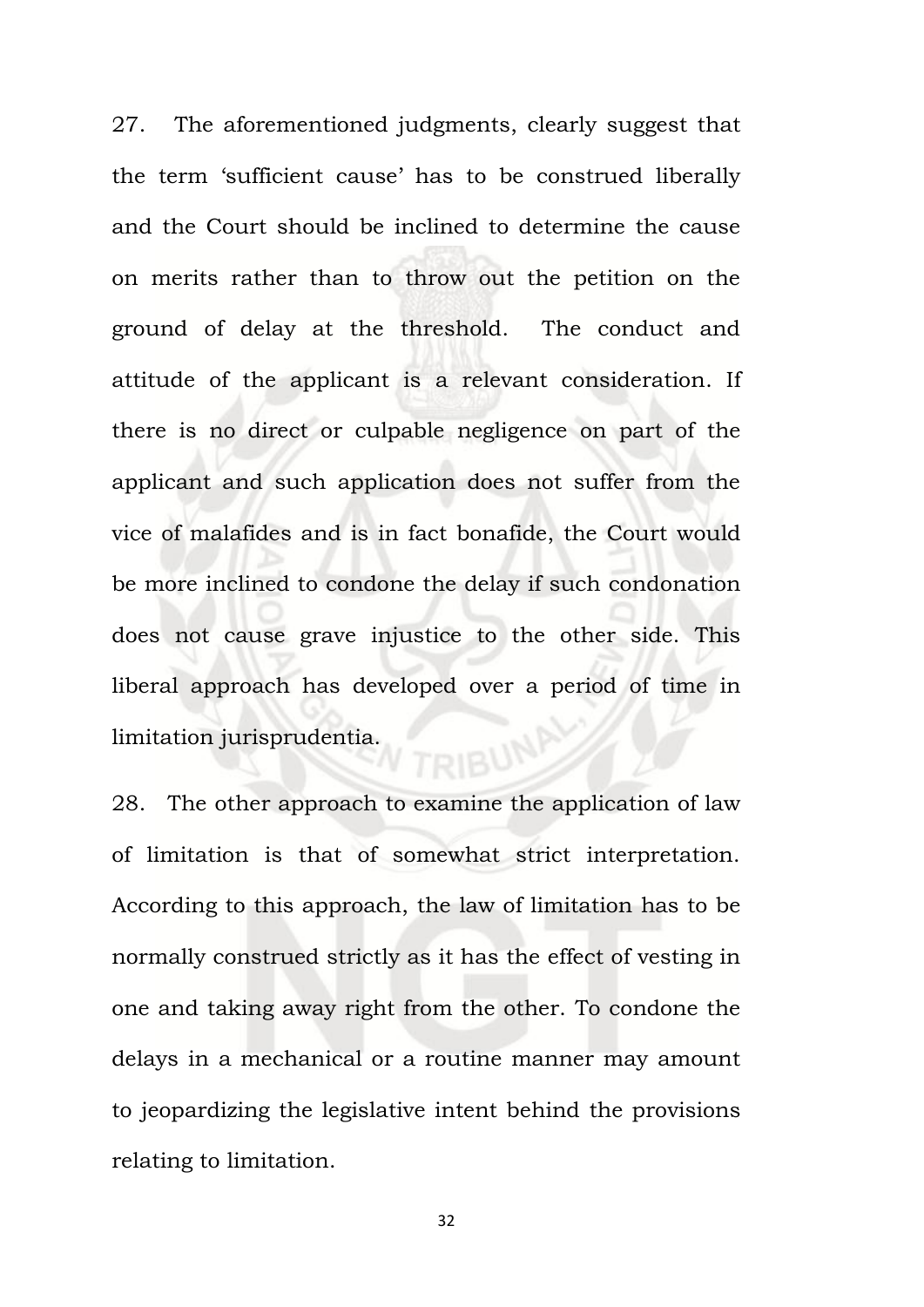27. The aforementioned judgments, clearly suggest that the term 'sufficient cause' has to be construed liberally and the Court should be inclined to determine the cause on merits rather than to throw out the petition on the ground of delay at the threshold. The conduct and attitude of the applicant is a relevant consideration. If there is no direct or culpable negligence on part of the applicant and such application does not suffer from the vice of malafides and is in fact bonafide, the Court would be more inclined to condone the delay if such condonation does not cause grave injustice to the other side. This liberal approach has developed over a period of time in limitation jurisprudentia.

28. The other approach to examine the application of law of limitation is that of somewhat strict interpretation. According to this approach, the law of limitation has to be normally construed strictly as it has the effect of vesting in one and taking away right from the other. To condone the delays in a mechanical or a routine manner may amount to jeopardizing the legislative intent behind the provisions relating to limitation.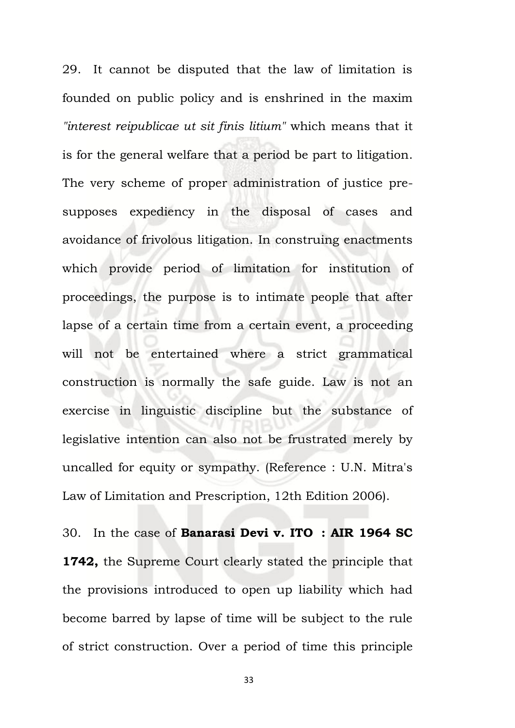29. It cannot be disputed that the law of limitation is founded on public policy and is enshrined in the maxim *"interest reipublicae ut sit finis litium"* which means that it is for the general welfare that a period be part to litigation. The very scheme of proper administration of justice pre-supposes expediency in the disposal of cases and avoidance of frivolous litigation. In construing enactments which provide period of limitation for institution of proceedings, the purpose is to intimate people that after lapse of a certain time from a certain event, a proceeding will not be entertained where a strict grammatical construction is normally the safe guide. Law is not an exercise in linguistic discipline but the substance of legislative intention can also not be frustrated merely by uncalled for equity or sympathy. (Reference : U.N. Mitra's Law of Limitation and Prescription, 12th Edition 2006).

30. In the case of **Banarasi Devi v. ITO : AIR 1964 SC 1742,** the Supreme Court clearly stated the principle that the provisions introduced to open up liability which had become barred by lapse of time will be subject to the rule of strict construction. Over a period of time this principle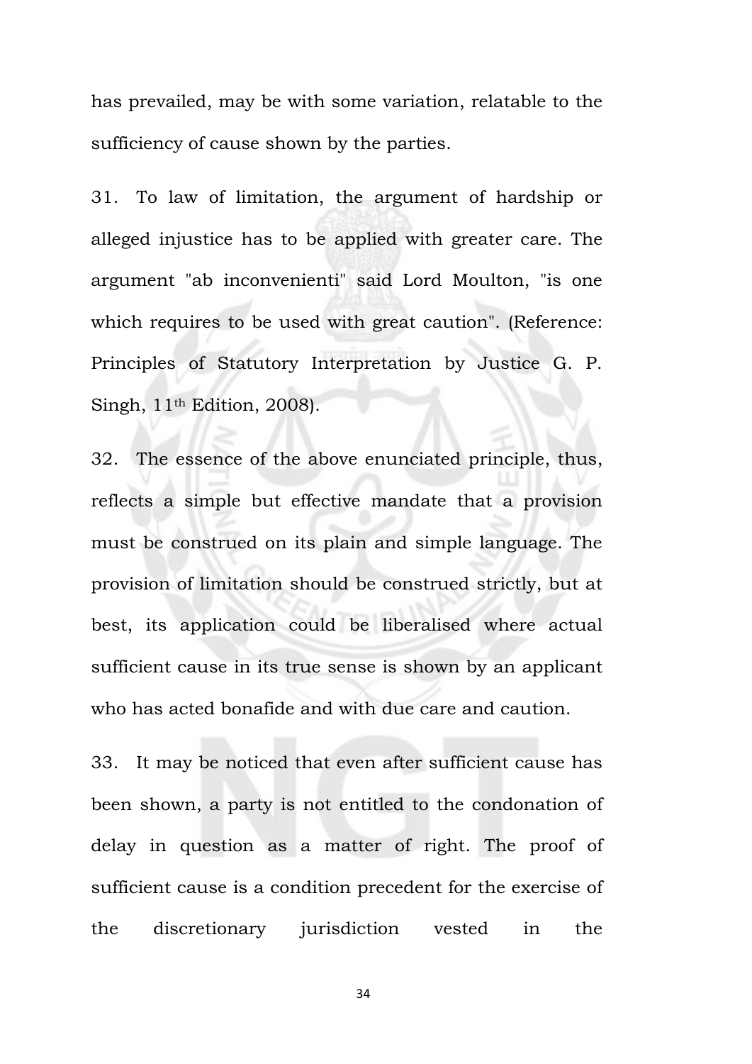has prevailed, may be with some variation, relatable to the sufficiency of cause shown by the parties.

31. To law of limitation, the argument of hardship or alleged injustice has to be applied with greater care. The argument "ab inconvenienti" said Lord Moulton, "is one which requires to be used with great caution". (Reference: Principles of Statutory Interpretation by Justice G. P. Singh, 11th Edition, 2008).

32. The essence of the above enunciated principle, thus, reflects a simple but effective mandate that a provision must be construed on its plain and simple language. The provision of limitation should be construed strictly, but at best, its application could be liberalised where actual sufficient cause in its true sense is shown by an applicant who has acted bonafide and with due care and caution.

33. It may be noticed that even after sufficient cause has been shown, a party is not entitled to the condonation of delay in question as a matter of right. The proof of sufficient cause is a condition precedent for the exercise of the discretionary jurisdiction vested in the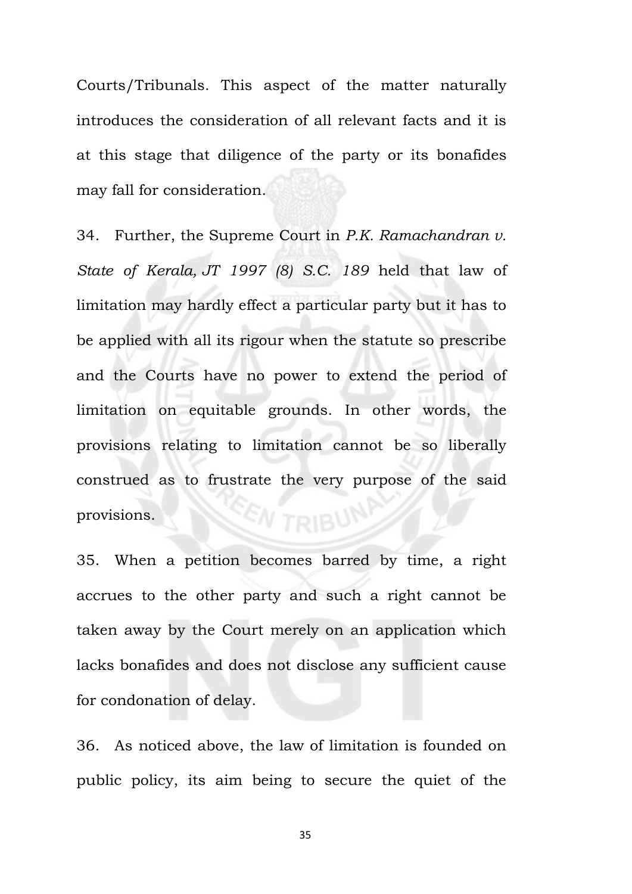Courts/Tribunals. This aspect of the matter naturally introduces the consideration of all relevant facts and it is at this stage that diligence of the party or its bonafides may fall for consideration.

34. Further, the Supreme Court in *P.K. Ramachandran v. State of Kerala, JT 1997 (8) S.C. 189* held that law of limitation may hardly effect a particular party but it has to be applied with all its rigour when the statute so prescribe and the Courts have no power to extend the period of limitation on equitable grounds. In other words, the provisions relating to limitation cannot be so liberally construed as to frustrate the very purpose of the said provisions.

35. When a petition becomes barred by time, a right accrues to the other party and such a right cannot be taken away by the Court merely on an application which lacks bonafides and does not disclose any sufficient cause for condonation of delay.

36. As noticed above, the law of limitation is founded on public policy, its aim being to secure the quiet of the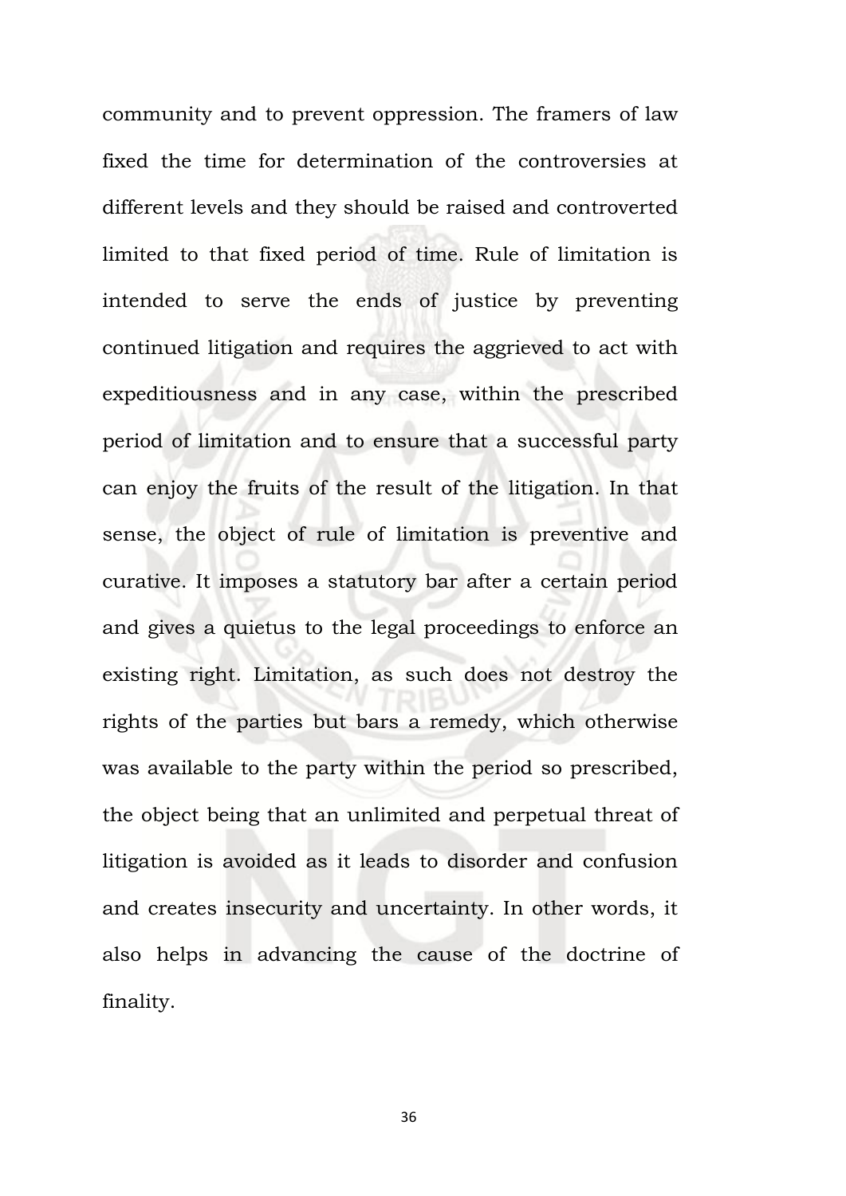community and to prevent oppression. The framers of law fixed the time for determination of the controversies at different levels and they should be raised and controverted limited to that fixed period of time. Rule of limitation is intended to serve the ends of justice by preventing continued litigation and requires the aggrieved to act with expeditiousness and in any case, within the prescribed period of limitation and to ensure that a successful party can enjoy the fruits of the result of the litigation. In that sense, the object of rule of limitation is preventive and curative. It imposes a statutory bar after a certain period and gives a quietus to the legal proceedings to enforce an existing right. Limitation, as such does not destroy the rights of the parties but bars a remedy, which otherwise was available to the party within the period so prescribed, the object being that an unlimited and perpetual threat of litigation is avoided as it leads to disorder and confusion and creates insecurity and uncertainty. In other words, it also helps in advancing the cause of the doctrine of finality.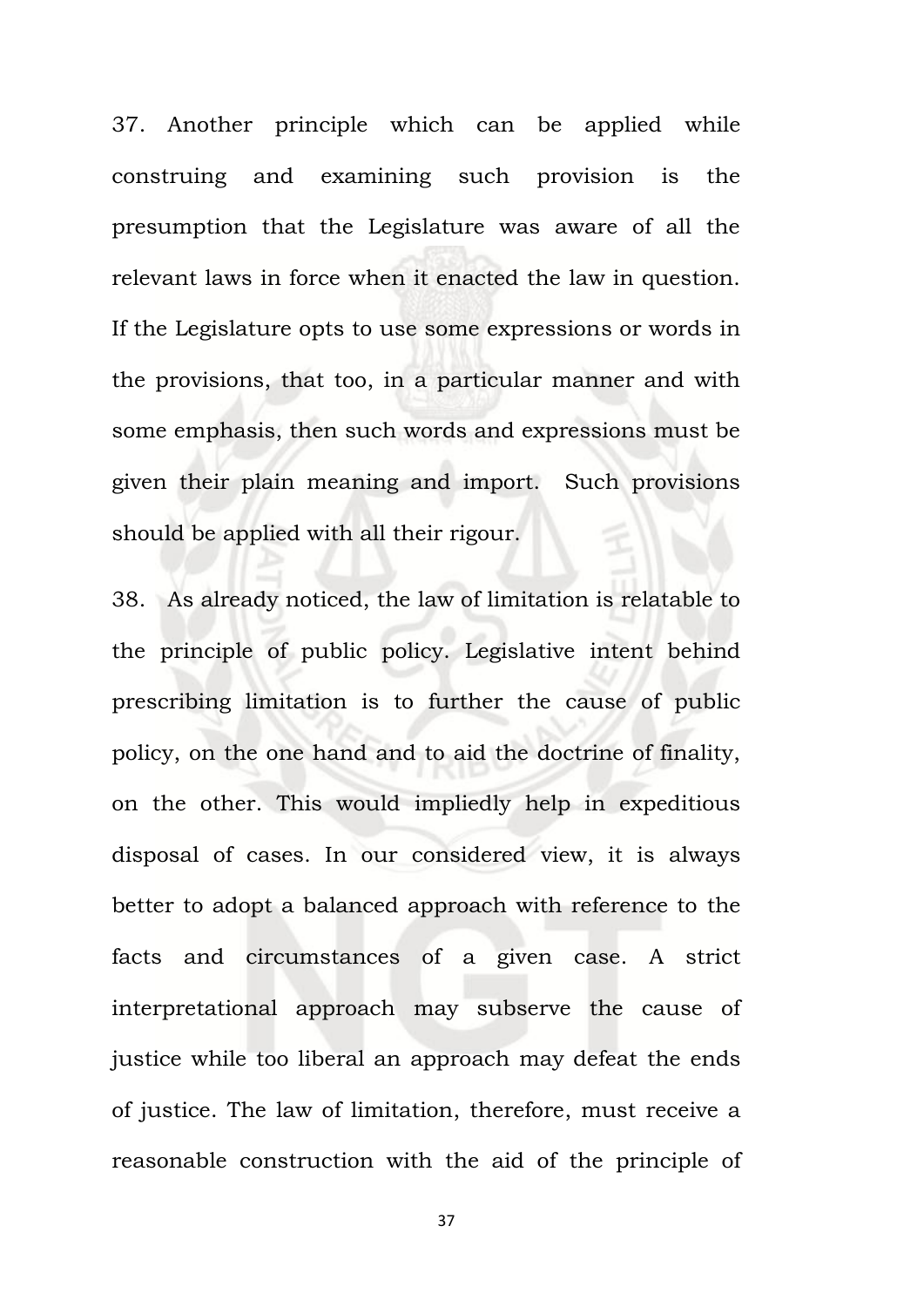37. Another principle which can be applied while construing and examining such provision is the presumption that the Legislature was aware of all the relevant laws in force when it enacted the law in question. If the Legislature opts to use some expressions or words in the provisions, that too, in a particular manner and with some emphasis, then such words and expressions must be given their plain meaning and import. Such provisions should be applied with all their rigour.

38. As already noticed, the law of limitation is relatable to the principle of public policy. Legislative intent behind prescribing limitation is to further the cause of public policy, on the one hand and to aid the doctrine of finality, on the other. This would impliedly help in expeditious disposal of cases. In our considered view, it is always better to adopt a balanced approach with reference to the facts and circumstances of a given case. A strict interpretational approach may subserve the cause of justice while too liberal an approach may defeat the ends of justice. The law of limitation, therefore, must receive a reasonable construction with the aid of the principle of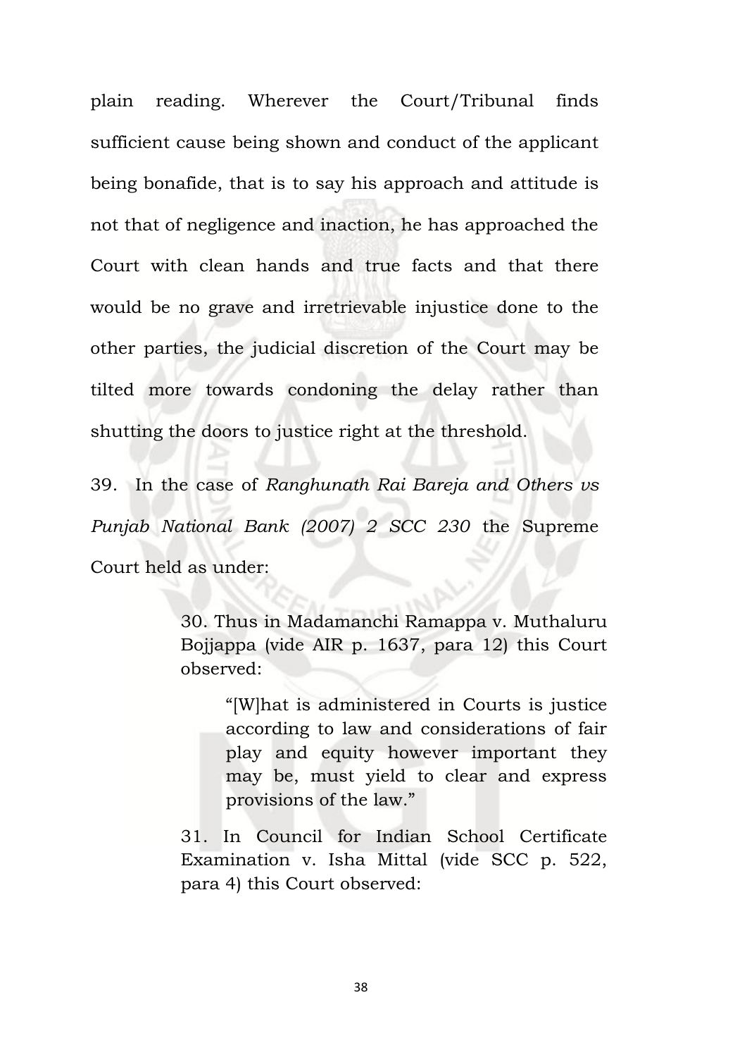plain reading. Wherever the Court/Tribunal finds sufficient cause being shown and conduct of the applicant being bonafide, that is to say his approach and attitude is not that of negligence and inaction, he has approached the Court with clean hands and true facts and that there would be no grave and irretrievable injustice done to the other parties, the judicial discretion of the Court may be tilted more towards condoning the delay rather than shutting the doors to justice right at the threshold.

39. In the case of *Ranghunath Rai Bareja and Others vs Punjab National Bank (2007) 2 SCC 230* the Supreme Court held as under:

> 30. Thus in Madamanchi Ramappa v. Muthaluru Bojjappa (vide AIR p. 1637, para 12) this Court observed:
>
> > "[W]hat is administered in Courts is justice according to law and considerations of fair play and equity however important they may be, must yield to clear and express provisions of the law."
>
> 31. In Council for Indian School Certificate Examination v. Isha Mittal (vide SCC p. 522, para 4) this Court observed: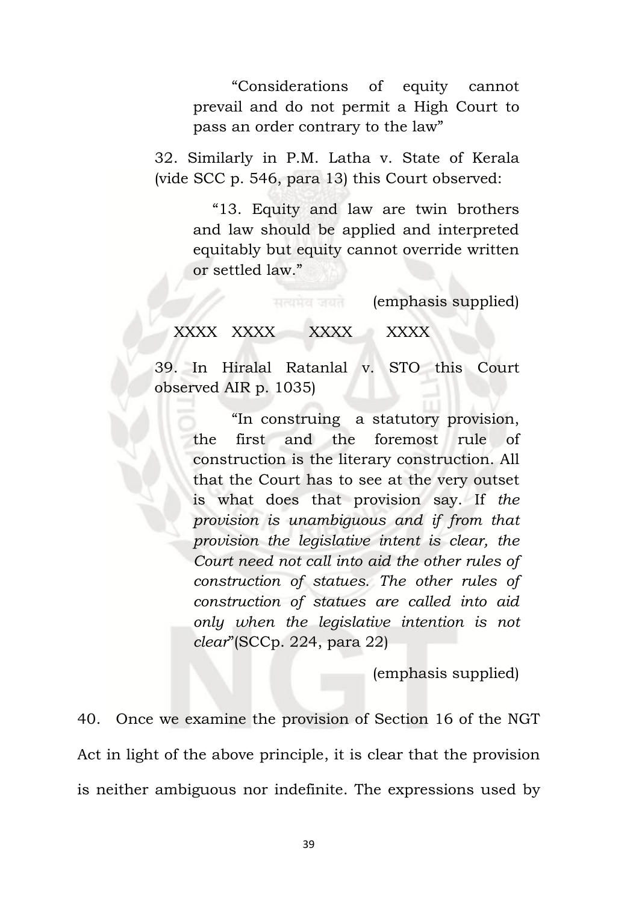> "Considerations of equity cannot prevail and do not permit a High Court to pass an order contrary to the law"

32. Similarly in P.M. Latha v. State of Kerala (vide SCC p. 546, para 13) this Court observed:

> "13. Equity and law are twin brothers and law should be applied and interpreted equitably but equity cannot override written or settled law."

(emphasis supplied)

XXXX XXXX XXXX XXXX

39. In Hiralal Ratanlal v. STO this Court observed AIR p. 1035)

> "In construing a statutory provision, the first and the foremost rule of construction is the literary construction. All that the Court has to see at the very outset is what does that provision say. If *the provision is unambiguous and if from that provision the legislative intent is clear, the Court need not call into aid the other rules of construction of statues. The other rules of construction of statues are called into aid only when the legislative intention is not clear*"(SCCp. 224, para 22)

(emphasis supplied)

40. Once we examine the provision of Section 16 of the NGT Act in light of the above principle, it is clear that the provision is neither ambiguous nor indefinite. The expressions used by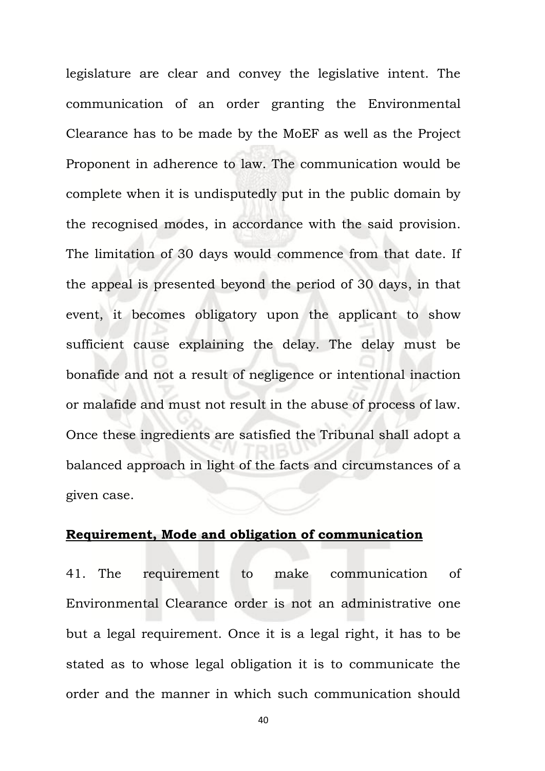legislature are clear and convey the legislative intent. The communication of an order granting the Environmental Clearance has to be made by the MoEF as well as the Project Proponent in adherence to law. The communication would be complete when it is undisputedly put in the public domain by the recognised modes, in accordance with the said provision. The limitation of 30 days would commence from that date. If the appeal is presented beyond the period of 30 days, in that event, it becomes obligatory upon the applicant to show sufficient cause explaining the delay. The delay must be bonafide and not a result of negligence or intentional inaction or malafide and must not result in the abuse of process of law. Once these ingredients are satisfied the Tribunal shall adopt a balanced approach in light of the facts and circumstances of a given case.

**<u>Requirement, Mode and obligation of communication</u>**

41. The requirement to make communication of Environmental Clearance order is not an administrative one but a legal requirement. Once it is a legal right, it has to be stated as to whose legal obligation it is to communicate the order and the manner in which such communication should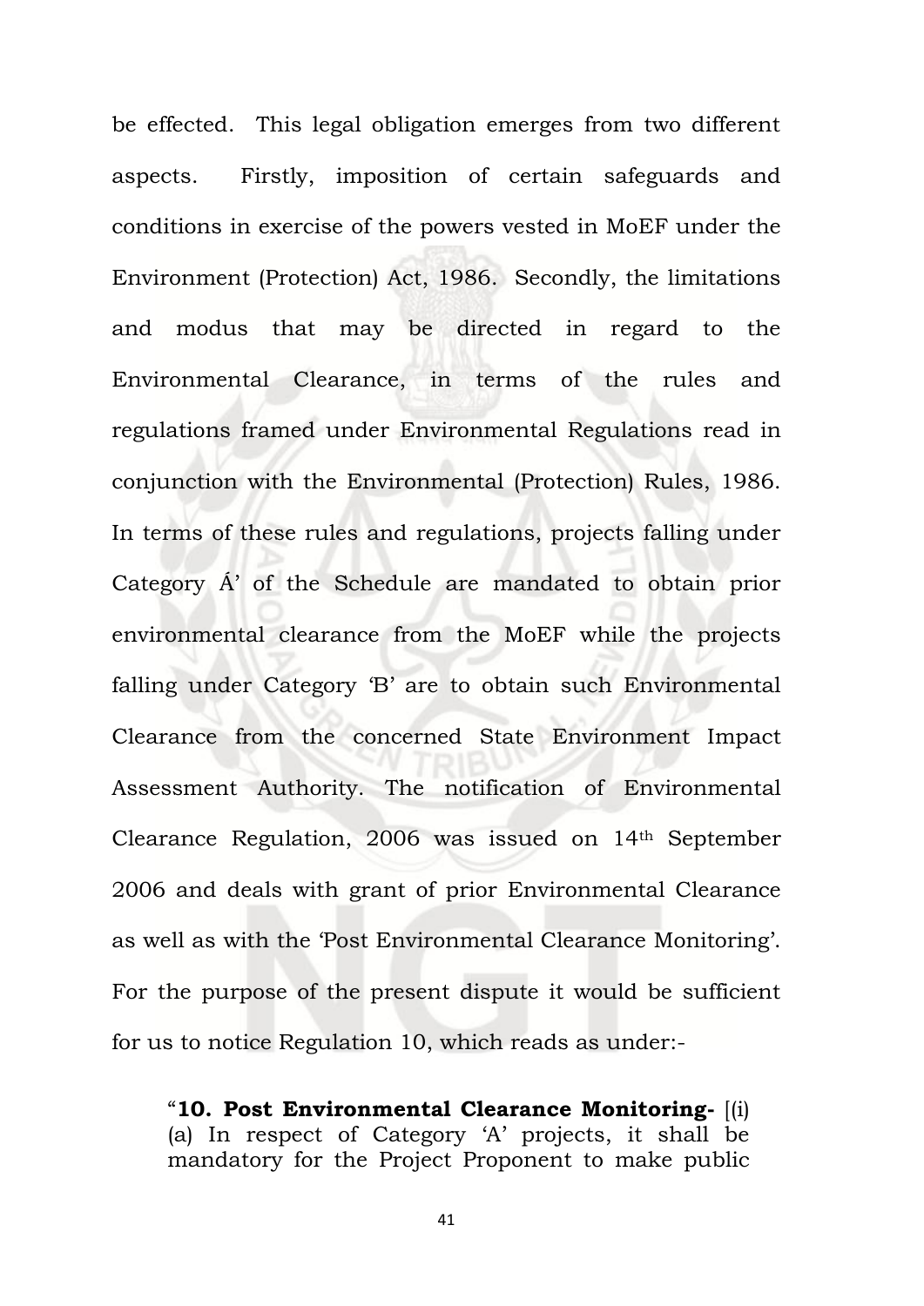be effected. This legal obligation emerges from two different aspects. Firstly, imposition of certain safeguards and conditions in exercise of the powers vested in MoEF under the Environment (Protection) Act, 1986. Secondly, the limitations and modus that may be directed in regard to the Environmental Clearance, in terms of the rules and regulations framed under Environmental Regulations read in conjunction with the Environmental (Protection) Rules, 1986. In terms of these rules and regulations, projects falling under Category Á' of the Schedule are mandated to obtain prior environmental clearance from the MoEF while the projects falling under Category 'B' are to obtain such Environmental Clearance from the concerned State Environment Impact Assessment Authority. The notification of Environmental Clearance Regulation, 2006 was issued on 14th September 2006 and deals with grant of prior Environmental Clearance as well as with the 'Post Environmental Clearance Monitoring'. For the purpose of the present dispute it would be sufficient for us to notice Regulation 10, which reads as under:-

> "**10. Post Environmental Clearance Monitoring-** [(i) (a) In respect of Category 'A' projects, it shall be mandatory for the Project Proponent to make public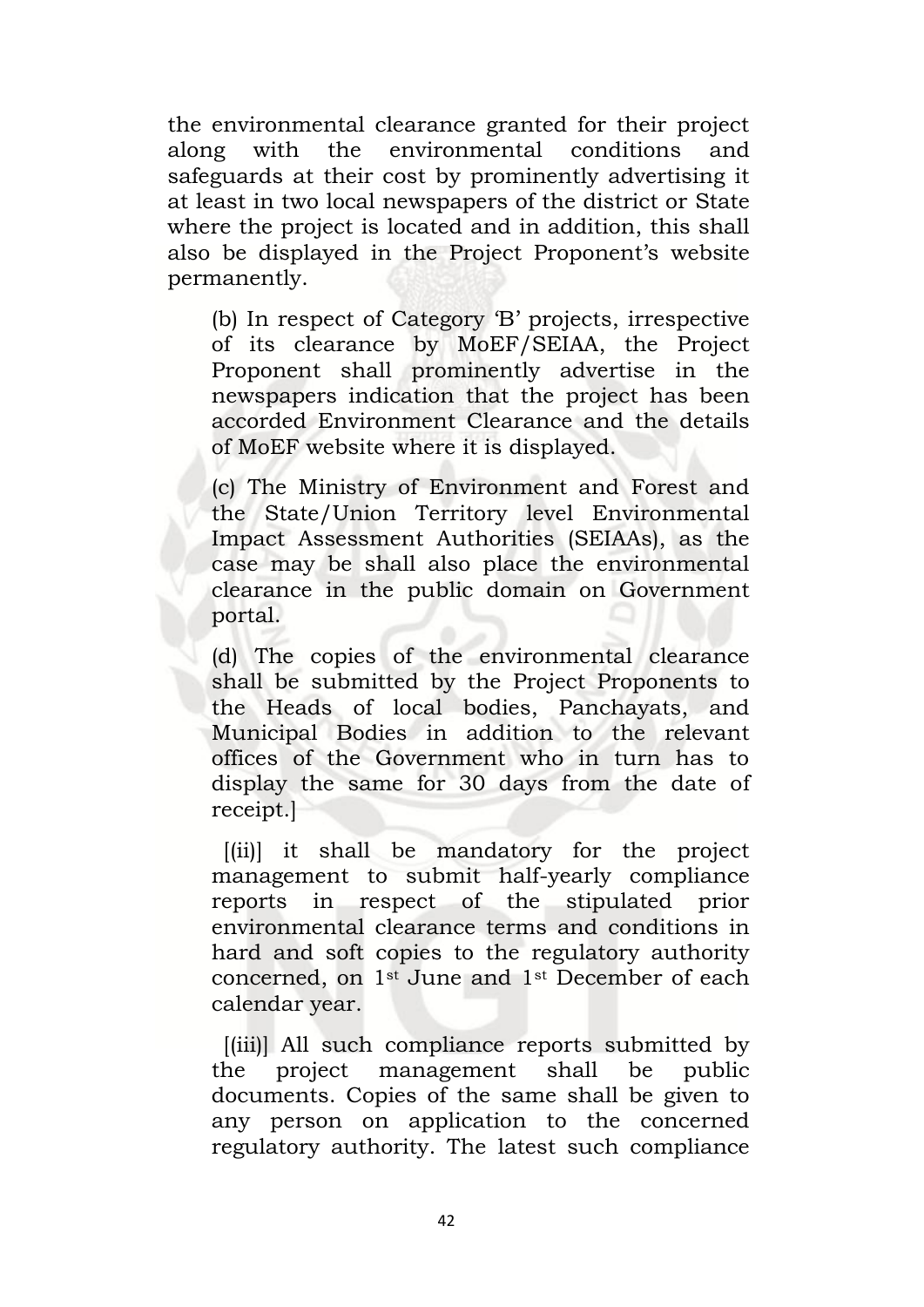the environmental clearance granted for their project along with the environmental conditions and safeguards at their cost by prominently advertising it at least in two local newspapers of the district or State where the project is located and in addition, this shall also be displayed in the Project Proponent's website permanently.

(b) In respect of Category 'B' projects, irrespective of its clearance by MoEF/SEIAA, the Project Proponent shall prominently advertise in the newspapers indication that the project has been accorded Environment Clearance and the details of MoEF website where it is displayed.

(c) The Ministry of Environment and Forest and the State/Union Territory level Environmental Impact Assessment Authorities (SEIAAs), as the case may be shall also place the environmental clearance in the public domain on Government portal.

(d) The copies of the environmental clearance shall be submitted by the Project Proponents to the Heads of local bodies, Panchayats, and Municipal Bodies in addition to the relevant offices of the Government who in turn has to display the same for 30 days from the date of receipt.]

[(ii)] it shall be mandatory for the project management to submit half-yearly compliance reports in respect of the stipulated prior environmental clearance terms and conditions in hard and soft copies to the regulatory authority concerned, on 1st June and 1st December of each calendar year.

[(iii)] All such compliance reports submitted by the project management shall be public documents. Copies of the same shall be given to any person on application to the concerned regulatory authority. The latest such compliance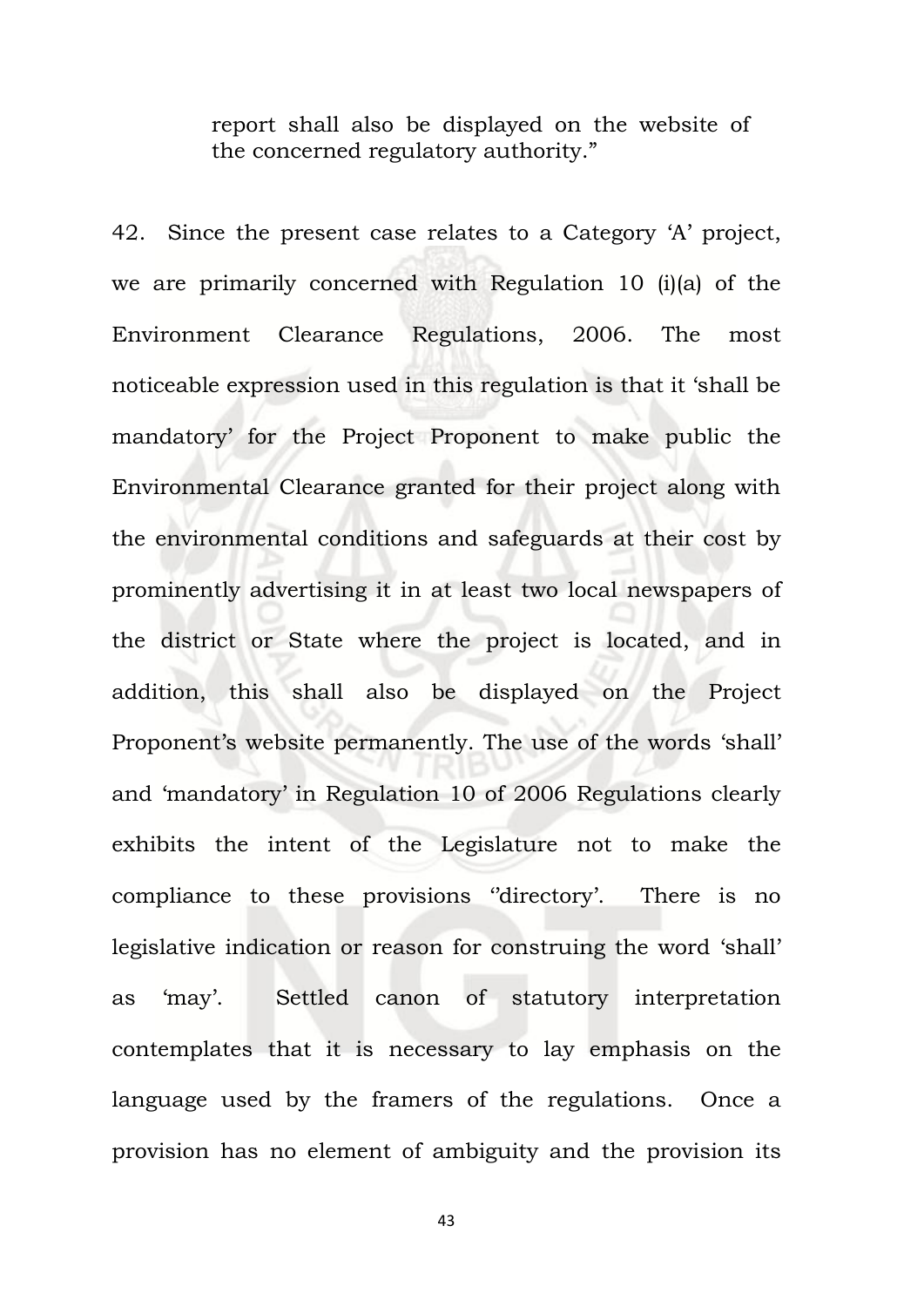report shall also be displayed on the website of the concerned regulatory authority."

42. Since the present case relates to a Category 'A' project, we are primarily concerned with Regulation 10 (i)(a) of the Environment Clearance Regulations, 2006. The most noticeable expression used in this regulation is that it 'shall be mandatory' for the Project Proponent to make public the Environmental Clearance granted for their project along with the environmental conditions and safeguards at their cost by prominently advertising it in at least two local newspapers of the district or State where the project is located, and in addition, this shall also be displayed on the Project Proponent's website permanently. The use of the words 'shall' and 'mandatory' in Regulation 10 of 2006 Regulations clearly exhibits the intent of the Legislature not to make the compliance to these provisions ''directory'. There is no legislative indication or reason for construing the word 'shall' as 'may'. Settled canon of statutory interpretation contemplates that it is necessary to lay emphasis on the language used by the framers of the regulations. Once a provision has no element of ambiguity and the provision its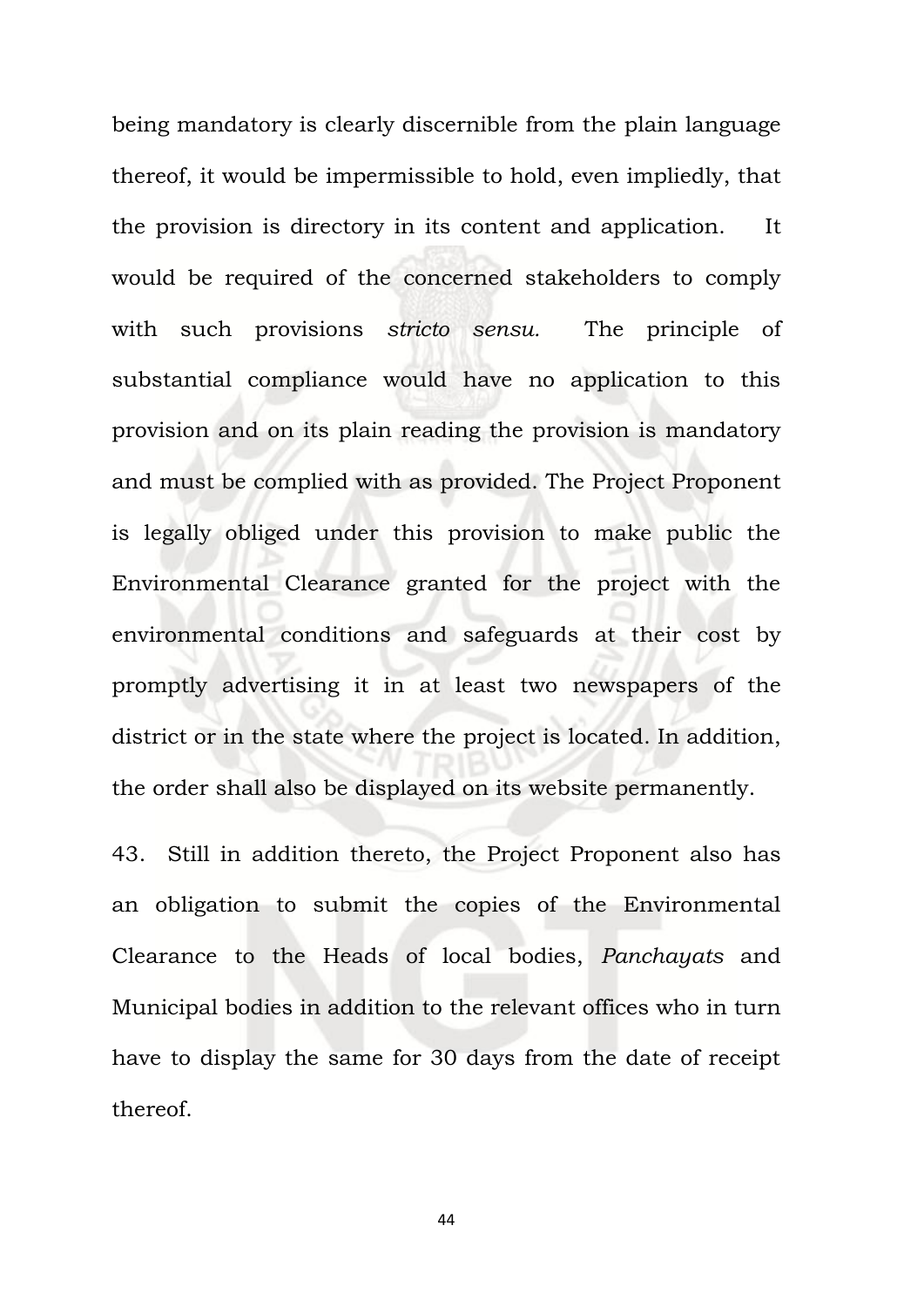being mandatory is clearly discernible from the plain language thereof, it would be impermissible to hold, even impliedly, that the provision is directory in its content and application. It would be required of the concerned stakeholders to comply with such provisions *stricto sensu.* The principle of substantial compliance would have no application to this provision and on its plain reading the provision is mandatory and must be complied with as provided. The Project Proponent is legally obliged under this provision to make public the Environmental Clearance granted for the project with the environmental conditions and safeguards at their cost by promptly advertising it in at least two newspapers of the district or in the state where the project is located. In addition, the order shall also be displayed on its website permanently.

43. Still in addition thereto, the Project Proponent also has an obligation to submit the copies of the Environmental Clearance to the Heads of local bodies, *Panchayats* and Municipal bodies in addition to the relevant offices who in turn have to display the same for 30 days from the date of receipt thereof.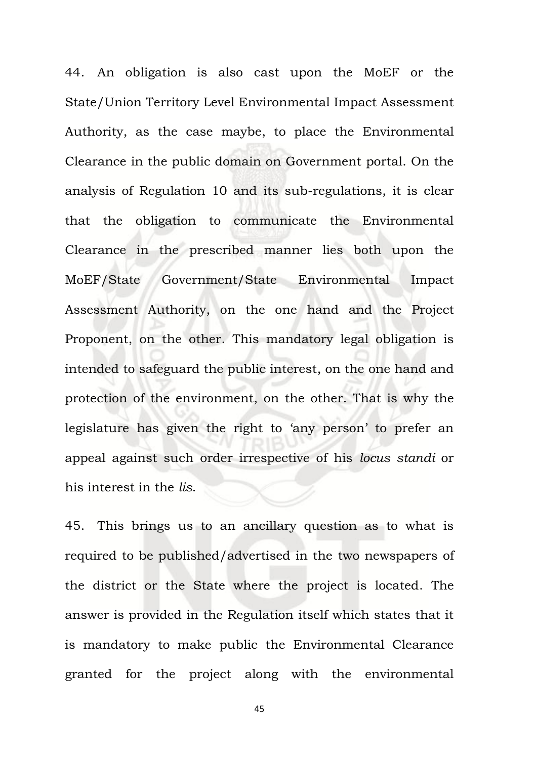44. An obligation is also cast upon the MoEF or the State/Union Territory Level Environmental Impact Assessment Authority, as the case maybe, to place the Environmental Clearance in the public domain on Government portal. On the analysis of Regulation 10 and its sub-regulations, it is clear that the obligation to communicate the Environmental Clearance in the prescribed manner lies both upon the MoEF/State Government/State Environmental Impact Assessment Authority, on the one hand and the Project Proponent, on the other. This mandatory legal obligation is intended to safeguard the public interest, on the one hand and protection of the environment, on the other. That is why the legislature has given the right to 'any person' to prefer an appeal against such order irrespective of his *locus standi* or his interest in the *lis*.

45. This brings us to an ancillary question as to what is required to be published/advertised in the two newspapers of the district or the State where the project is located. The answer is provided in the Regulation itself which states that it is mandatory to make public the Environmental Clearance granted for the project along with the environmental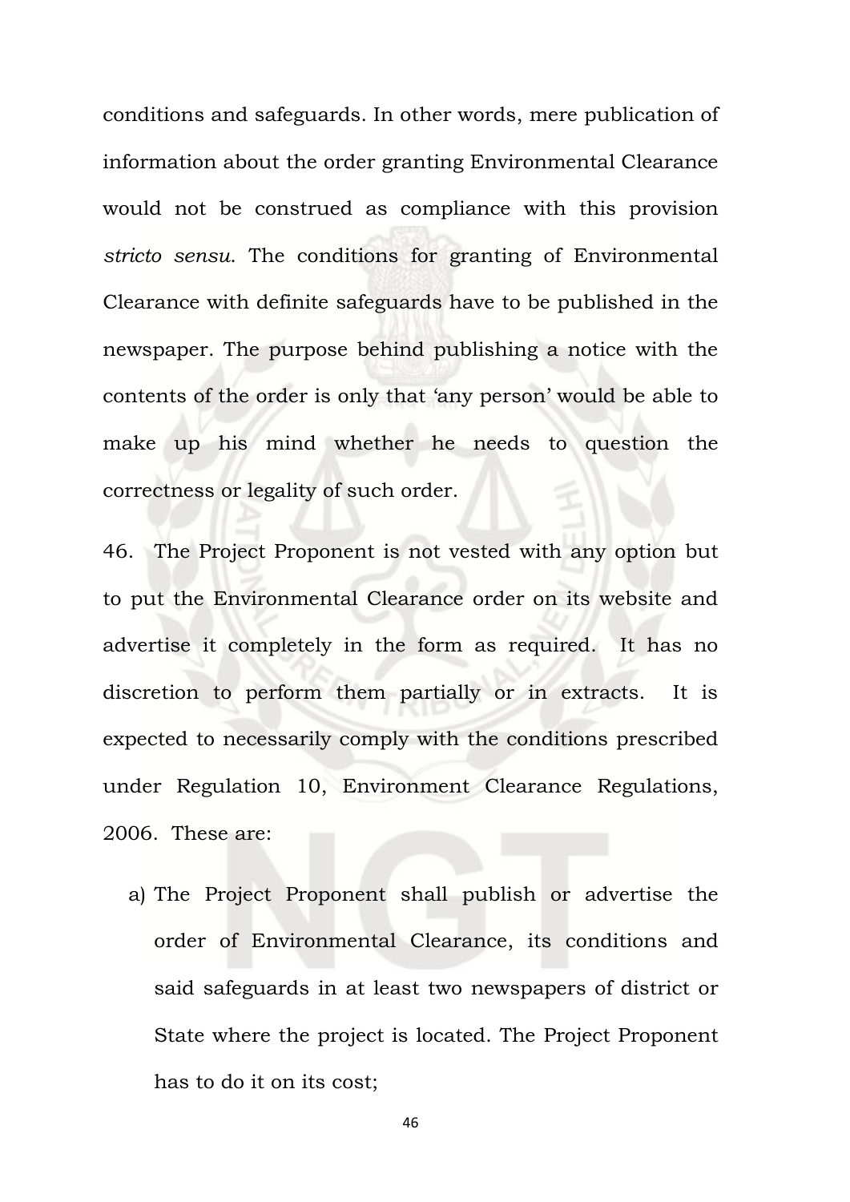conditions and safeguards. In other words, mere publication of information about the order granting Environmental Clearance would not be construed as compliance with this provision *stricto sensu*. The conditions for granting of Environmental Clearance with definite safeguards have to be published in the newspaper. The purpose behind publishing a notice with the contents of the order is only that 'any person' would be able to make up his mind whether he needs to question the correctness or legality of such order.

46. The Project Proponent is not vested with any option but to put the Environmental Clearance order on its website and advertise it completely in the form as required. It has no discretion to perform them partially or in extracts. It is expected to necessarily comply with the conditions prescribed under Regulation 10, Environment Clearance Regulations, 2006. These are:

a) The Project Proponent shall publish or advertise the order of Environmental Clearance, its conditions and said safeguards in at least two newspapers of district or State where the project is located. The Project Proponent has to do it on its cost;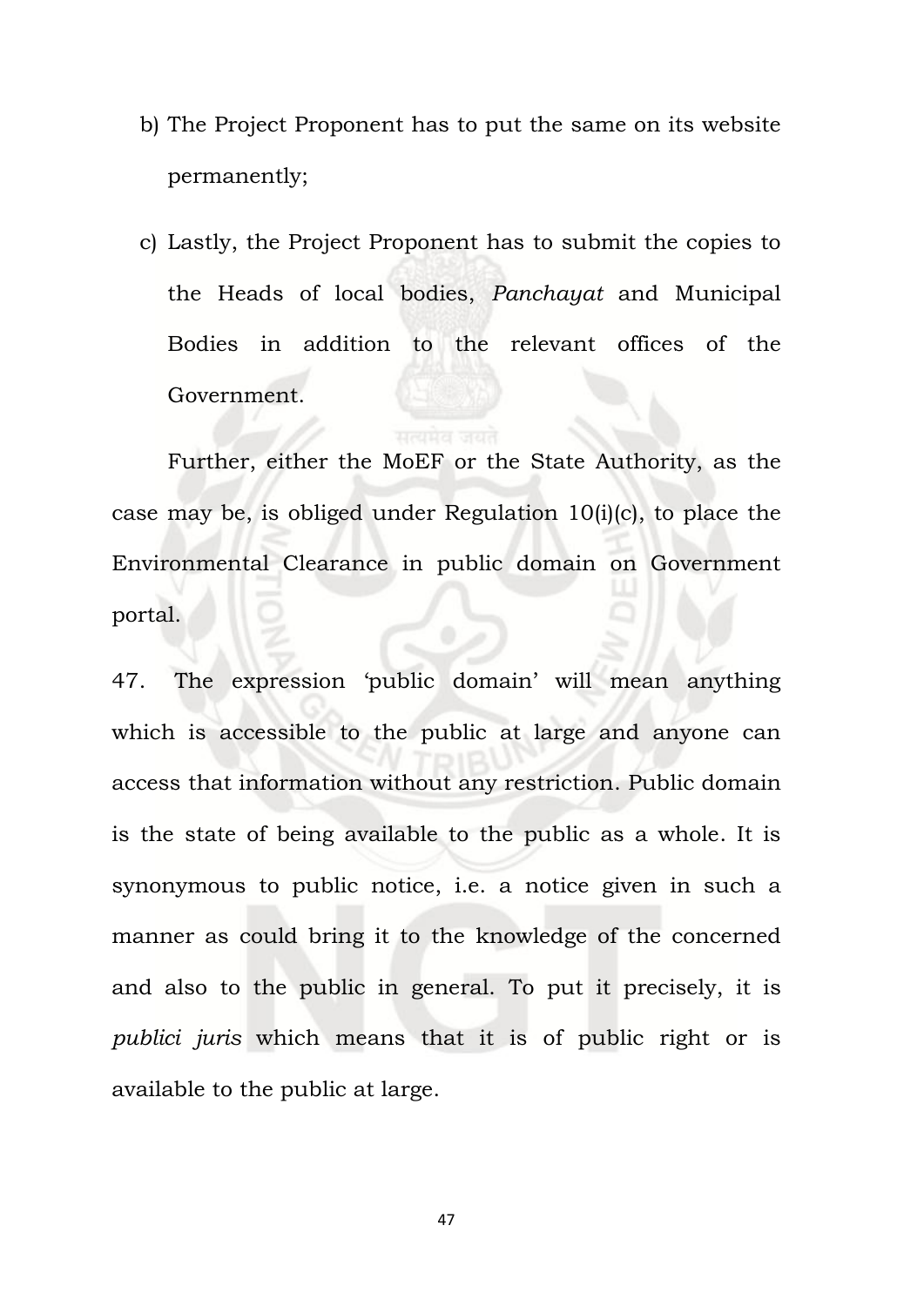b) The Project Proponent has to put the same on its website permanently;

c) Lastly, the Project Proponent has to submit the copies to the Heads of local bodies, *Panchayat* and Municipal Bodies in addition to the relevant offices of the Government.

Further, either the MoEF or the State Authority, as the case may be, is obliged under Regulation 10(i)(c), to place the Environmental Clearance in public domain on Government portal.

47. The expression 'public domain' will mean anything which is accessible to the public at large and anyone can access that information without any restriction. Public domain is the state of being available to the public as a whole. It is synonymous to public notice, i.e. a notice given in such a manner as could bring it to the knowledge of the concerned and also to the public in general. To put it precisely, it is *publici juris* which means that it is of public right or is available to the public at large.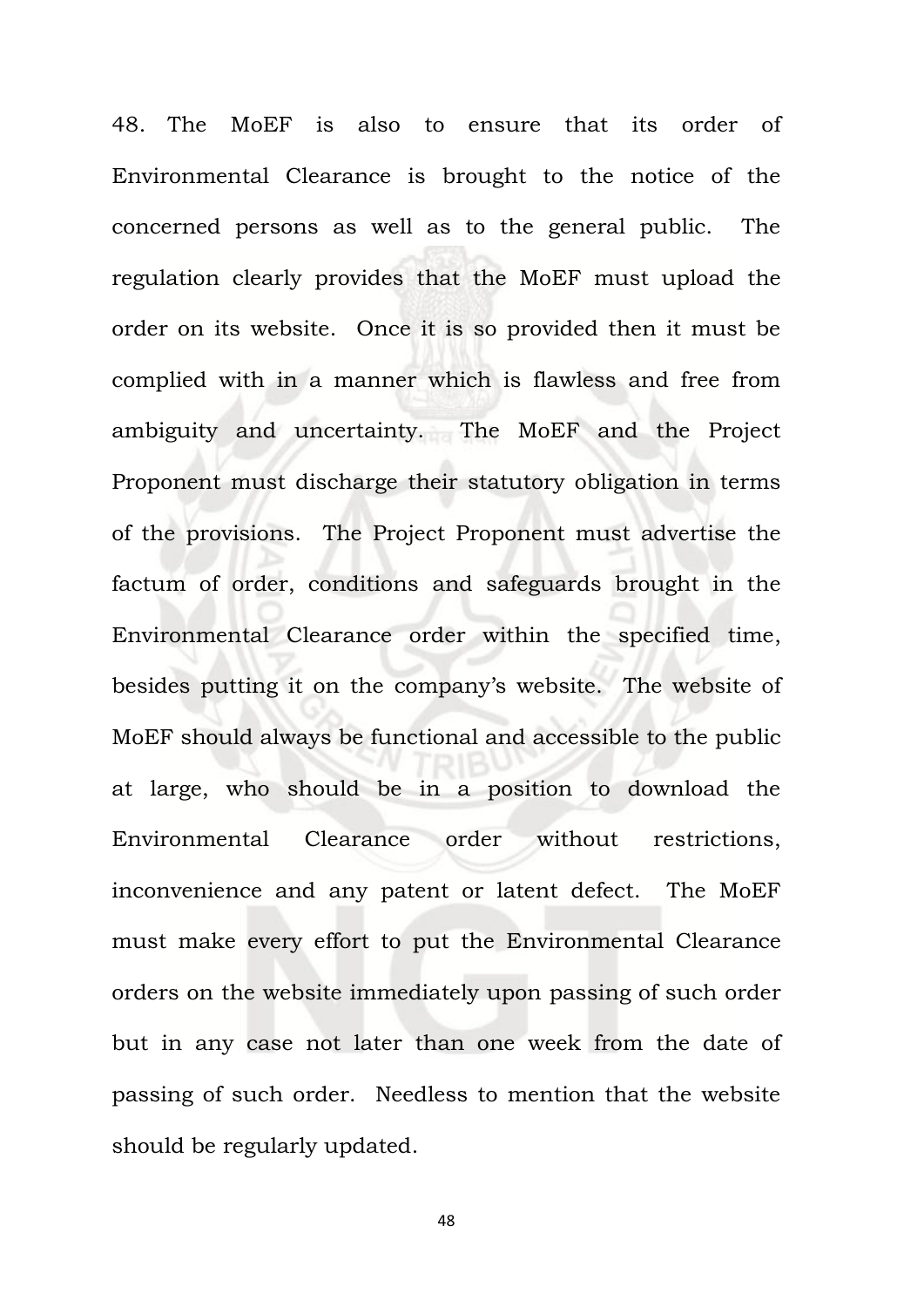48. The MoEF is also to ensure that its order of Environmental Clearance is brought to the notice of the concerned persons as well as to the general public. The regulation clearly provides that the MoEF must upload the order on its website. Once it is so provided then it must be complied with in a manner which is flawless and free from ambiguity and uncertainty. The MoEF and the Project Proponent must discharge their statutory obligation in terms of the provisions. The Project Proponent must advertise the factum of order, conditions and safeguards brought in the Environmental Clearance order within the specified time, besides putting it on the company's website. The website of MoEF should always be functional and accessible to the public at large, who should be in a position to download the Environmental Clearance order without restrictions, inconvenience and any patent or latent defect. The MoEF must make every effort to put the Environmental Clearance orders on the website immediately upon passing of such order but in any case not later than one week from the date of passing of such order. Needless to mention that the website should be regularly updated.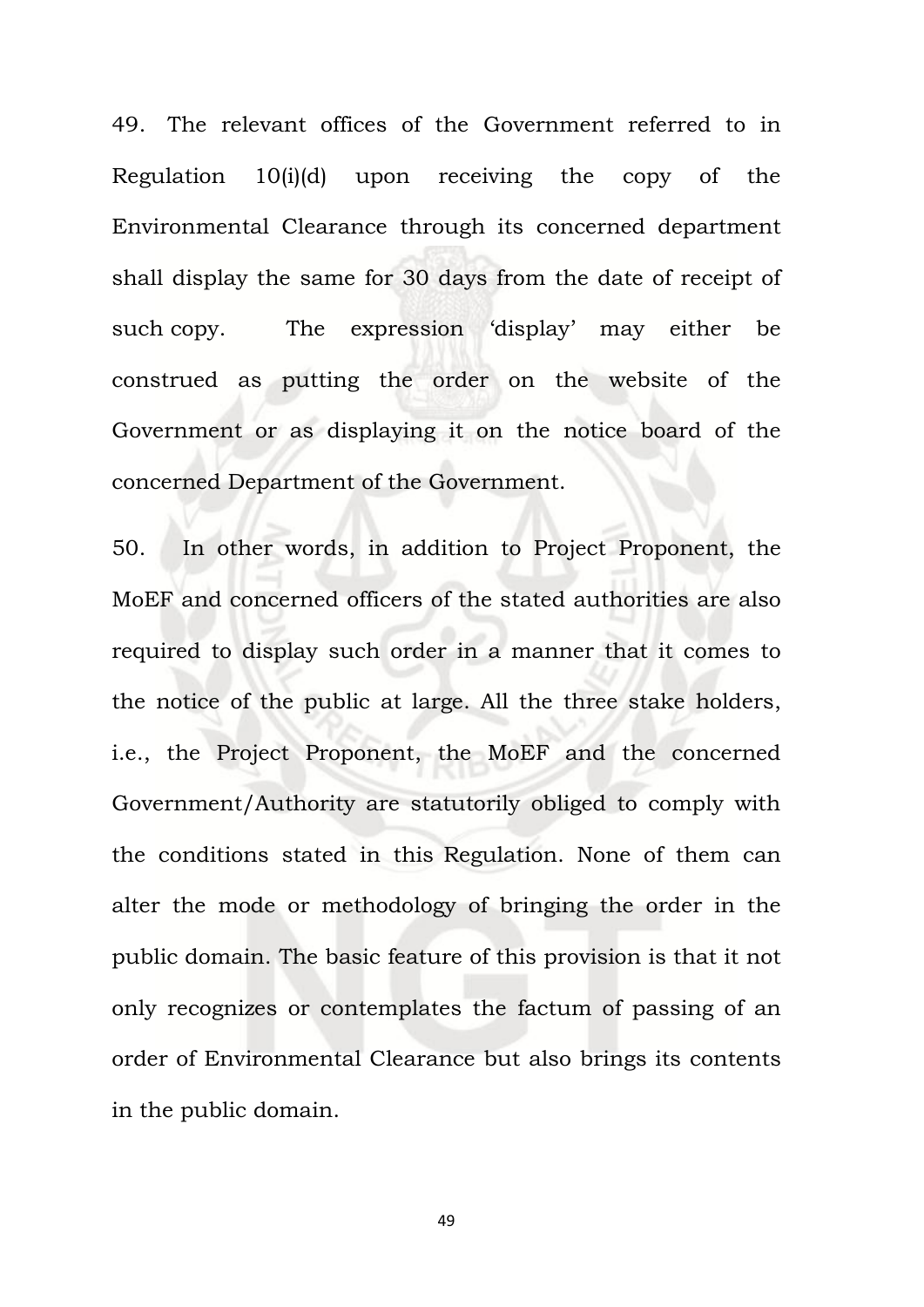49. The relevant offices of the Government referred to in Regulation 10(i)(d) upon receiving the copy of the Environmental Clearance through its concerned department shall display the same for 30 days from the date of receipt of such copy. The expression 'display' may either be construed as putting the order on the website of the Government or as displaying it on the notice board of the concerned Department of the Government.

50. In other words, in addition to Project Proponent, the MoEF and concerned officers of the stated authorities are also required to display such order in a manner that it comes to the notice of the public at large. All the three stake holders, i.e., the Project Proponent, the MoEF and the concerned Government/Authority are statutorily obliged to comply with the conditions stated in this Regulation. None of them can alter the mode or methodology of bringing the order in the public domain. The basic feature of this provision is that it not only recognizes or contemplates the factum of passing of an order of Environmental Clearance but also brings its contents in the public domain.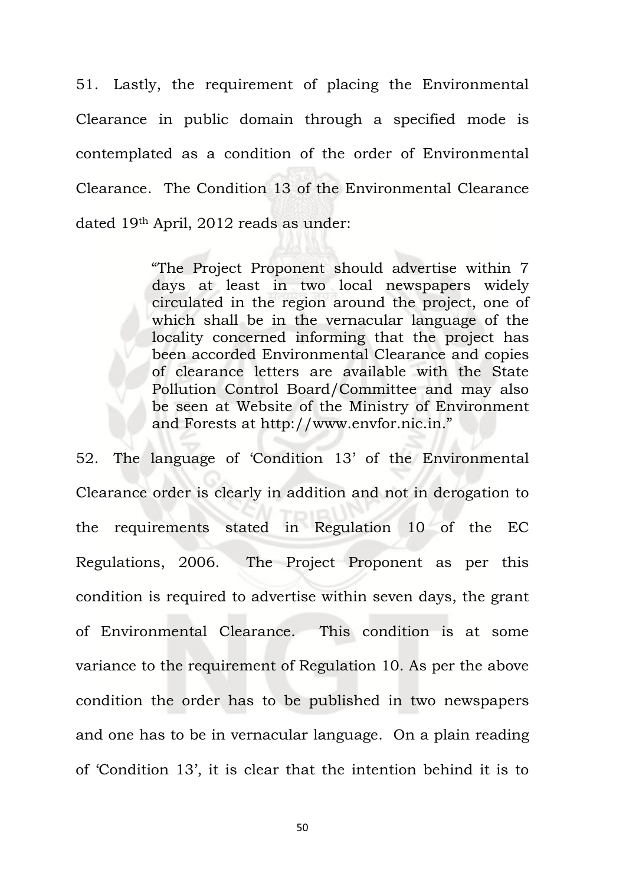51. Lastly, the requirement of placing the Environmental Clearance in public domain through a specified mode is contemplated as a condition of the order of Environmental Clearance. The Condition 13 of the Environmental Clearance dated 19th April, 2012 reads as under:

> "The Project Proponent should advertise within 7 days at least in two local newspapers widely circulated in the region around the project, one of which shall be in the vernacular language of the locality concerned informing that the project has been accorded Environmental Clearance and copies of clearance letters are available with the State Pollution Control Board/Committee and may also be seen at Website of the Ministry of Environment and Forests at http://www.envfor.nic.in."

52. The language of 'Condition 13' of the Environmental Clearance order is clearly in addition and not in derogation to the requirements stated in Regulation 10 of the EC Regulations, 2006. The Project Proponent as per this condition is required to advertise within seven days, the grant of Environmental Clearance. This condition is at some variance to the requirement of Regulation 10. As per the above condition the order has to be published in two newspapers and one has to be in vernacular language. On a plain reading of 'Condition 13', it is clear that the intention behind it is to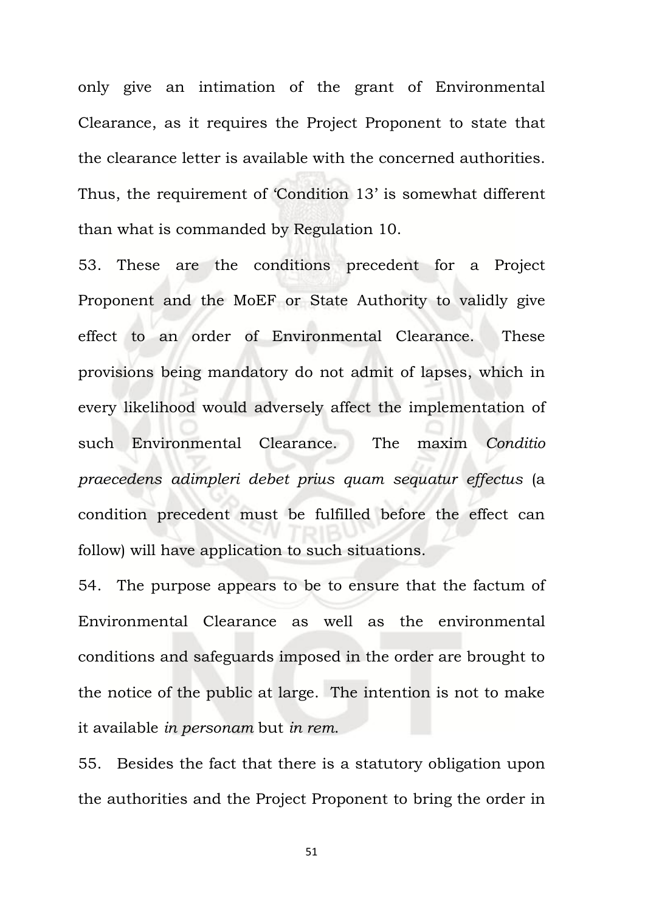only give an intimation of the grant of Environmental Clearance, as it requires the Project Proponent to state that the clearance letter is available with the concerned authorities. Thus, the requirement of 'Condition 13' is somewhat different than what is commanded by Regulation 10.

53. These are the conditions precedent for a Project Proponent and the MoEF or State Authority to validly give effect to an order of Environmental Clearance. These provisions being mandatory do not admit of lapses, which in every likelihood would adversely affect the implementation of such Environmental Clearance. The maxim *Conditio praecedens adimpleri debet prius quam sequatur effectus* (a condition precedent must be fulfilled before the effect can follow) will have application to such situations.

54. The purpose appears to be to ensure that the factum of Environmental Clearance as well as the environmental conditions and safeguards imposed in the order are brought to the notice of the public at large. The intention is not to make it available *in personam* but *in rem*.

55. Besides the fact that there is a statutory obligation upon the authorities and the Project Proponent to bring the order in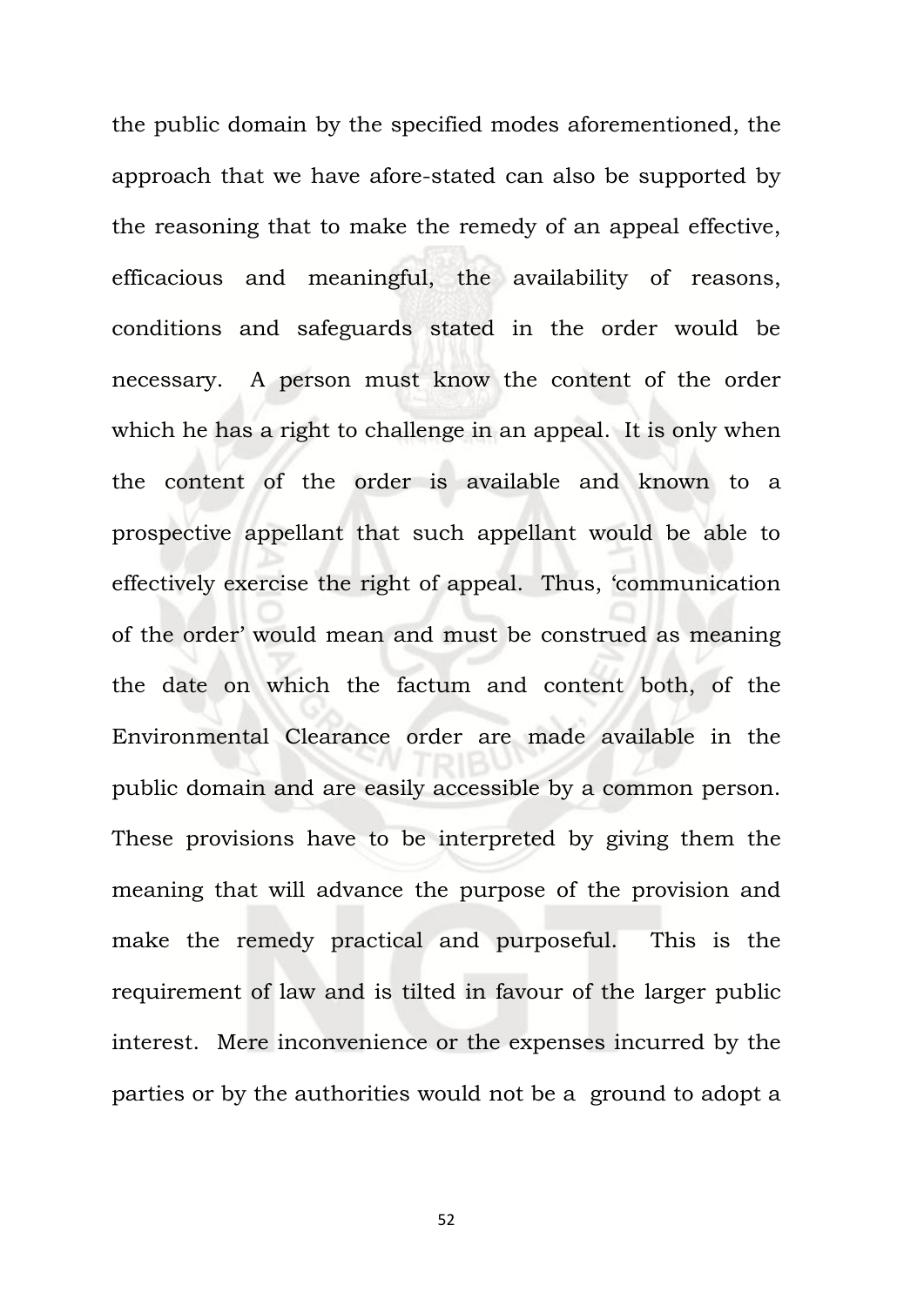the public domain by the specified modes aforementioned, the approach that we have afore-stated can also be supported by the reasoning that to make the remedy of an appeal effective, efficacious and meaningful, the availability of reasons, conditions and safeguards stated in the order would be necessary. A person must know the content of the order which he has a right to challenge in an appeal. It is only when the content of the order is available and known to a prospective appellant that such appellant would be able to effectively exercise the right of appeal. Thus, 'communication of the order' would mean and must be construed as meaning the date on which the factum and content both, of the Environmental Clearance order are made available in the public domain and are easily accessible by a common person. These provisions have to be interpreted by giving them the meaning that will advance the purpose of the provision and make the remedy practical and purposeful. This is the requirement of law and is tilted in favour of the larger public interest. Mere inconvenience or the expenses incurred by the parties or by the authorities would not be a ground to adopt a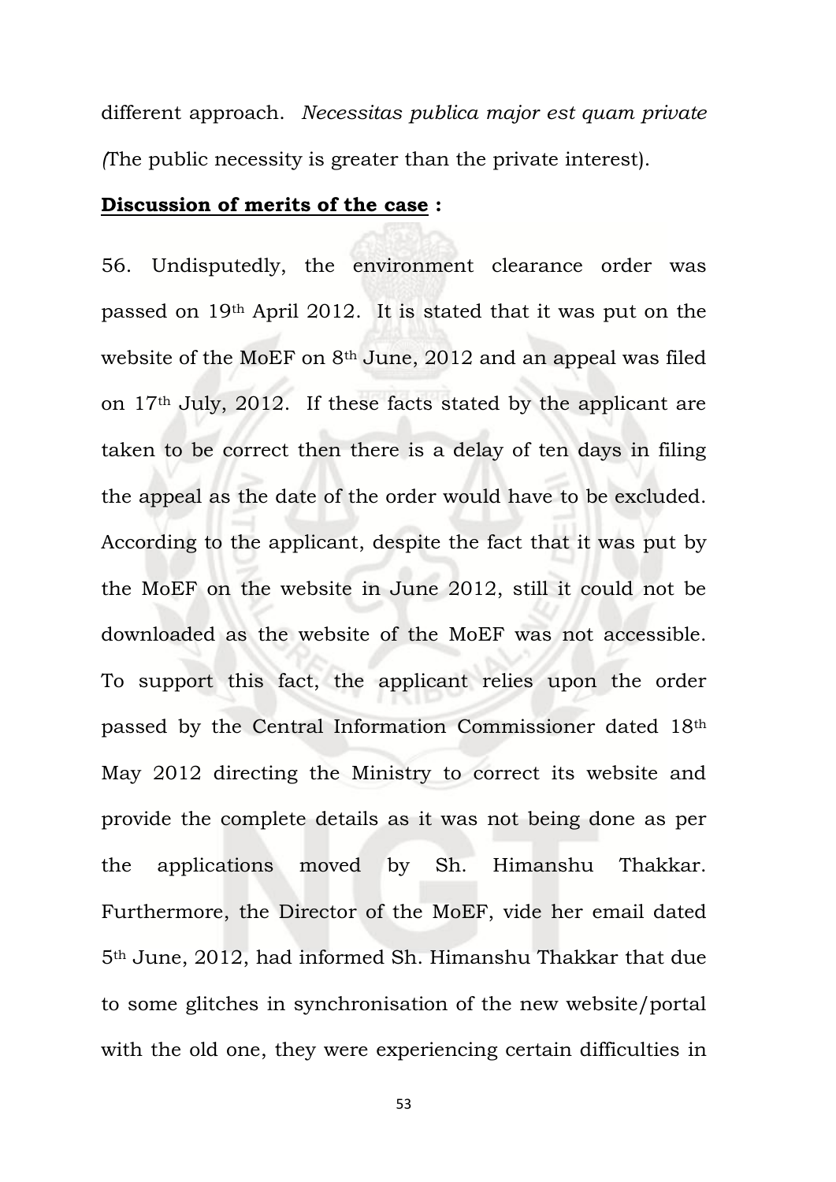different approach. *Necessitas publica major est quam private (*The public necessity is greater than the private interest).

**Discussion of merits of the case :**

56. Undisputedly, the environment clearance order was passed on 19th April 2012. It is stated that it was put on the website of the MoEF on 8th June, 2012 and an appeal was filed on 17th July, 2012. If these facts stated by the applicant are taken to be correct then there is a delay of ten days in filing the appeal as the date of the order would have to be excluded. According to the applicant, despite the fact that it was put by the MoEF on the website in June 2012, still it could not be downloaded as the website of the MoEF was not accessible. To support this fact, the applicant relies upon the order passed by the Central Information Commissioner dated 18th May 2012 directing the Ministry to correct its website and provide the complete details as it was not being done as per the applications moved by Sh. Himanshu Thakkar. Furthermore, the Director of the MoEF, vide her email dated 5th June, 2012, had informed Sh. Himanshu Thakkar that due to some glitches in synchronisation of the new website/portal with the old one, they were experiencing certain difficulties in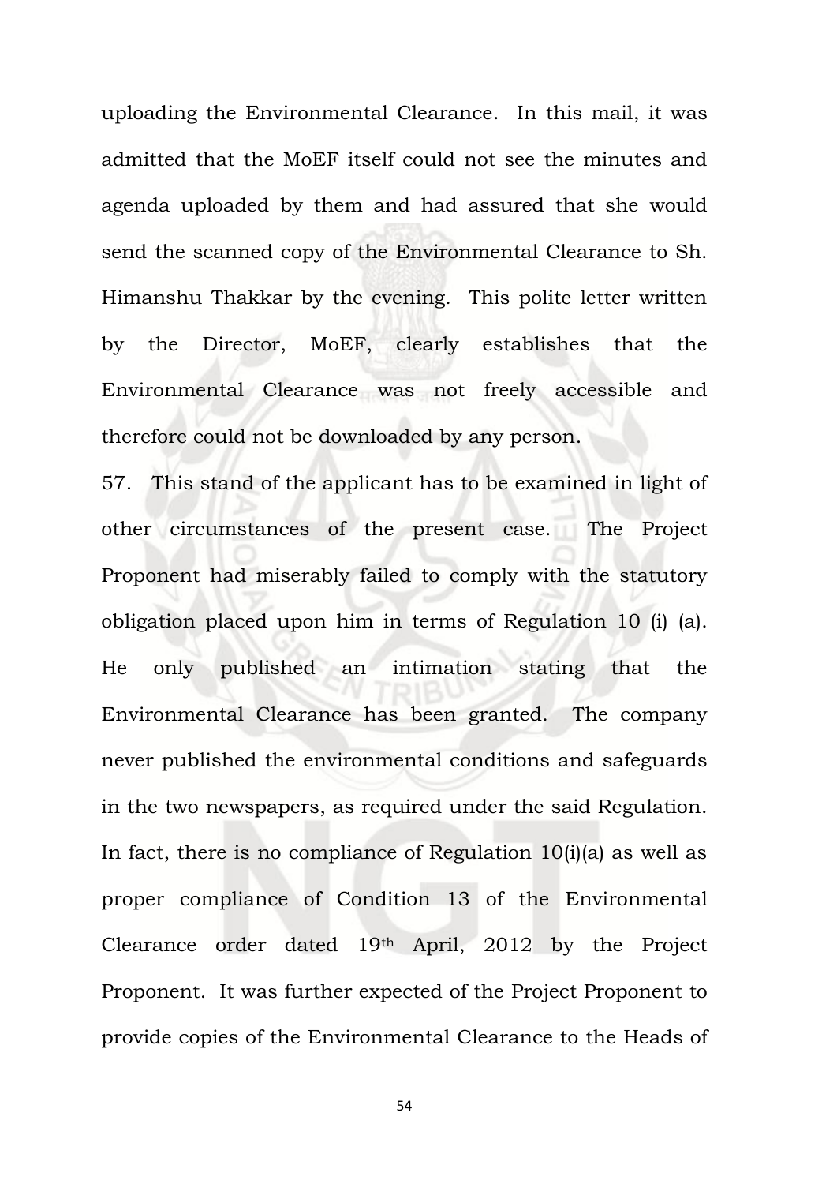uploading the Environmental Clearance. In this mail, it was admitted that the MoEF itself could not see the minutes and agenda uploaded by them and had assured that she would send the scanned copy of the Environmental Clearance to Sh. Himanshu Thakkar by the evening. This polite letter written by the Director, MoEF, clearly establishes that the Environmental Clearance was not freely accessible and therefore could not be downloaded by any person.

57. This stand of the applicant has to be examined in light of other circumstances of the present case. The Project Proponent had miserably failed to comply with the statutory obligation placed upon him in terms of Regulation 10 (i) (a). He only published an intimation stating that the Environmental Clearance has been granted. The company never published the environmental conditions and safeguards in the two newspapers, as required under the said Regulation. In fact, there is no compliance of Regulation 10(i)(a) as well as proper compliance of Condition 13 of the Environmental Clearance order dated 19th April, 2012 by the Project Proponent. It was further expected of the Project Proponent to provide copies of the Environmental Clearance to the Heads of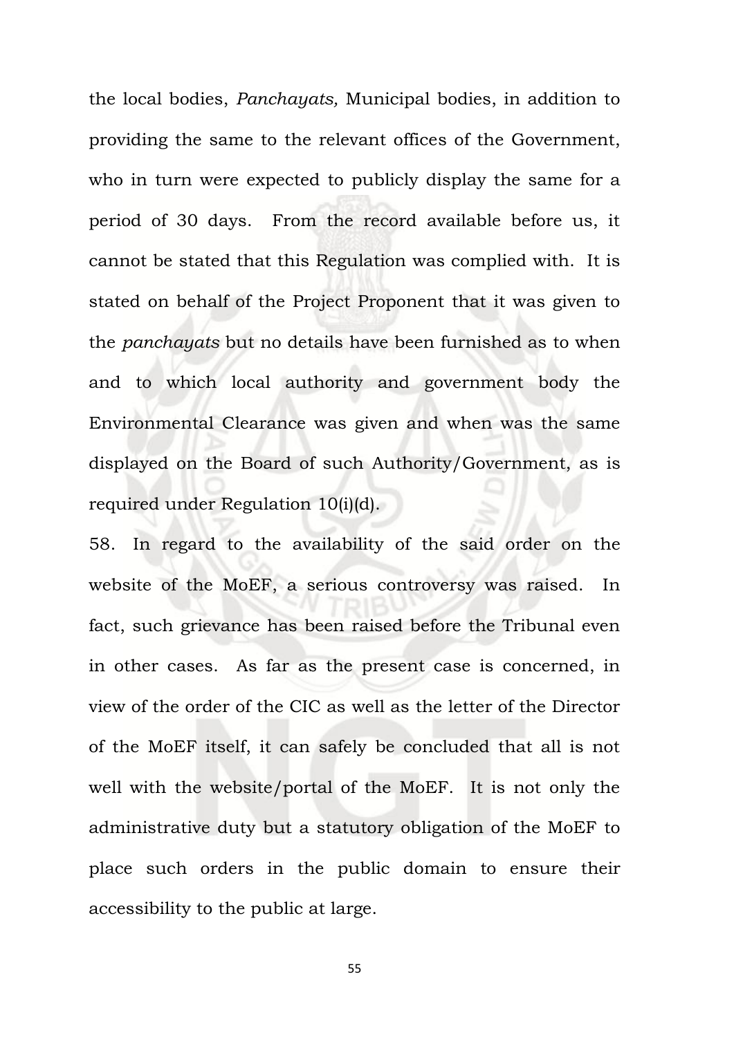the local bodies, *Panchayats,* Municipal bodies, in addition to providing the same to the relevant offices of the Government, who in turn were expected to publicly display the same for a period of 30 days. From the record available before us, it cannot be stated that this Regulation was complied with. It is stated on behalf of the Project Proponent that it was given to the *panchayats* but no details have been furnished as to when and to which local authority and government body the Environmental Clearance was given and when was the same displayed on the Board of such Authority/Government, as is required under Regulation 10(i)(d).

58. In regard to the availability of the said order on the website of the MoEF, a serious controversy was raised. In fact, such grievance has been raised before the Tribunal even in other cases. As far as the present case is concerned, in view of the order of the CIC as well as the letter of the Director of the MoEF itself, it can safely be concluded that all is not well with the website/portal of the MoEF. It is not only the administrative duty but a statutory obligation of the MoEF to place such orders in the public domain to ensure their accessibility to the public at large.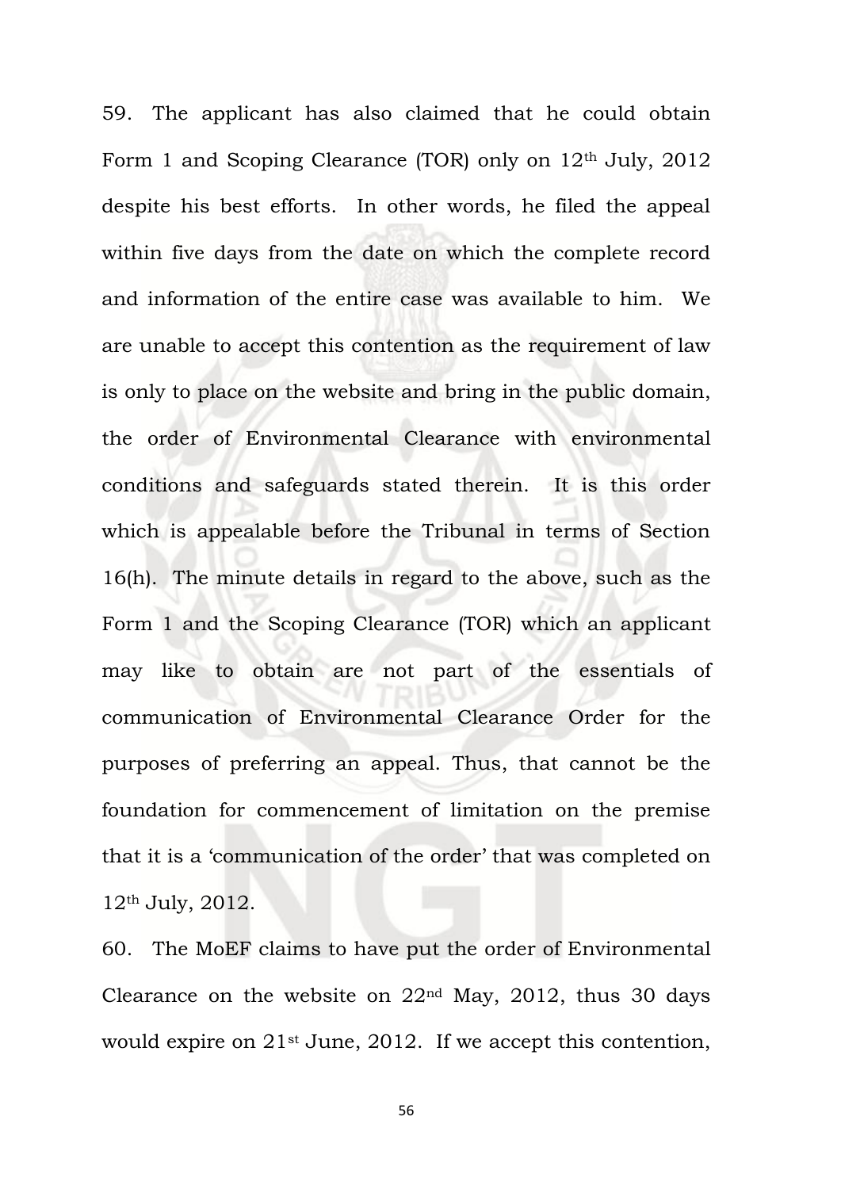59. The applicant has also claimed that he could obtain Form 1 and Scoping Clearance (TOR) only on 12th July, 2012 despite his best efforts. In other words, he filed the appeal within five days from the date on which the complete record and information of the entire case was available to him. We are unable to accept this contention as the requirement of law is only to place on the website and bring in the public domain, the order of Environmental Clearance with environmental conditions and safeguards stated therein. It is this order which is appealable before the Tribunal in terms of Section 16(h). The minute details in regard to the above, such as the Form 1 and the Scoping Clearance (TOR) which an applicant may like to obtain are not part of the essentials of communication of Environmental Clearance Order for the purposes of preferring an appeal. Thus, that cannot be the foundation for commencement of limitation on the premise that it is a 'communication of the order' that was completed on 12th July, 2012.

60. The MoEF claims to have put the order of Environmental Clearance on the website on 22nd May, 2012, thus 30 days would expire on 21st June, 2012. If we accept this contention,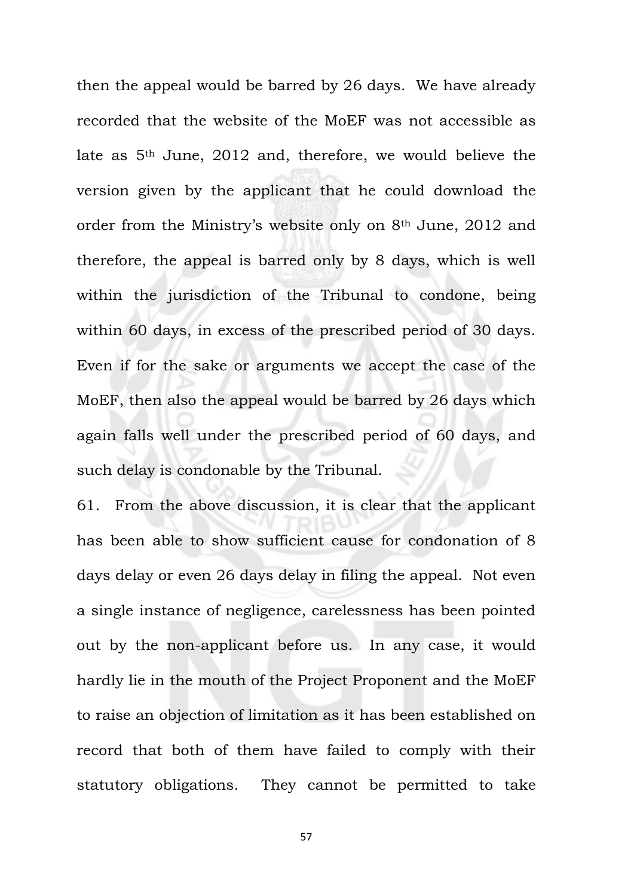then the appeal would be barred by 26 days. We have already recorded that the website of the MoEF was not accessible as late as 5th June, 2012 and, therefore, we would believe the version given by the applicant that he could download the order from the Ministry's website only on 8th June, 2012 and therefore, the appeal is barred only by 8 days, which is well within the jurisdiction of the Tribunal to condone, being within 60 days, in excess of the prescribed period of 30 days. Even if for the sake or arguments we accept the case of the MoEF, then also the appeal would be barred by 26 days which again falls well under the prescribed period of 60 days, and such delay is condonable by the Tribunal.

61. From the above discussion, it is clear that the applicant has been able to show sufficient cause for condonation of 8 days delay or even 26 days delay in filing the appeal. Not even a single instance of negligence, carelessness has been pointed out by the non-applicant before us. In any case, it would hardly lie in the mouth of the Project Proponent and the MoEF to raise an objection of limitation as it has been established on record that both of them have failed to comply with their statutory obligations. They cannot be permitted to take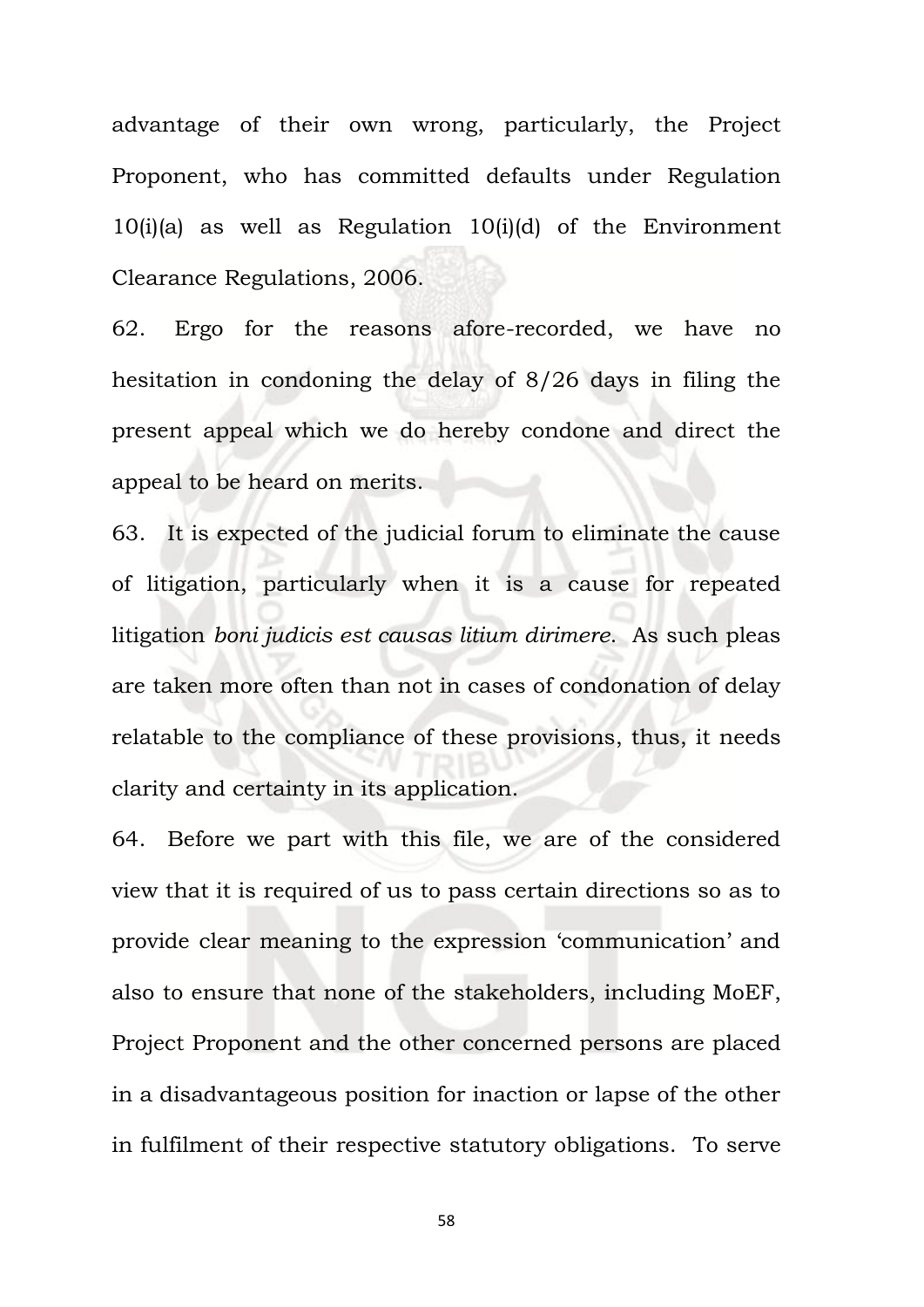advantage of their own wrong, particularly, the Project Proponent, who has committed defaults under Regulation 10(i)(a) as well as Regulation 10(i)(d) of the Environment Clearance Regulations, 2006.

62. Ergo for the reasons afore-recorded, we have no hesitation in condoning the delay of 8/26 days in filing the present appeal which we do hereby condone and direct the appeal to be heard on merits.

63. It is expected of the judicial forum to eliminate the cause of litigation, particularly when it is a cause for repeated litigation *boni judicis est causas litium dirimere*. As such pleas are taken more often than not in cases of condonation of delay relatable to the compliance of these provisions, thus, it needs clarity and certainty in its application.

64. Before we part with this file, we are of the considered view that it is required of us to pass certain directions so as to provide clear meaning to the expression 'communication' and also to ensure that none of the stakeholders, including MoEF, Project Proponent and the other concerned persons are placed in a disadvantageous position for inaction or lapse of the other in fulfilment of their respective statutory obligations. To serve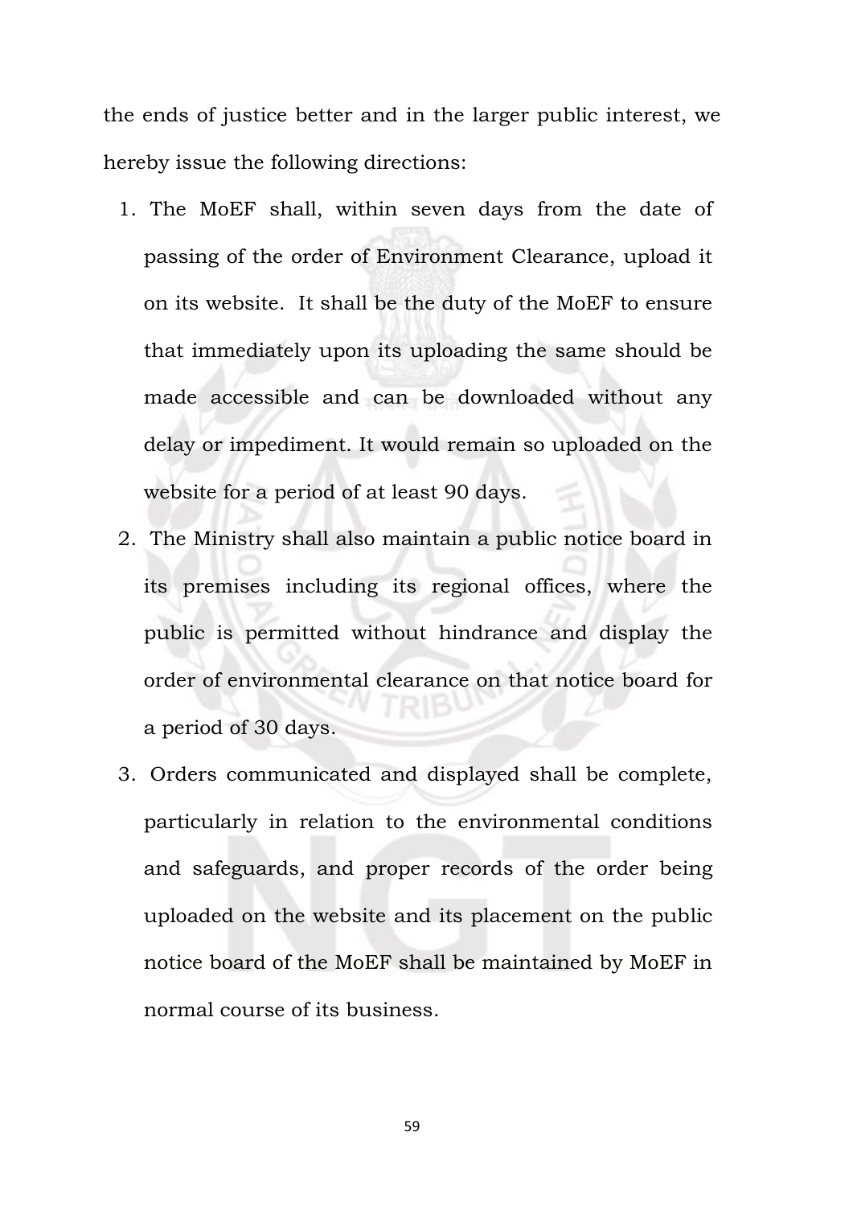the ends of justice better and in the larger public interest, we hereby issue the following directions:

1. The MoEF shall, within seven days from the date of passing of the order of Environment Clearance, upload it on its website. It shall be the duty of the MoEF to ensure that immediately upon its uploading the same should be made accessible and can be downloaded without any delay or impediment. It would remain so uploaded on the website for a period of at least 90 days.
2. The Ministry shall also maintain a public notice board in its premises including its regional offices, where the public is permitted without hindrance and display the order of environmental clearance on that notice board for a period of 30 days.
3. Orders communicated and displayed shall be complete, particularly in relation to the environmental conditions and safeguards, and proper records of the order being uploaded on the website and its placement on the public notice board of the MoEF shall be maintained by MoEF in normal course of its business.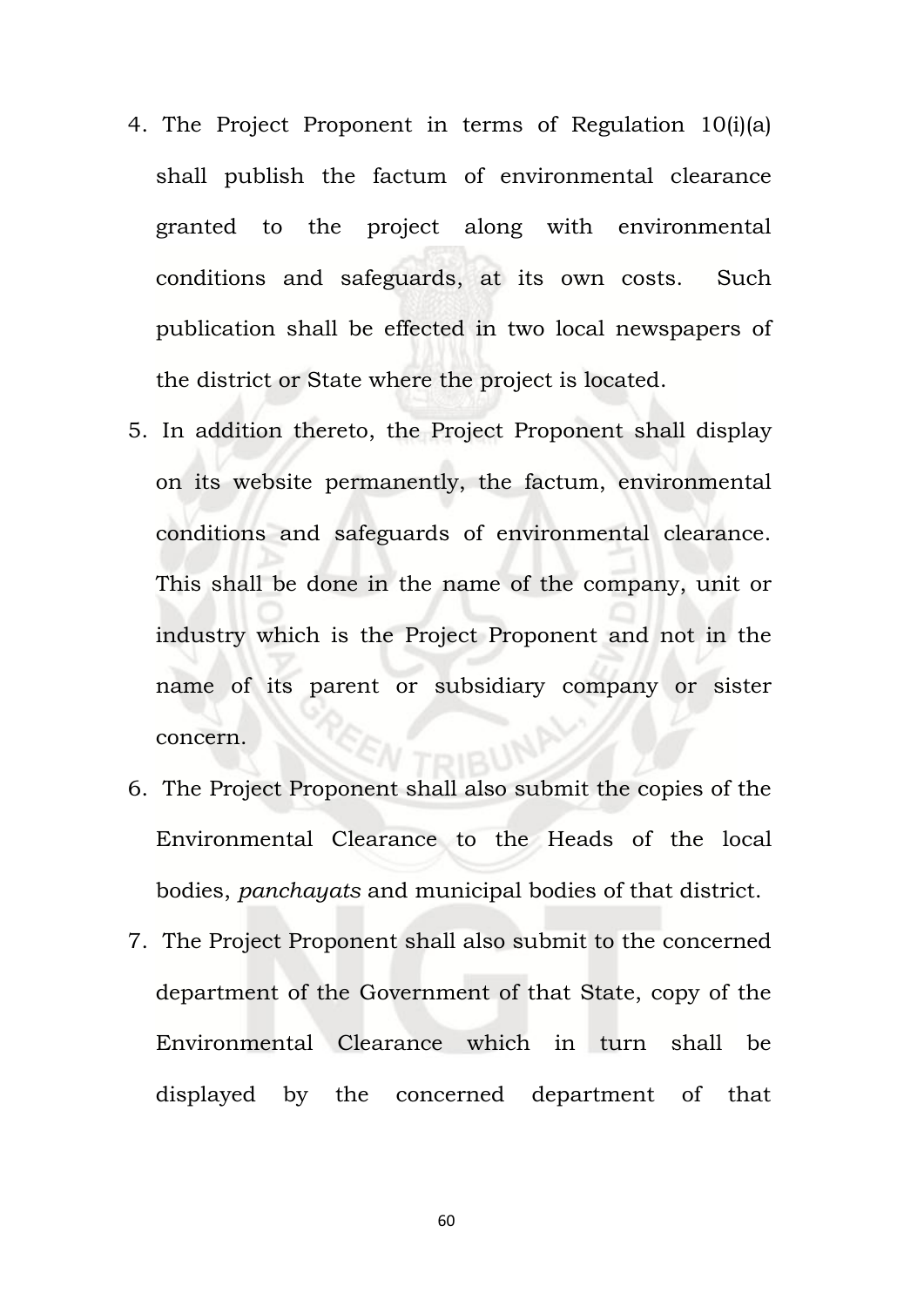4. The Project Proponent in terms of Regulation 10(i)(a) shall publish the factum of environmental clearance granted to the project along with environmental conditions and safeguards, at its own costs. Such publication shall be effected in two local newspapers of the district or State where the project is located.
5. In addition thereto, the Project Proponent shall display on its website permanently, the factum, environmental conditions and safeguards of environmental clearance. This shall be done in the name of the company, unit or industry which is the Project Proponent and not in the name of its parent or subsidiary company or sister concern.
6. The Project Proponent shall also submit the copies of the Environmental Clearance to the Heads of the local bodies, *panchayats* and municipal bodies of that district.
7. The Project Proponent shall also submit to the concerned department of the Government of that State, copy of the Environmental Clearance which in turn shall be displayed by the concerned department of that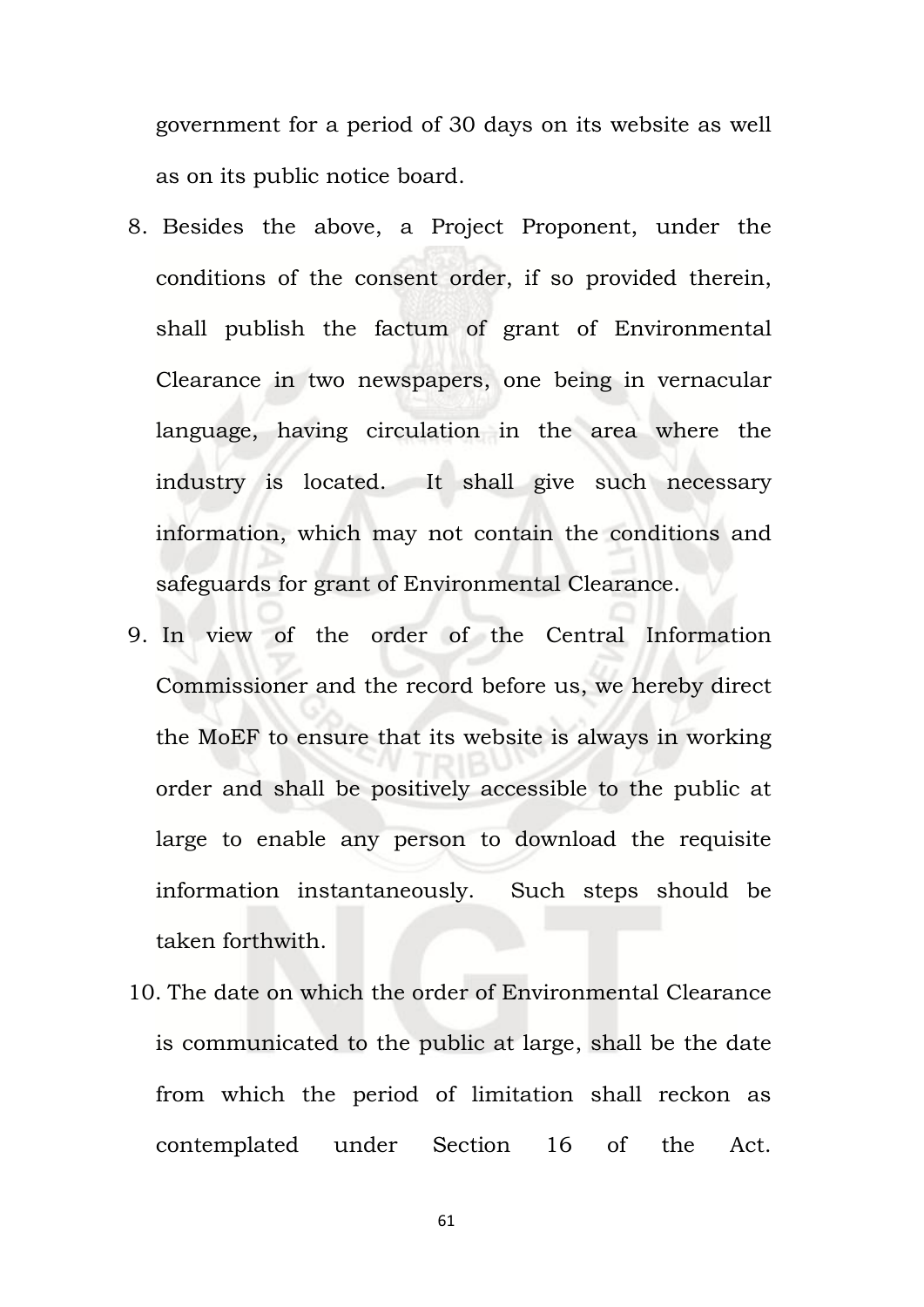government for a period of 30 days on its website as well as on its public notice board.

8. Besides the above, a Project Proponent, under the conditions of the consent order, if so provided therein, shall publish the factum of grant of Environmental Clearance in two newspapers, one being in vernacular language, having circulation in the area where the industry is located. It shall give such necessary information, which may not contain the conditions and safeguards for grant of Environmental Clearance.
9. In view of the order of the Central Information Commissioner and the record before us, we hereby direct the MoEF to ensure that its website is always in working order and shall be positively accessible to the public at large to enable any person to download the requisite information instantaneously. Such steps should be taken forthwith.
10. The date on which the order of Environmental Clearance is communicated to the public at large, shall be the date from which the period of limitation shall reckon as contemplated under Section 16 of the Act.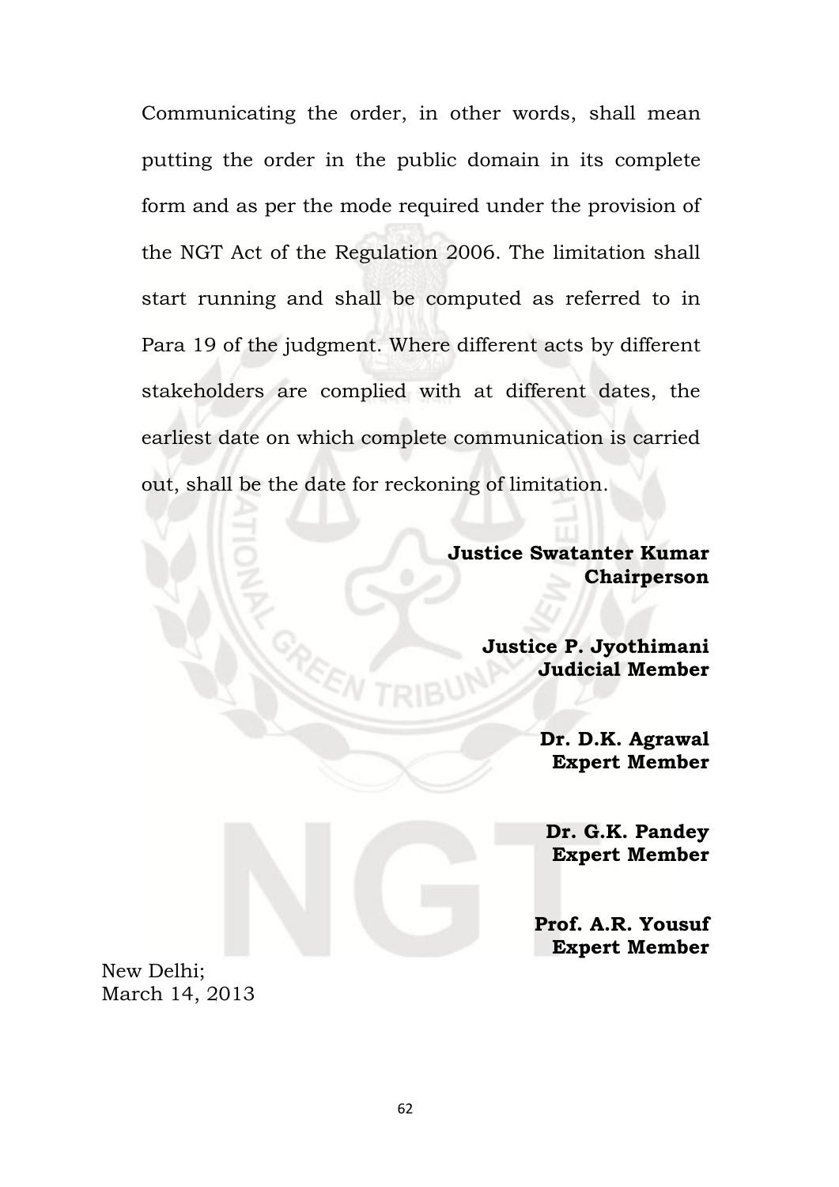Communicating the order, in other words, shall mean putting the order in the public domain in its complete form and as per the mode required under the provision of the NGT Act of the Regulation 2006. The limitation shall start running and shall be computed as referred to in Para 19 of the judgment. Where different acts by different stakeholders are complied with at different dates, the earliest date on which complete communication is carried out, shall be the date for reckoning of limitation.

**Justice Swatanter Kumar**
**Chairperson**

**Justice P. Jyothimani**
**Judicial Member**

**Dr. D.K. Agrawal**
**Expert Member**

**Dr. G.K. Pandey**
**Expert Member**

**Prof. A.R. Yousuf**
**Expert Member**

New Delhi;
March 14, 2013